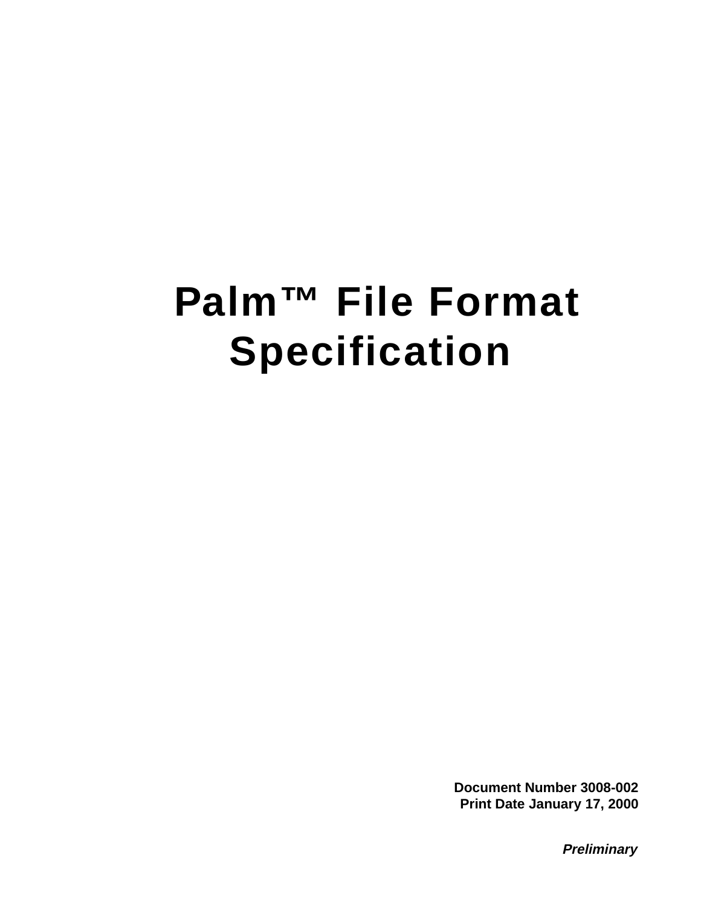# Palm™ File Format Specification

**Document Number 3008-002**
**Print Date January 17, 2000**

***Preliminary***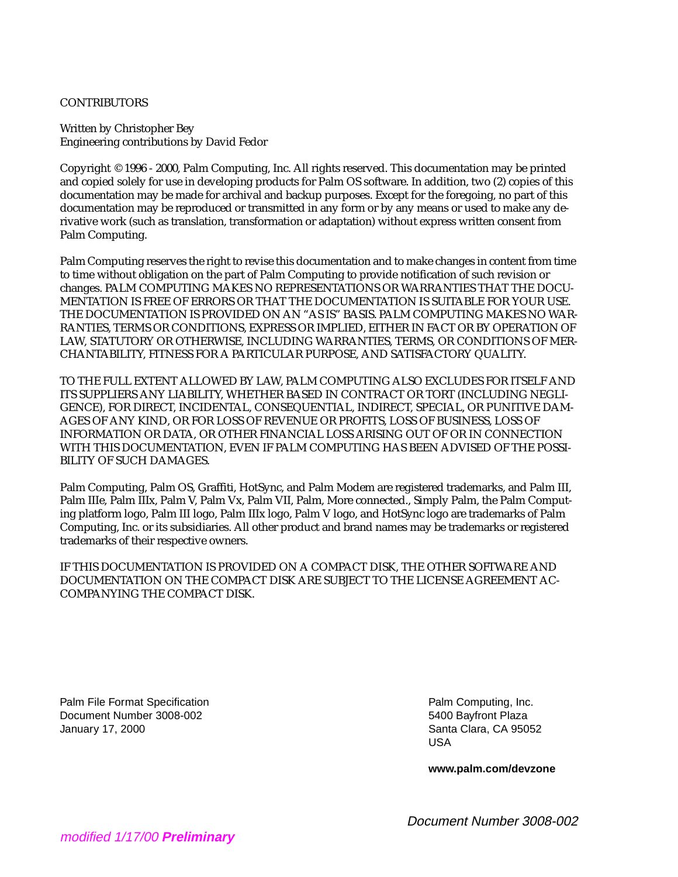CONTRIBUTORS

Written by Christopher Bey
Engineering contributions by David Fedor

Copyright © 1996 - 2000, Palm Computing, Inc. All rights reserved. This documentation may be printed and copied solely for use in developing products for Palm OS software. In addition, two (2) copies of this documentation may be made for archival and backup purposes. Except for the foregoing, no part of this documentation may be reproduced or transmitted in any form or by any means or used to make any derivative work (such as translation, transformation or adaptation) without express written consent from Palm Computing.

Palm Computing reserves the right to revise this documentation and to make changes in content from time to time without obligation on the part of Palm Computing to provide notification of such revision or changes. PALM COMPUTING MAKES NO REPRESENTATIONS OR WARRANTIES THAT THE DOCUMENTATION IS FREE OF ERRORS OR THAT THE DOCUMENTATION IS SUITABLE FOR YOUR USE. THE DOCUMENTATION IS PROVIDED ON AN "AS IS" BASIS. PALM COMPUTING MAKES NO WARRANTIES, TERMS OR CONDITIONS, EXPRESS OR IMPLIED, EITHER IN FACT OR BY OPERATION OF LAW, STATUTORY OR OTHERWISE, INCLUDING WARRANTIES, TERMS, OR CONDITIONS OF MERCHANTABILITY, FITNESS FOR A PARTICULAR PURPOSE, AND SATISFACTORY QUALITY.

TO THE FULL EXTENT ALLOWED BY LAW, PALM COMPUTING ALSO EXCLUDES FOR ITSELF AND ITS SUPPLIERS ANY LIABILITY, WHETHER BASED IN CONTRACT OR TORT (INCLUDING NEGLIGENCE), FOR DIRECT, INCIDENTAL, CONSEQUENTIAL, INDIRECT, SPECIAL, OR PUNITIVE DAMAGES OF ANY KIND, OR FOR LOSS OF REVENUE OR PROFITS, LOSS OF BUSINESS, LOSS OF INFORMATION OR DATA, OR OTHER FINANCIAL LOSS ARISING OUT OF OR IN CONNECTION WITH THIS DOCUMENTATION, EVEN IF PALM COMPUTING HAS BEEN ADVISED OF THE POSSIBILITY OF SUCH DAMAGES.

Palm Computing, Palm OS, Graffiti, HotSync, and Palm Modem are registered trademarks, and Palm III, Palm IIIe, Palm IIIx, Palm V, Palm Vx, Palm VII, Palm, More connected., Simply Palm, the Palm Computing platform logo, Palm III logo, Palm IIIx logo, Palm V logo, and HotSync logo are trademarks of Palm Computing, Inc. or its subsidiaries. All other product and brand names may be trademarks or registered trademarks of their respective owners.

IF THIS DOCUMENTATION IS PROVIDED ON A COMPACT DISK, THE OTHER SOFTWARE AND DOCUMENTATION ON THE COMPACT DISK ARE SUBJECT TO THE LICENSE AGREEMENT ACCOMPANYING THE COMPACT DISK.

Palm File Format Specification
Document Number 3008-002
January 17, 2000

Palm Computing, Inc.
5400 Bayfront Plaza
Santa Clara, CA 95052
USA

**www.palm.com/devzone**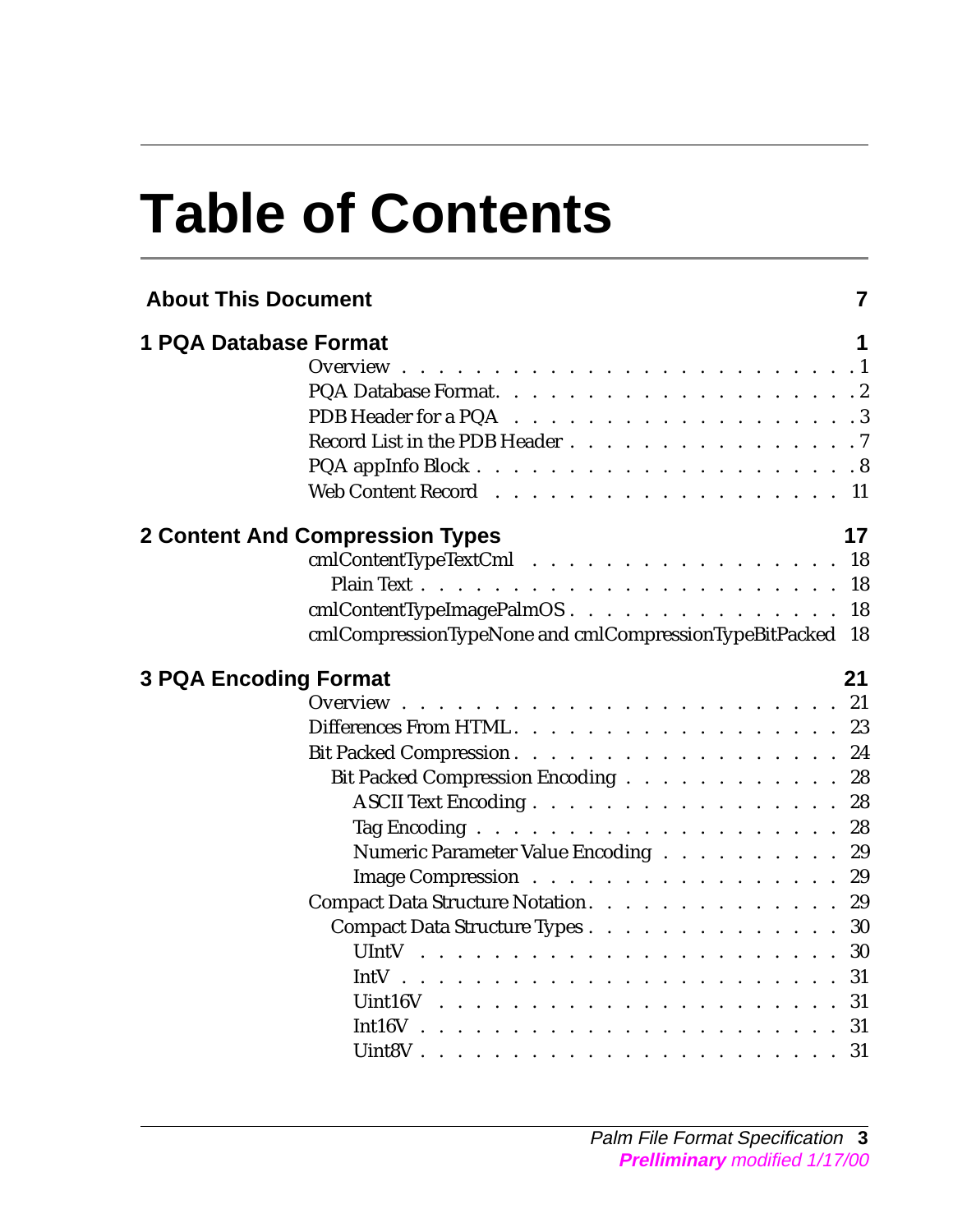# Table of Contents

**About This Document** 7

**1 PQA Database Format** 1

- Overview . . . . . . . . . . . . . . . . . . . . . . . . . 1
- PQA Database Format. . . . . . . . . . . . . . . . . . . . . 2
- PDB Header for a PQA . . . . . . . . . . . . . . . . . . . 3
- Record List in the PDB Header . . . . . . . . . . . . . . . . 7
- PQA appInfo Block . . . . . . . . . . . . . . . . . . . . . 8
- Web Content Record . . . . . . . . . . . . . . . . . . . . 11

**2 Content And Compression Types** 17

- cmlContentTypeTextCml . . . . . . . . . . . . . . . . . 18
  - Plain Text . . . . . . . . . . . . . . . . . . . . . . . 18
- cmlContentTypeImagePalmOS . . . . . . . . . . . . . . . 18
- cmlCompressionTypeNone and cmlCompressionTypeBitPacked 18

**3 PQA Encoding Format** 21

- Overview . . . . . . . . . . . . . . . . . . . . . . . . 21
- Differences From HTML. . . . . . . . . . . . . . . . . . 23
- Bit Packed Compression . . . . . . . . . . . . . . . . . . 24
  - Bit Packed Compression Encoding . . . . . . . . . . . . 28
    - ASCII Text Encoding . . . . . . . . . . . . . . . . . 28
    - Tag Encoding . . . . . . . . . . . . . . . . . . . . 28
    - Numeric Parameter Value Encoding . . . . . . . . . . 29
    - Image Compression . . . . . . . . . . . . . . . . . 29
- Compact Data Structure Notation. . . . . . . . . . . . . . 29
  - Compact Data Structure Types . . . . . . . . . . . . . . 30
    - UIntV . . . . . . . . . . . . . . . . . . . . . . . 30
    - IntV . . . . . . . . . . . . . . . . . . . . . . . . 31
    - Uint16V . . . . . . . . . . . . . . . . . . . . . . 31
    - Int16V . . . . . . . . . . . . . . . . . . . . . . . 31
    - Uint8V . . . . . . . . . . . . . . . . . . . . . . . 31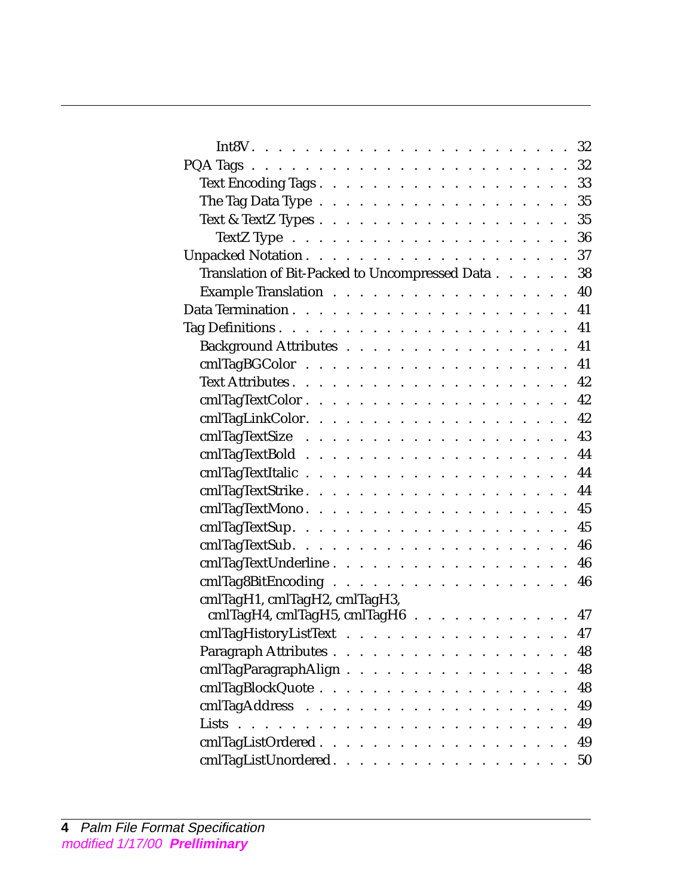- Int8V . . . . . . . . . . . . . . . . . . . . . . . . 32
- PQA Tags . . . . . . . . . . . . . . . . . . . . . . . . 32
  - Text Encoding Tags . . . . . . . . . . . . . . . . . . . 33
  - The Tag Data Type . . . . . . . . . . . . . . . . . . . 35
  - Text & TextZ Types . . . . . . . . . . . . . . . . . . . 35
    - TextZ Type . . . . . . . . . . . . . . . . . . . . 36
- Unpacked Notation . . . . . . . . . . . . . . . . . . . . 37
  - Translation of Bit-Packed to Uncompressed Data . . . . . . 38
  - Example Translation . . . . . . . . . . . . . . . . . . 40
- Data Termination . . . . . . . . . . . . . . . . . . . . 41
- Tag Definitions . . . . . . . . . . . . . . . . . . . . . 41
  - Background Attributes . . . . . . . . . . . . . . . . . 41
  - cmlTagBGColor . . . . . . . . . . . . . . . . . . . . 41
  - Text Attributes . . . . . . . . . . . . . . . . . . . . 42
  - cmlTagTextColor . . . . . . . . . . . . . . . . . . . . 42
  - cmlTagLinkColor . . . . . . . . . . . . . . . . . . . . 42
  - cmlTagTextSize . . . . . . . . . . . . . . . . . . . . 43
  - cmlTagTextBold . . . . . . . . . . . . . . . . . . . . 44
  - cmlTagTextItalic . . . . . . . . . . . . . . . . . . . 44
  - cmlTagTextStrike . . . . . . . . . . . . . . . . . . . 44
  - cmlTagTextMono . . . . . . . . . . . . . . . . . . . . 45
  - cmlTagTextSup . . . . . . . . . . . . . . . . . . . . . 45
  - cmlTagTextSub . . . . . . . . . . . . . . . . . . . . . 46
  - cmlTagTextUnderline . . . . . . . . . . . . . . . . . . 46
  - cmlTag8BitEncoding . . . . . . . . . . . . . . . . . . 46
  - cmlTagH1, cmlTagH2, cmlTagH3, cmlTagH4, cmlTagH5, cmlTagH6 . . . . . . . . . . . . . 47
  - cmlTagHistoryListText . . . . . . . . . . . . . . . . . 47
  - Paragraph Attributes . . . . . . . . . . . . . . . . . . 48
  - cmlTagParagraphAlign . . . . . . . . . . . . . . . . . 48
  - cmlTagBlockQuote . . . . . . . . . . . . . . . . . . . 48
  - cmlTagAddress . . . . . . . . . . . . . . . . . . . . 49
  - Lists . . . . . . . . . . . . . . . . . . . . . . . . 49
  - cmlTagListOrdered . . . . . . . . . . . . . . . . . . . 49
  - cmlTagListUnordered . . . . . . . . . . . . . . . . . . 50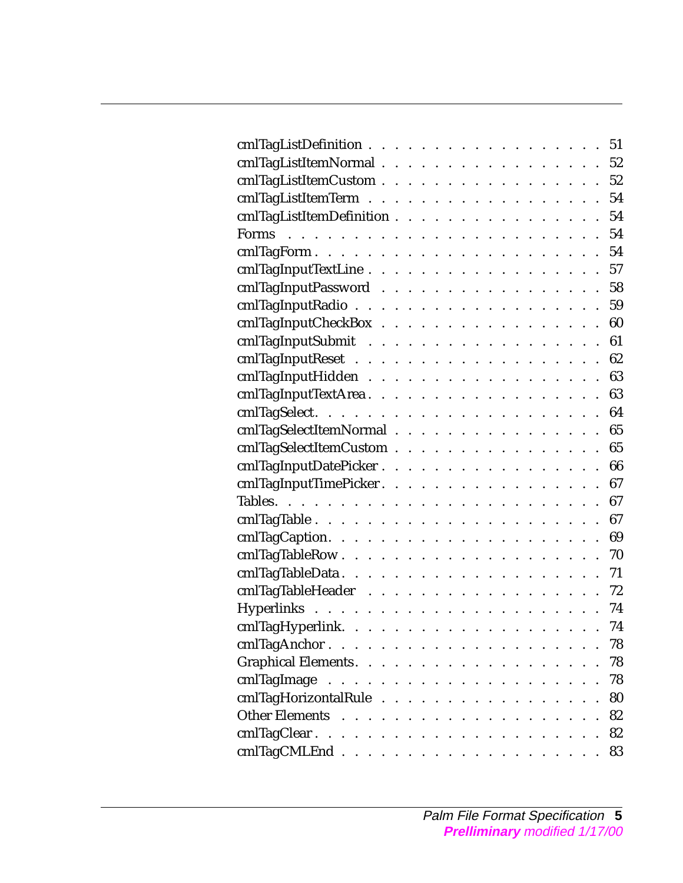cmlTagListDefinition . . . . . . . . . . . . . . . . . . 51
cmlTagListItemNormal . . . . . . . . . . . . . . . . . . 52
cmlTagListItemCustom . . . . . . . . . . . . . . . . . . 52
cmlTagListItemTerm . . . . . . . . . . . . . . . . . . 54
cmlTagListItemDefinition . . . . . . . . . . . . . . . . 54
Forms . . . . . . . . . . . . . . . . . . . . . . . 54
cmlTagForm . . . . . . . . . . . . . . . . . . . . . 54
cmlTagInputTextLine . . . . . . . . . . . . . . . . . . 57
cmlTagInputPassword . . . . . . . . . . . . . . . . . . 58
cmlTagInputRadio . . . . . . . . . . . . . . . . . . . 59
cmlTagInputCheckBox . . . . . . . . . . . . . . . . . . 60
cmlTagInputSubmit . . . . . . . . . . . . . . . . . . . 61
cmlTagInputReset . . . . . . . . . . . . . . . . . . . 62
cmlTagInputHidden . . . . . . . . . . . . . . . . . . 63
cmlTagInputTextArea . . . . . . . . . . . . . . . . . . 63
cmlTagSelect. . . . . . . . . . . . . . . . . . . . . 64
cmlTagSelectItemNormal . . . . . . . . . . . . . . . . . 65
cmlTagSelectItemCustom . . . . . . . . . . . . . . . . . 65
cmlTagInputDatePicker . . . . . . . . . . . . . . . . . 66
cmlTagInputTimePicker . . . . . . . . . . . . . . . . . 67
Tables. . . . . . . . . . . . . . . . . . . . . . . 67
cmlTagTable . . . . . . . . . . . . . . . . . . . . . 67
cmlTagCaption. . . . . . . . . . . . . . . . . . . . 69
cmlTagTableRow . . . . . . . . . . . . . . . . . . . 70
cmlTagTableData . . . . . . . . . . . . . . . . . . . 71
cmlTagTableHeader . . . . . . . . . . . . . . . . . . 72
Hyperlinks . . . . . . . . . . . . . . . . . . . . . 74
cmlTagHyperlink. . . . . . . . . . . . . . . . . . . 74
cmlTagAnchor . . . . . . . . . . . . . . . . . . . . 78
Graphical Elements. . . . . . . . . . . . . . . . . . 78
cmlTagImage . . . . . . . . . . . . . . . . . . . . 78
cmlTagHorizontalRule . . . . . . . . . . . . . . . . . 80
Other Elements . . . . . . . . . . . . . . . . . . . 82
cmlTagClear . . . . . . . . . . . . . . . . . . . . . 82
cmlTagCMLEnd . . . . . . . . . . . . . . . . . . . . 83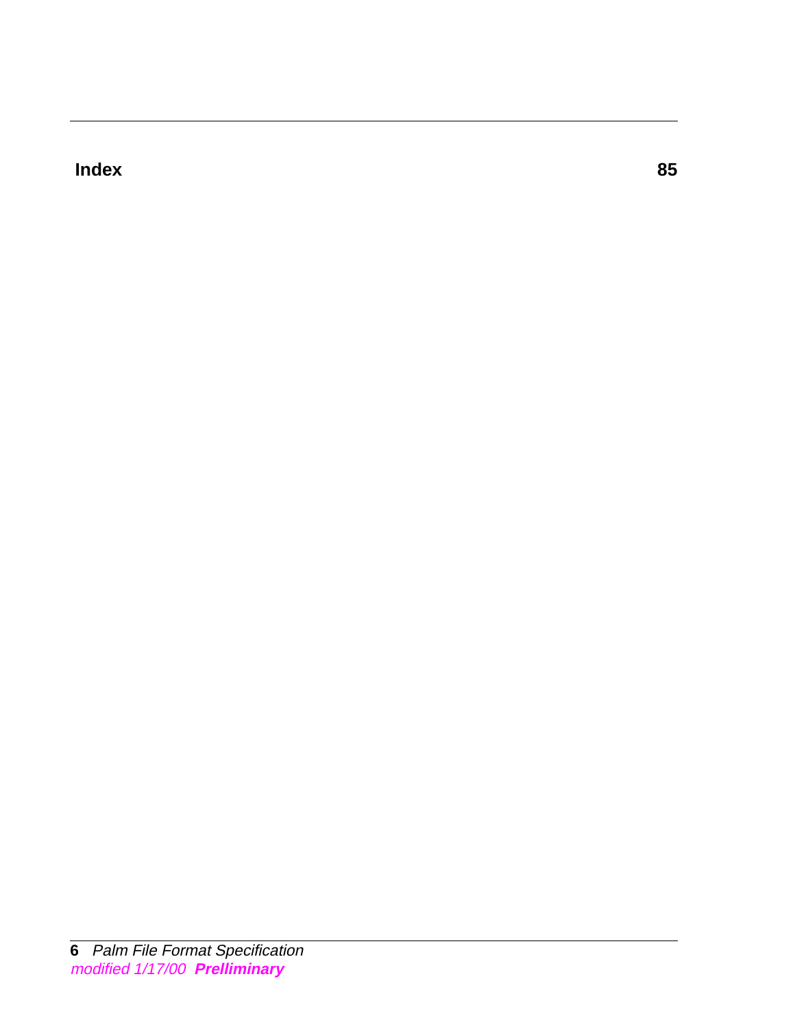**Index 85**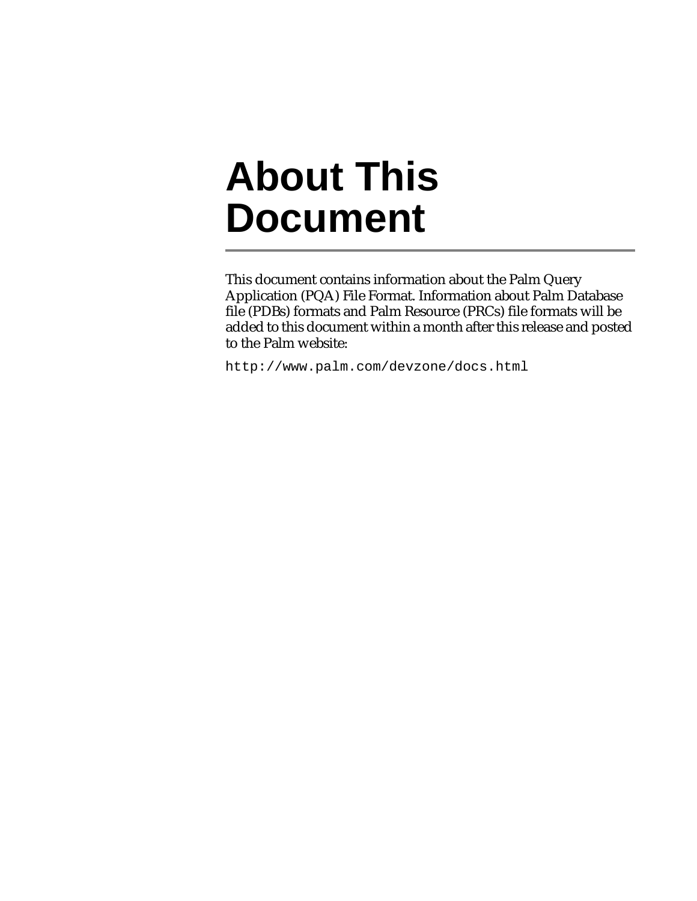# About This Document

This document contains information about the Palm Query Application (PQA) File Format. Information about Palm Database file (PDBs) formats and Palm Resource (PRCs) file formats will be added to this document within a month after this release and posted to the Palm website:

```
http://www.palm.com/devzone/docs.html
```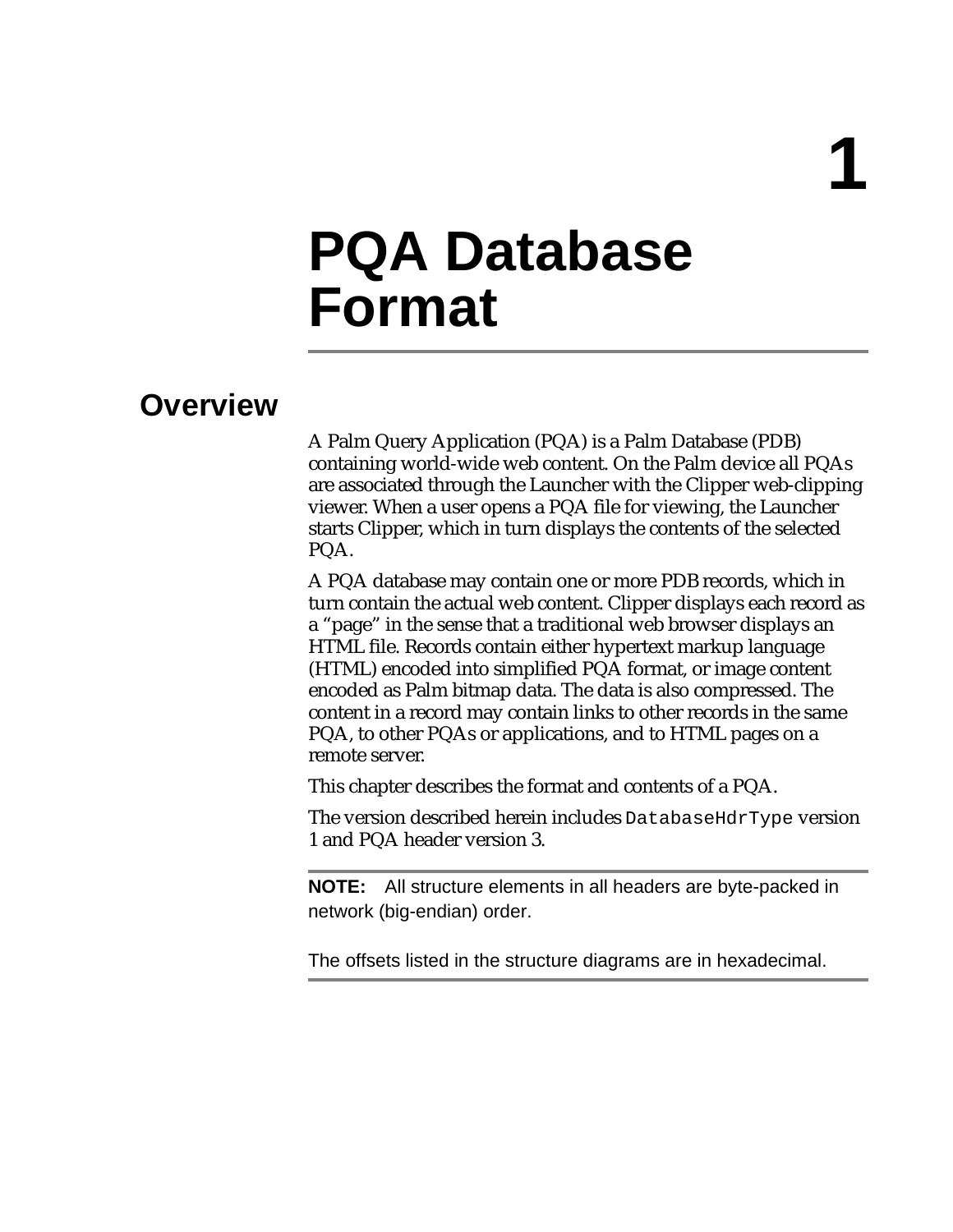# 1 PQA Database Format

## Overview

A Palm Query Application (PQA) is a Palm Database (PDB) containing world-wide web content. On the Palm device all PQAs are associated through the Launcher with the Clipper web-clipping viewer. When a user opens a PQA file for viewing, the Launcher starts Clipper, which in turn displays the contents of the selected PQA.

A PQA database may contain one or more PDB records, which in turn contain the actual web content. Clipper displays each record as a "page" in the sense that a traditional web browser displays an HTML file. Records contain either hypertext markup language (HTML) encoded into simplified PQA format, or image content encoded as Palm bitmap data. The data is also compressed. The content in a record may contain links to other records in the same PQA, to other PQAs or applications, and to HTML pages on a remote server.

This chapter describes the format and contents of a PQA.

The version described herein includes `DatabaseHdrType` version 1 and PQA header version 3.

**NOTE:** All structure elements in all headers are byte-packed in network (big-endian) order.

The offsets listed in the structure diagrams are in hexadecimal.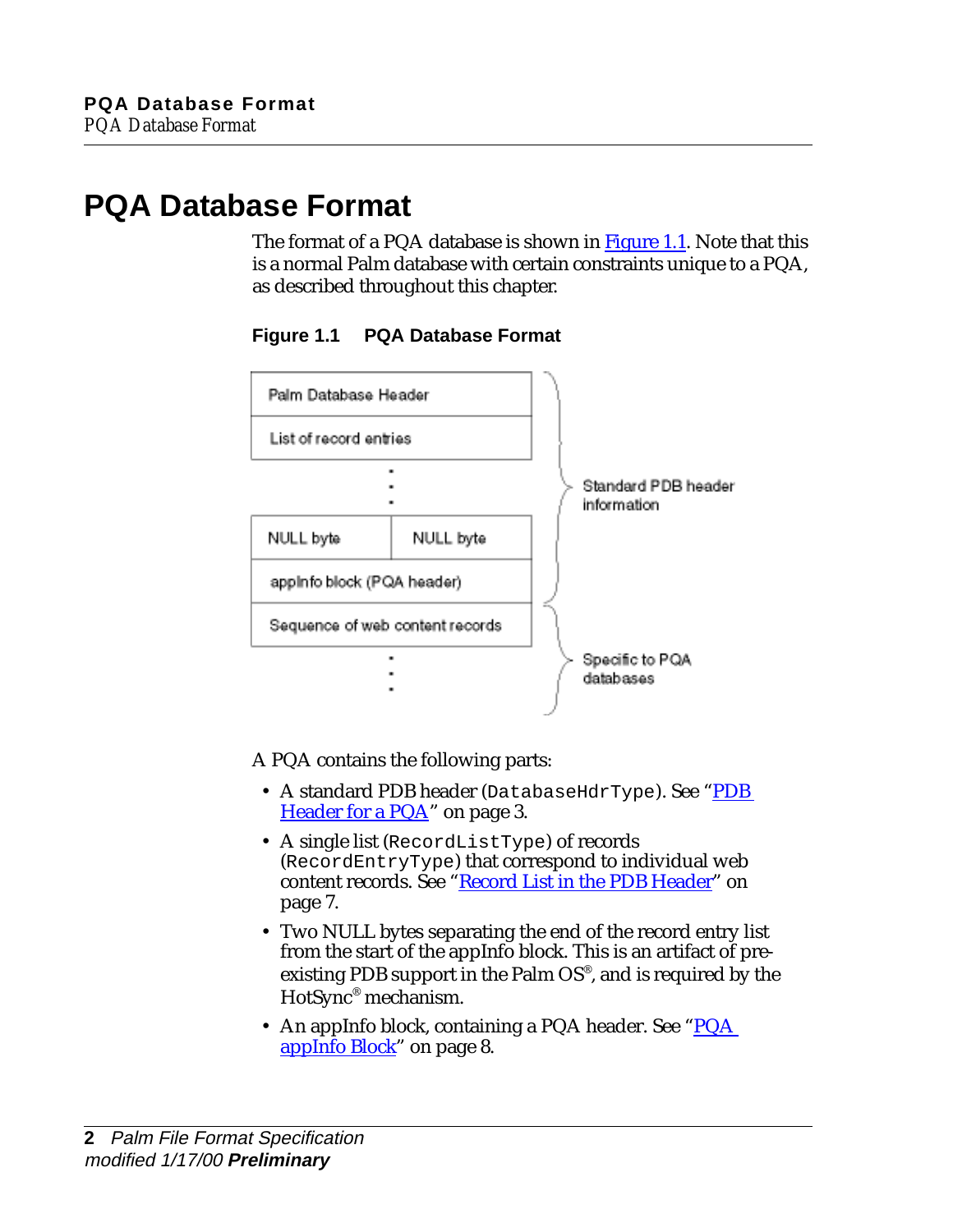# PQA Database Format

The format of a PQA database is shown in Figure 1.1. Note that this is a normal Palm database with certain constraints unique to a PQA, as described throughout this chapter.

**Figure 1.1 PQA Database Format**

| Palm Database Header | |
|---|---|
| List of record entries | |
| ⋮ | |
| NULL byte | NULL byte |
| appInfo block (PQA header) | |
| Sequence of web content records | |
| ⋮ | |

Palm Database Header through appInfo block (PQA header): Standard PDB header information

Sequence of web content records onward: Specific to PQA databases

A PQA contains the following parts:

- A standard PDB header (`DatabaseHdrType`). See "PDB Header for a PQA" on page 3.
- A single list (`RecordListType`) of records (`RecordEntryType`) that correspond to individual web content records. See "Record List in the PDB Header" on page 7.
- Two NULL bytes separating the end of the record entry list from the start of the appInfo block. This is an artifact of pre-existing PDB support in the Palm OS®, and is required by the HotSync® mechanism.
- An appInfo block, containing a PQA header. See "PQA appInfo Block" on page 8.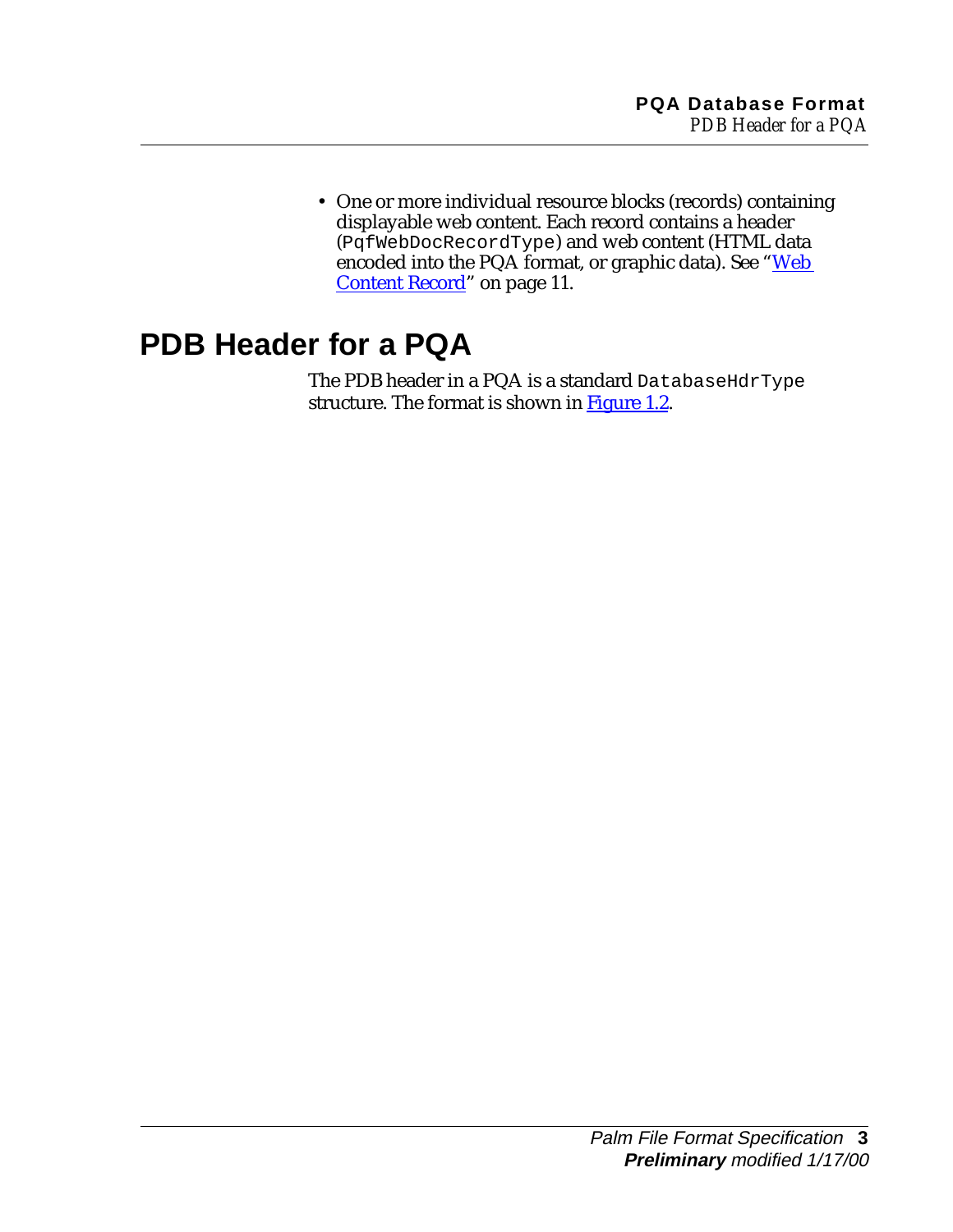- One or more individual resource blocks (records) containing displayable web content. Each record contains a header (`PqfWebDocRecordType`) and web content (HTML data encoded into the PQA format, or graphic data). See "Web Content Record" on page 11.

## PDB Header for a PQA

The PDB header in a PQA is a standard `DatabaseHdrType` structure. The format is shown in Figure 1.2.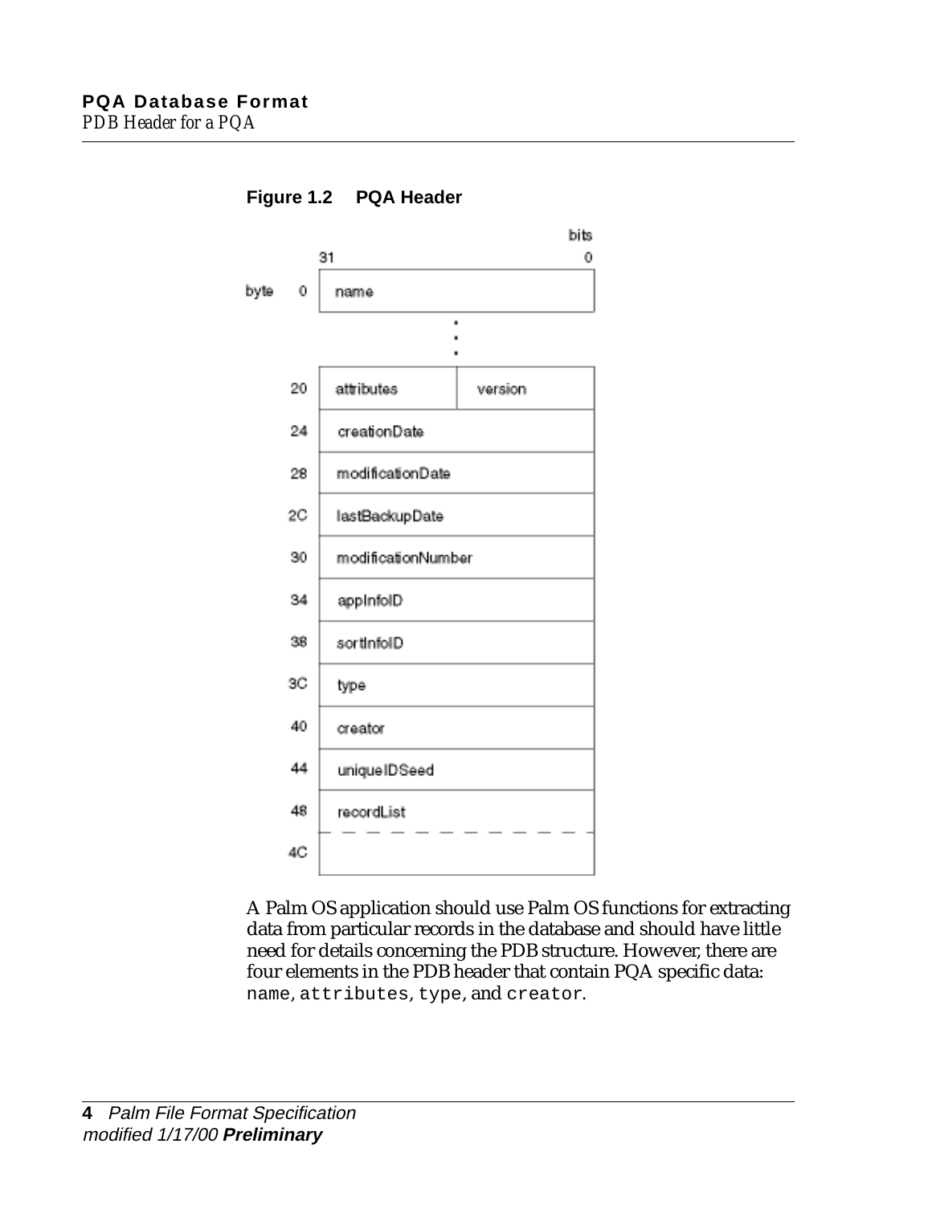**Figure 1.2 PQA Header**

| byte | bits 31 | | 0 |
|---|---|---|---|
| 0 | name | | |
| ⋮ | ⋮ | | |
| 20 | attributes | version | |
| 24 | creationDate | | |
| 28 | modificationDate | | |
| 2C | lastBackupDate | | |
| 30 | modificationNumber | | |
| 34 | appInfoID | | |
| 38 | sortInfoID | | |
| 3C | type | | |
| 40 | creator | | |
| 44 | uniqueIDSeed | | |
| 48 | recordList | | |
| 4C | | | |

A Palm OS application should use Palm OS functions for extracting data from particular records in the database and should have little need for details concerning the PDB structure. However, there are four elements in the PDB header that contain PQA specific data: `name`, `attributes`, `type`, and `creator`.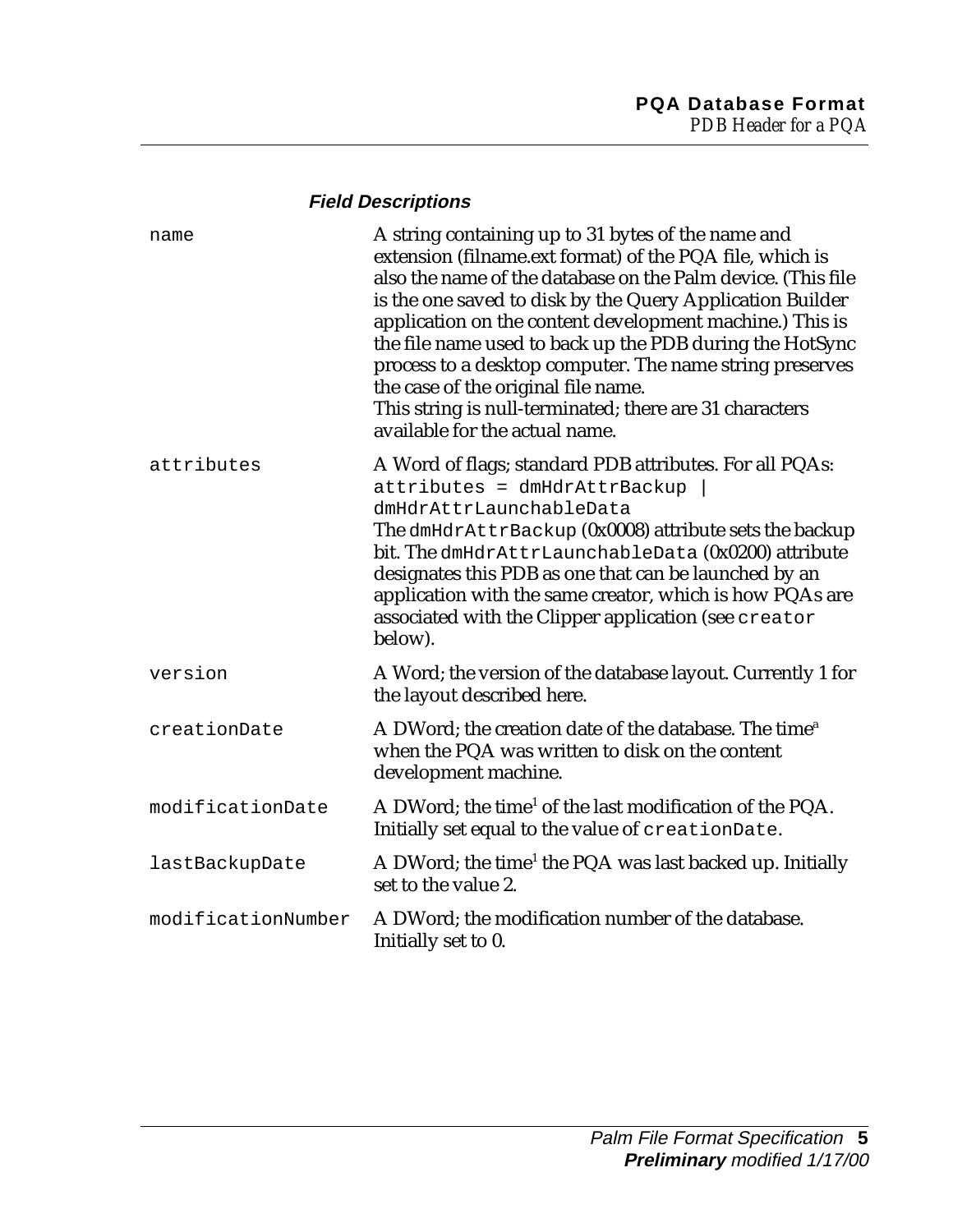#### Field Descriptions

| | |
|---|---|
| `name` | A string containing up to 31 bytes of the name and extension (filname.ext format) of the PQA file, which is also the name of the database on the Palm device. (This file is the one saved to disk by the Query Application Builder application on the content development machine.) This is the file name used to back up the PDB during the HotSync process to a desktop computer. The name string preserves the case of the original file name.<br>This string is null-terminated; there are 31 characters available for the actual name. |
| `attributes` | A Word of flags; standard PDB attributes. For all PQAs:<br>`attributes = dmHdrAttrBackup \| dmHdrAttrLaunchableData`<br>The `dmHdrAttrBackup` (0x0008) attribute sets the backup bit. The `dmHdrAttrLaunchableData` (0x0200) attribute designates this PDB as one that can be launched by an application with the same creator, which is how PQAs are associated with the Clipper application (see `creator` below). |
| `version` | A Word; the version of the database layout. Currently 1 for the layout described here. |
| `creationDate` | A DWord; the creation date of the database. The time[a] when the PQA was written to disk on the content development machine. |
| `modificationDate` | A DWord; the time[1] of the last modification of the PQA. Initially set equal to the value of `creationDate`. |
| `lastBackupDate` | A DWord; the time[1] the PQA was last backed up. Initially set to the value 2. |
| `modificationNumber` | A DWord; the modification number of the database. Initially set to 0. |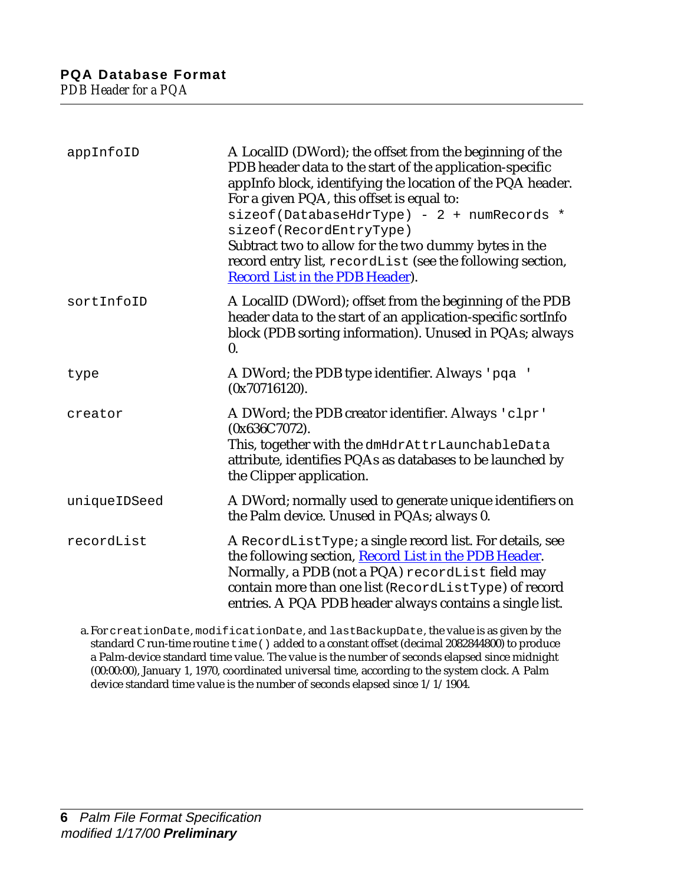| Field | Description |
| --- | --- |
| `appInfoID` | A LocalID (DWord); the offset from the beginning of the PDB header data to the start of the application-specific appInfo block, identifying the location of the PQA header. For a given PQA, this offset is equal to: `sizeof(DatabaseHdrType) - 2 + numRecords * sizeof(RecordEntryType)` Subtract two to allow for the two dummy bytes in the record entry list, `recordList` (see the following section, Record List in the PDB Header). |
| `sortInfoID` | A LocalID (DWord); offset from the beginning of the PDB header data to the start of an application-specific sortInfo block (PDB sorting information). Unused in PQAs; always 0. |
| `type` | A DWord; the PDB type identifier. Always `'pqa '` (0x70716120). |
| `creator` | A DWord; the PDB creator identifier. Always `'clpr'` (0x636C7072). This, together with the `dmHdrAttrLaunchableData` attribute, identifies PQAs as databases to be launched by the Clipper application. |
| `uniqueIDSeed` | A DWord; normally used to generate unique identifiers on the Palm device. Unused in PQAs; always 0. |
| `recordList` | A `RecordListType`; a single record list. For details, see the following section, Record List in the PDB Header. Normally, a PDB (not a PQA) `recordList` field may contain more than one list (`RecordListType`) of record entries. A PQA PDB header always contains a single list. |

a. For `creationDate`, `modificationDate`, and `lastBackupDate`, the value is as given by the standard C run-time routine `time()` added to a constant offset (decimal 2082844800) to produce a Palm-device standard time value. The value is the number of seconds elapsed since midnight (00:00:00), January 1, 1970, coordinated universal time, according to the system clock. A Palm device standard time value is the number of seconds elapsed since 1/1/1904.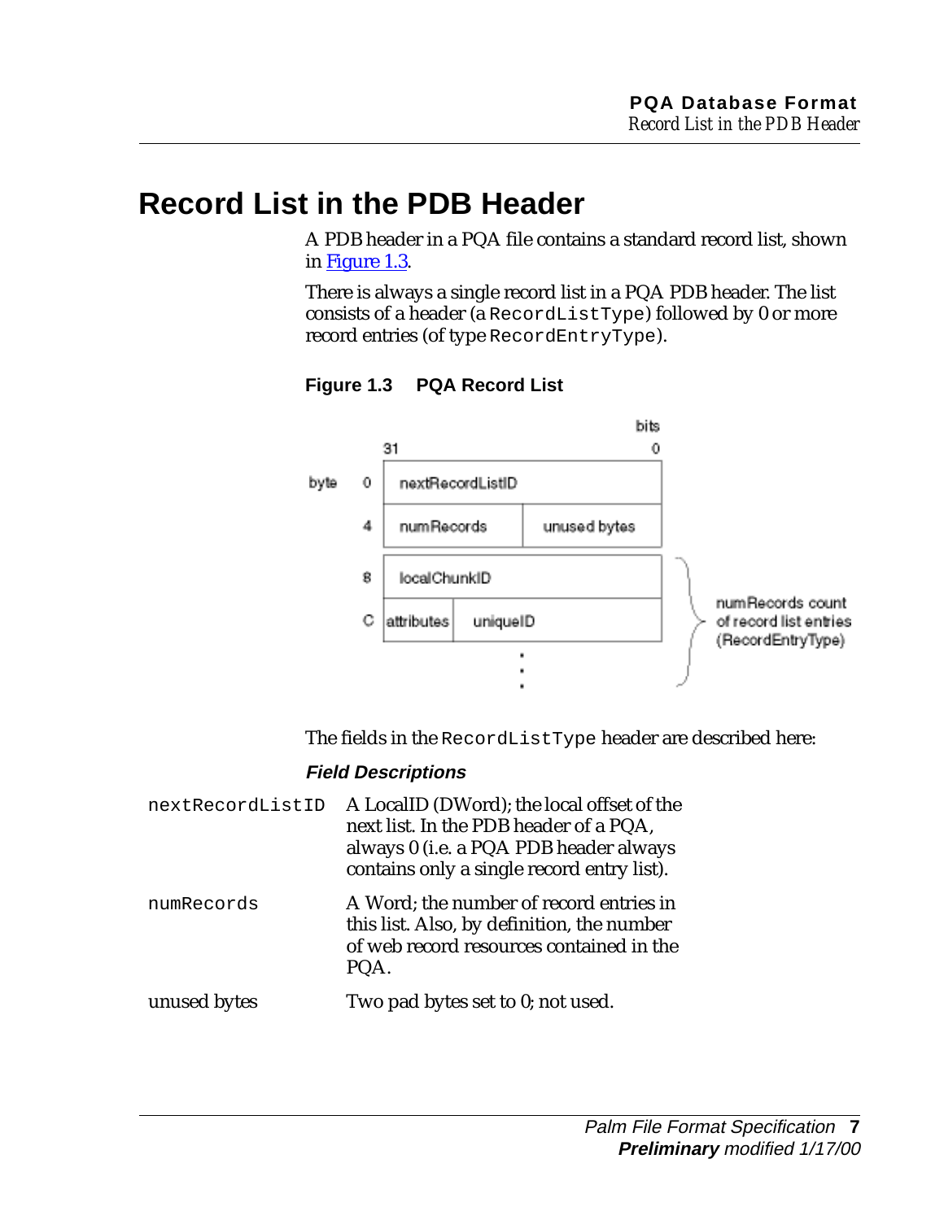# Record List in the PDB Header

A PDB header in a PQA file contains a standard record list, shown in Figure 1.3.

There is always a single record list in a PQA PDB header. The list consists of a header (a `RecordListType`) followed by 0 or more record entries (of type `RecordEntryType`).

**Figure 1.3 PQA Record List**

| byte | bits 31 … 0 | |
|---|---|---|
| 0 | nextRecordListID | |
| 4 | numRecords | unused bytes |
| 8 | localChunkID | |
| C | attributes \| uniqueID | |
| . . . | | |

numRecords count of record list entries (RecordEntryType)

The fields in the `RecordListType` header are described here:

***Field Descriptions***

`nextRecordListID` A LocalID (DWord); the local offset of the next list. In the PDB header of a PQA, always 0 (i.e. a PQA PDB header always contains only a single record entry list).

`numRecords` A Word; the number of record entries in this list. Also, by definition, the number of web record resources contained in the PQA.

unused bytes Two pad bytes set to 0; not used.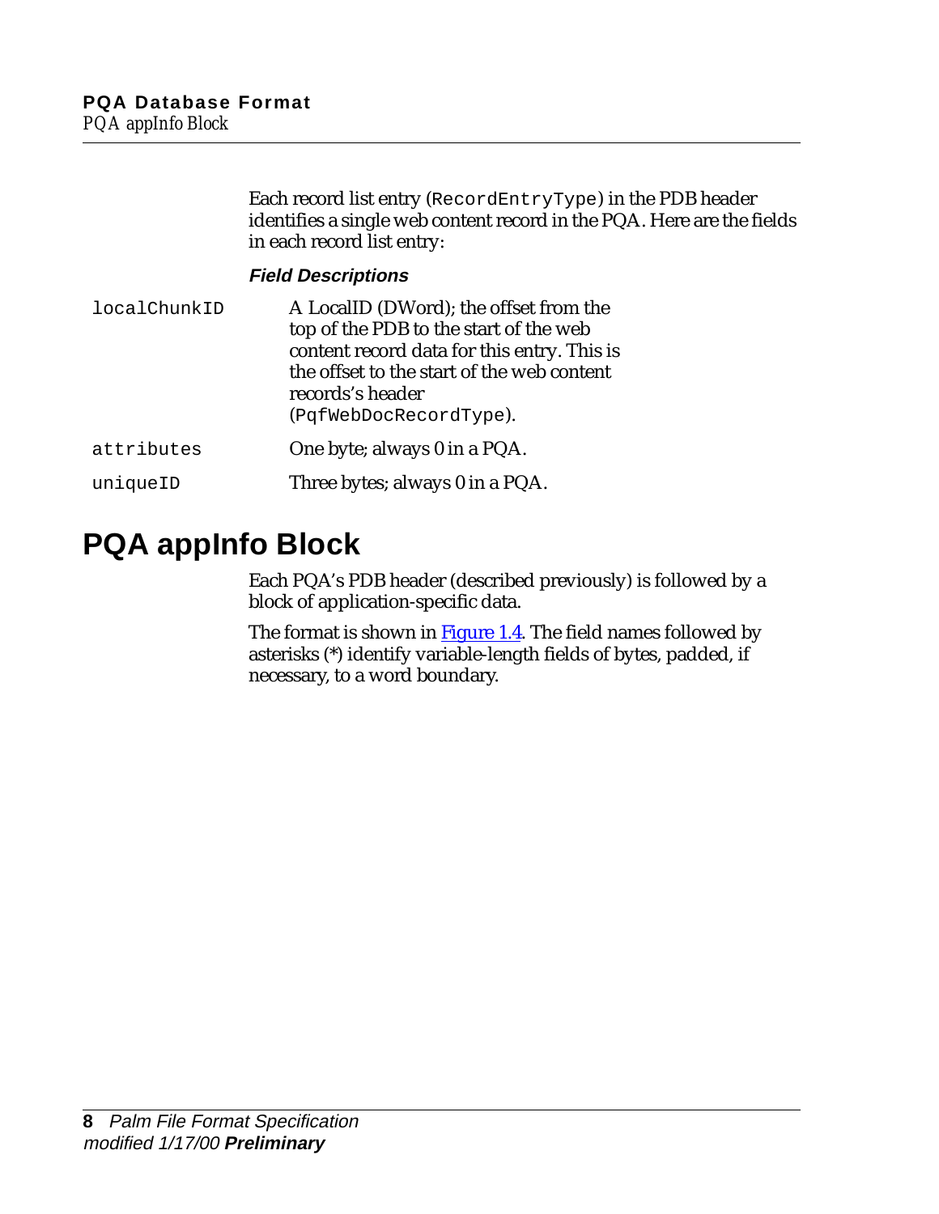Each record list entry (`RecordEntryType`) in the PDB header identifies a single web content record in the PQA. Here are the fields in each record list entry:

#### Field Descriptions

| | |
|---|---|
| `localChunkID` | A LocalID (DWord); the offset from the top of the PDB to the start of the web content record data for this entry. This is the offset to the start of the web content records's header (`PqfWebDocRecordType`). |
| `attributes` | One byte; always 0 in a PQA. |
| `uniqueID` | Three bytes; always 0 in a PQA. |

## PQA appInfo Block

Each PQA's PDB header (described previously) is followed by a block of application-specific data.

The format is shown in Figure 1.4. The field names followed by asterisks (*) identify variable-length fields of bytes, padded, if necessary, to a word boundary.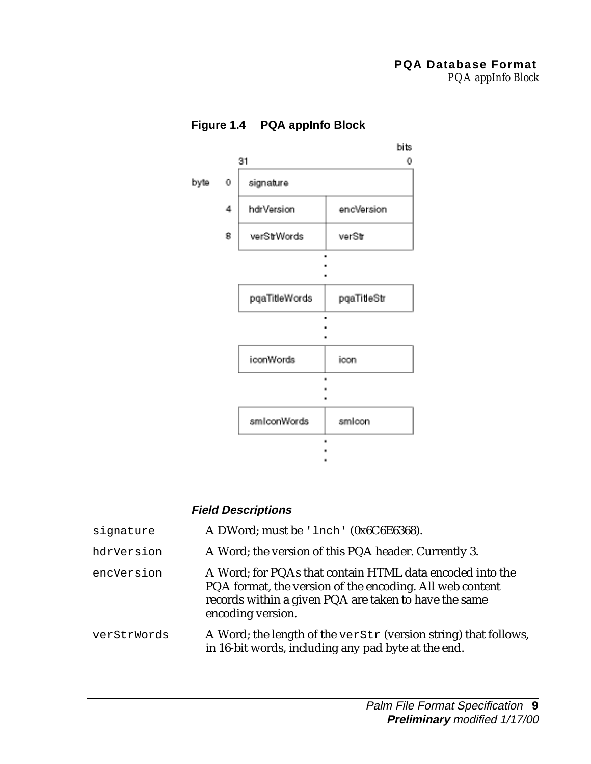**Figure 1.4 PQA appInfo Block**

| byte | bits 31 | 0 |
|---|---|---|
| 0 | signature | |
| 4 | hdrVersion | encVersion |
| 8 | verStrWords | verStr |
| | . . . | |
| | pqaTitleWords | pqaTitleStr |
| | . . . | |
| | iconWords | icon |
| | . . . | |
| | smIconWords | smIcon |
| | . . . | |

***Field Descriptions***

`signature` A DWord; must be `'lnch'` (0x6C6E6368).

`hdrVersion` A Word; the version of this PQA header. Currently 3.

`encVersion` A Word; for PQAs that contain HTML data encoded into the PQA format, the version of the encoding. All web content records within a given PQA are taken to have the same encoding version.

`verStrWords` A Word; the length of the `verStr` (version string) that follows, in 16-bit words, including any pad byte at the end.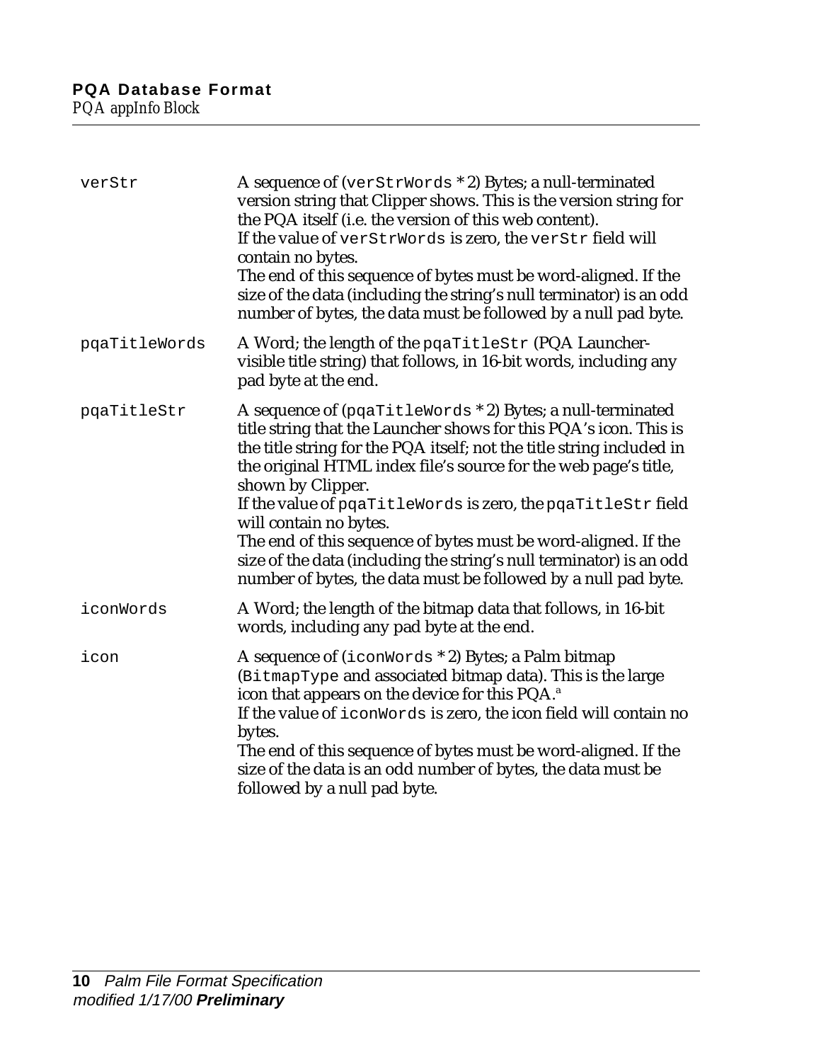| | |
|---|---|
| `verStr` | A sequence of (`verStrWords * 2`) Bytes; a null-terminated version string that Clipper shows. This is the version string for the PQA itself (i.e. the version of this web content).<br>If the value of `verStrWords` is zero, the `verStr` field will contain no bytes.<br>The end of this sequence of bytes must be word-aligned. If the size of the data (including the string's null terminator) is an odd number of bytes, the data must be followed by a null pad byte. |
| `pqaTitleWords` | A Word; the length of the `pqaTitleStr` (PQA Launcher-visible title string) that follows, in 16-bit words, including any pad byte at the end. |
| `pqaTitleStr` | A sequence of (`pqaTitleWords * 2`) Bytes; a null-terminated title string that the Launcher shows for this PQA's icon. This is the title string for the PQA itself; not the title string included in the original HTML index file's source for the web page's title, shown by Clipper.<br>If the value of `pqaTitleWords` is zero, the `pqaTitleStr` field will contain no bytes.<br>The end of this sequence of bytes must be word-aligned. If the size of the data (including the string's null terminator) is an odd number of bytes, the data must be followed by a null pad byte. |
| `iconWords` | A Word; the length of the bitmap data that follows, in 16-bit words, including any pad byte at the end. |
| `icon` | A sequence of (`iconWords * 2`) Bytes; a Palm bitmap (`BitmapType` and associated bitmap data). This is the large icon that appears on the device for this PQA.[a]<br>If the value of `iconWords` is zero, the icon field will contain no bytes.<br>The end of this sequence of bytes must be word-aligned. If the size of the data is an odd number of bytes, the data must be followed by a null pad byte. |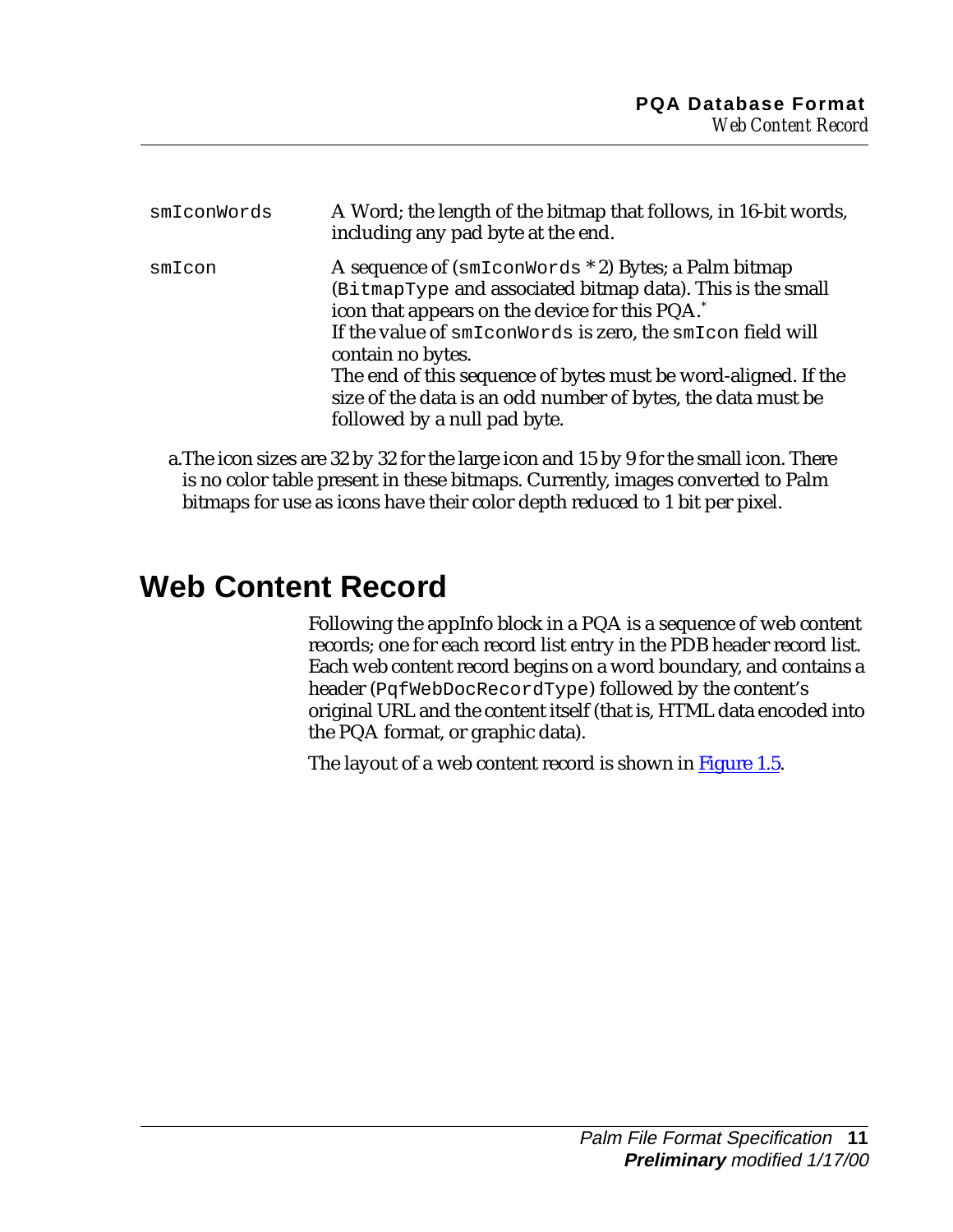| | |
|---|---|
| `smIconWords` | A Word; the length of the bitmap that follows, in 16-bit words, including any pad byte at the end. |
| `smIcon` | A sequence of (`smIconWords` * 2) Bytes; a Palm bitmap (`BitmapType` and associated bitmap data). This is the small icon that appears on the device for this PQA.[*] If the value of `smIconWords` is zero, the `smIcon` field will contain no bytes. The end of this sequence of bytes must be word-aligned. If the size of the data is an odd number of bytes, the data must be followed by a null pad byte. |

a. The icon sizes are 32 by 32 for the large icon and 15 by 9 for the small icon. There is no color table present in these bitmaps. Currently, images converted to Palm bitmaps for use as icons have their color depth reduced to 1 bit per pixel.

## Web Content Record

Following the appInfo block in a PQA is a sequence of web content records; one for each record list entry in the PDB header record list. Each web content record begins on a word boundary, and contains a header (`PqfWebDocRecordType`) followed by the content's original URL and the content itself (that is, HTML data encoded into the PQA format, or graphic data).

The layout of a web content record is shown in Figure 1.5.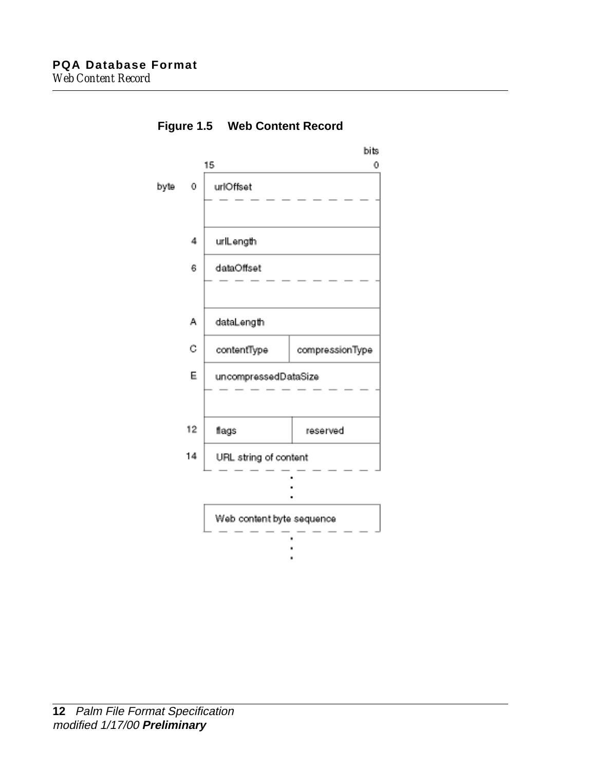**Figure 1.5 Web Content Record**

| byte | bits 15 | | bits 0 |
|---|---|---|---|
| 0 | urlOffset | | |
| | | | |
| 4 | urlLength | | |
| 6 | dataOffset | | |
| | | | |
| A | dataLength | | |
| C | contentType | compressionType | |
| E | uncompressedDataSize | | |
| | | | |
| 12 | flags | reserved | |
| 14 | URL string of content | | |
| | ... | | |
| | Web content byte sequence | | |
| | ... | | |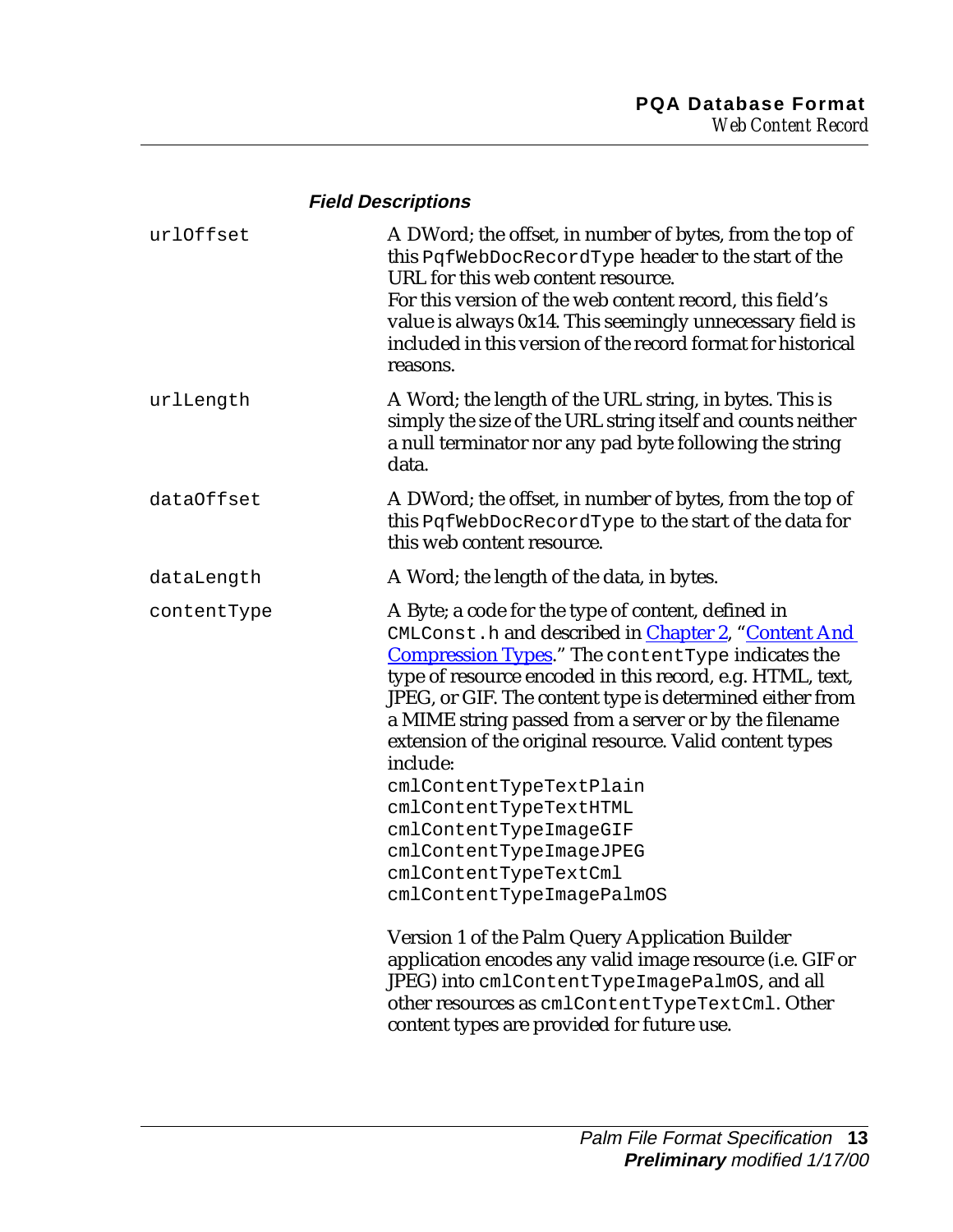#### Field Descriptions

`urlOffset`

A DWord; the offset, in number of bytes, from the top of this `PqfWebDocRecordType` header to the start of the URL for this web content resource.
For this version of the web content record, this field's value is always 0x14. This seemingly unnecessary field is included in this version of the record format for historical reasons.

`urlLength`

A Word; the length of the URL string, in bytes. This is simply the size of the URL string itself and counts neither a null terminator nor any pad byte following the string data.

`dataOffset`

A DWord; the offset, in number of bytes, from the top of this `PqfWebDocRecordType` to the start of the data for this web content resource.

`dataLength`

A Word; the length of the data, in bytes.

`contentType`

A Byte; a code for the type of content, defined in `CMLConst.h` and described in Chapter 2, "Content And Compression Types." The `contentType` indicates the type of resource encoded in this record, e.g. HTML, text, JPEG, or GIF. The content type is determined either from a MIME string passed from a server or by the filename extension of the original resource. Valid content types include:

```
cmlContentTypeTextPlain
cmlContentTypeTextHTML
cmlContentTypeImageGIF
cmlContentTypeImageJPEG
cmlContentTypeTextCml
cmlContentTypeImagePalmOS
```

Version 1 of the Palm Query Application Builder application encodes any valid image resource (i.e. GIF or JPEG) into `cmlContentTypeImagePalmOS`, and all other resources as `cmlContentTypeTextCml`. Other content types are provided for future use.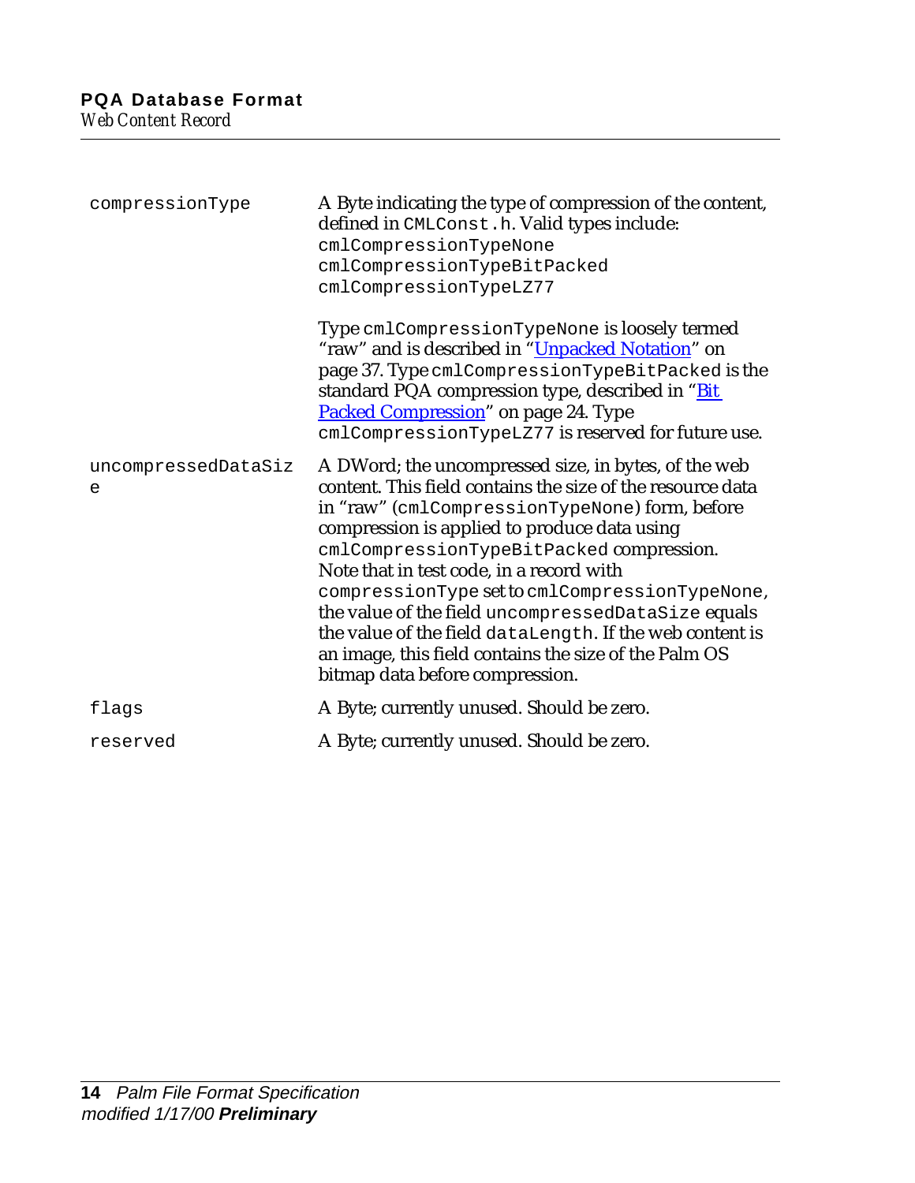| | |
|---|---|
| `compressionType` | A Byte indicating the type of compression of the content, defined in `CMLConst.h`. Valid types include:<br>`cmlCompressionTypeNone`<br>`cmlCompressionTypeBitPacked`<br>`cmlCompressionTypeLZ77`<br><br>Type `cmlCompressionTypeNone` is loosely termed "raw" and is described in "Unpacked Notation" on page 37. Type `cmlCompressionTypeBitPacked` is the standard PQA compression type, described in "Bit Packed Compression" on page 24. Type `cmlCompressionTypeLZ77` is reserved for future use. |
| `uncompressedDataSize` | A DWord; the uncompressed size, in bytes, of the web content. This field contains the size of the resource data in "raw" (`cmlCompressionTypeNone`) form, before compression is applied to produce data using `cmlCompressionTypeBitPacked` compression. Note that in test code, in a record with `compressionType` set to `cmlCompressionTypeNone`, the value of the field `uncompressedDataSize` equals the value of the field `dataLength`. If the web content is an image, this field contains the size of the Palm OS bitmap data before compression. |
| `flags` | A Byte; currently unused. Should be zero. |
| `reserved` | A Byte; currently unused. Should be zero. |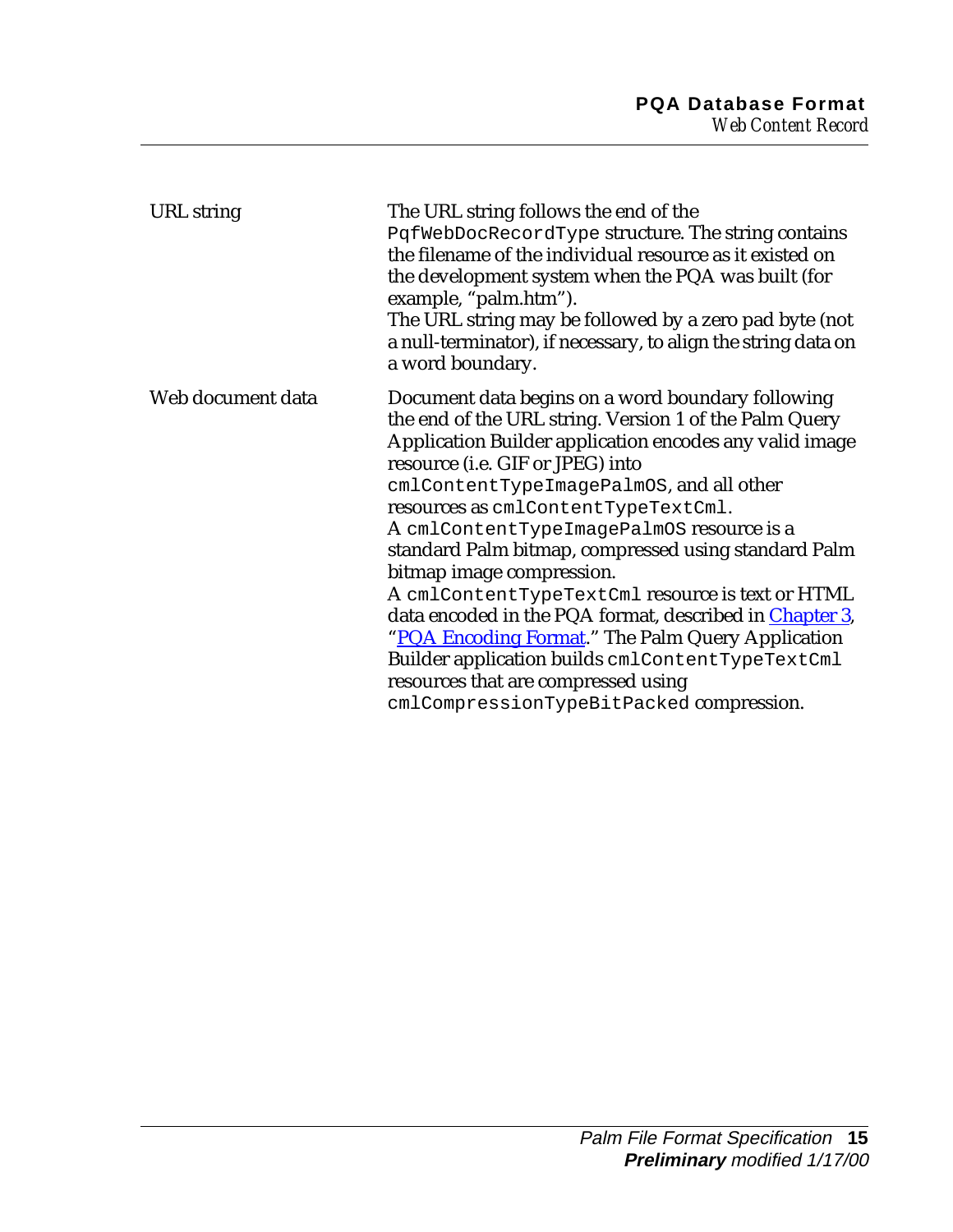| | |
|---|---|
| URL string | The URL string follows the end of the `PqfWebDocRecordType` structure. The string contains the filename of the individual resource as it existed on the development system when the PQA was built (for example, "palm.htm").<br>The URL string may be followed by a zero pad byte (not a null-terminator), if necessary, to align the string data on a word boundary. |
| Web document data | Document data begins on a word boundary following the end of the URL string. Version 1 of the Palm Query Application Builder application encodes any valid image resource (i.e. GIF or JPEG) into `cmlContentTypeImagePalmOS`, and all other resources as `cmlContentTypeTextCml`.<br>A `cmlContentTypeImagePalmOS` resource is a standard Palm bitmap, compressed using standard Palm bitmap image compression.<br>A `cmlContentTypeTextCml` resource is text or HTML data encoded in the PQA format, described in Chapter 3, "PQA Encoding Format." The Palm Query Application Builder application builds `cmlContentTypeTextCml` resources that are compressed using `cmlCompressionTypeBitPacked` compression. |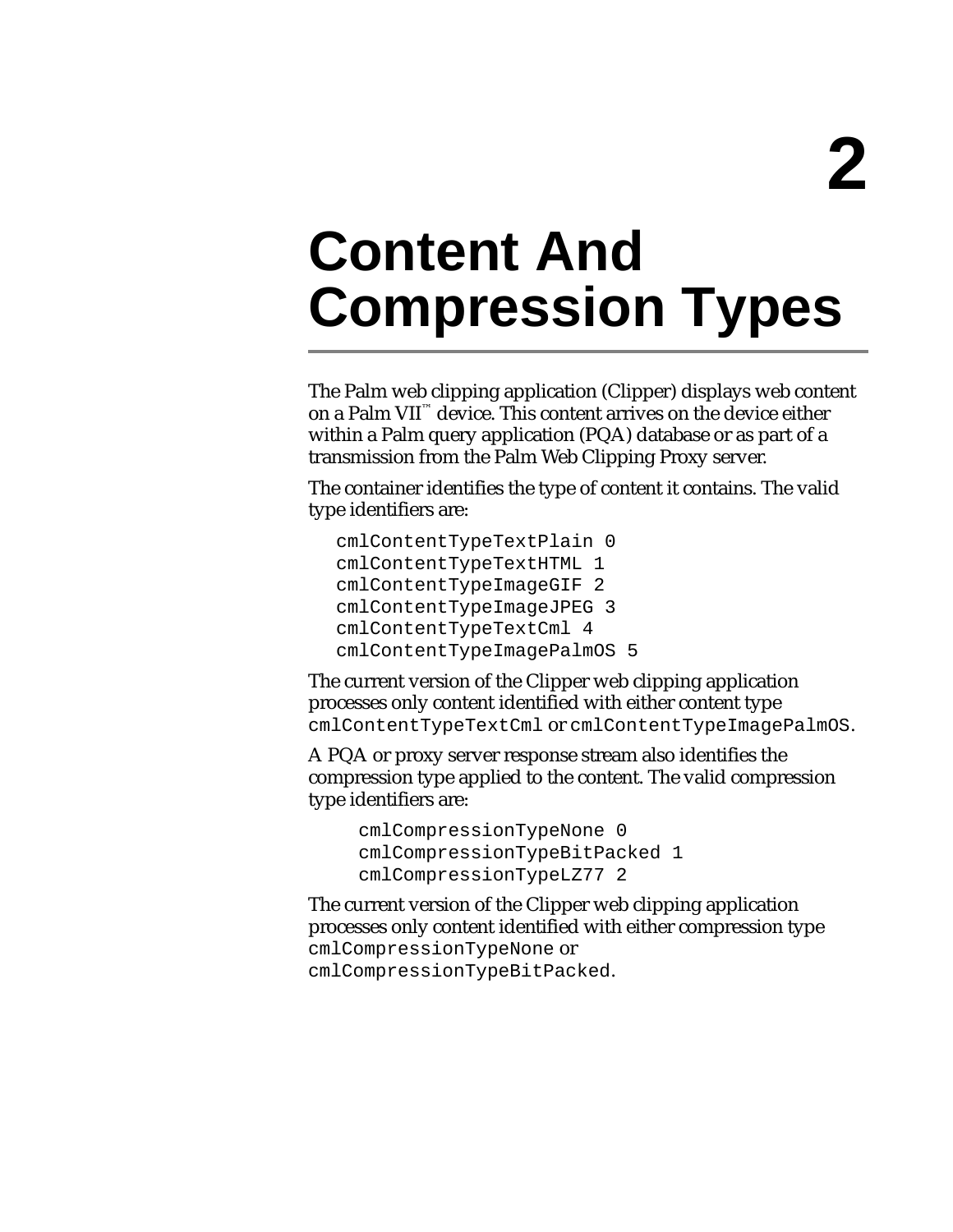# 2

# Content And Compression Types

The Palm web clipping application (Clipper) displays web content on a Palm VII™ device. This content arrives on the device either within a Palm query application (PQA) database or as part of a transmission from the Palm Web Clipping Proxy server.

The container identifies the type of content it contains. The valid type identifiers are:

```
cmlContentTypeTextPlain 0
cmlContentTypeTextHTML 1
cmlContentTypeImageGIF 2
cmlContentTypeImageJPEG 3
cmlContentTypeTextCml 4
cmlContentTypeImagePalmOS 5
```

The current version of the Clipper web clipping application processes only content identified with either content type `cmlContentTypeTextCml` or `cmlContentTypeImagePalmOS`.

A PQA or proxy server response stream also identifies the compression type applied to the content. The valid compression type identifiers are:

```
cmlCompressionTypeNone 0
cmlCompressionTypeBitPacked 1
cmlCompressionTypeLZ77 2
```

The current version of the Clipper web clipping application processes only content identified with either compression type `cmlCompressionTypeNone` or `cmlCompressionTypeBitPacked`.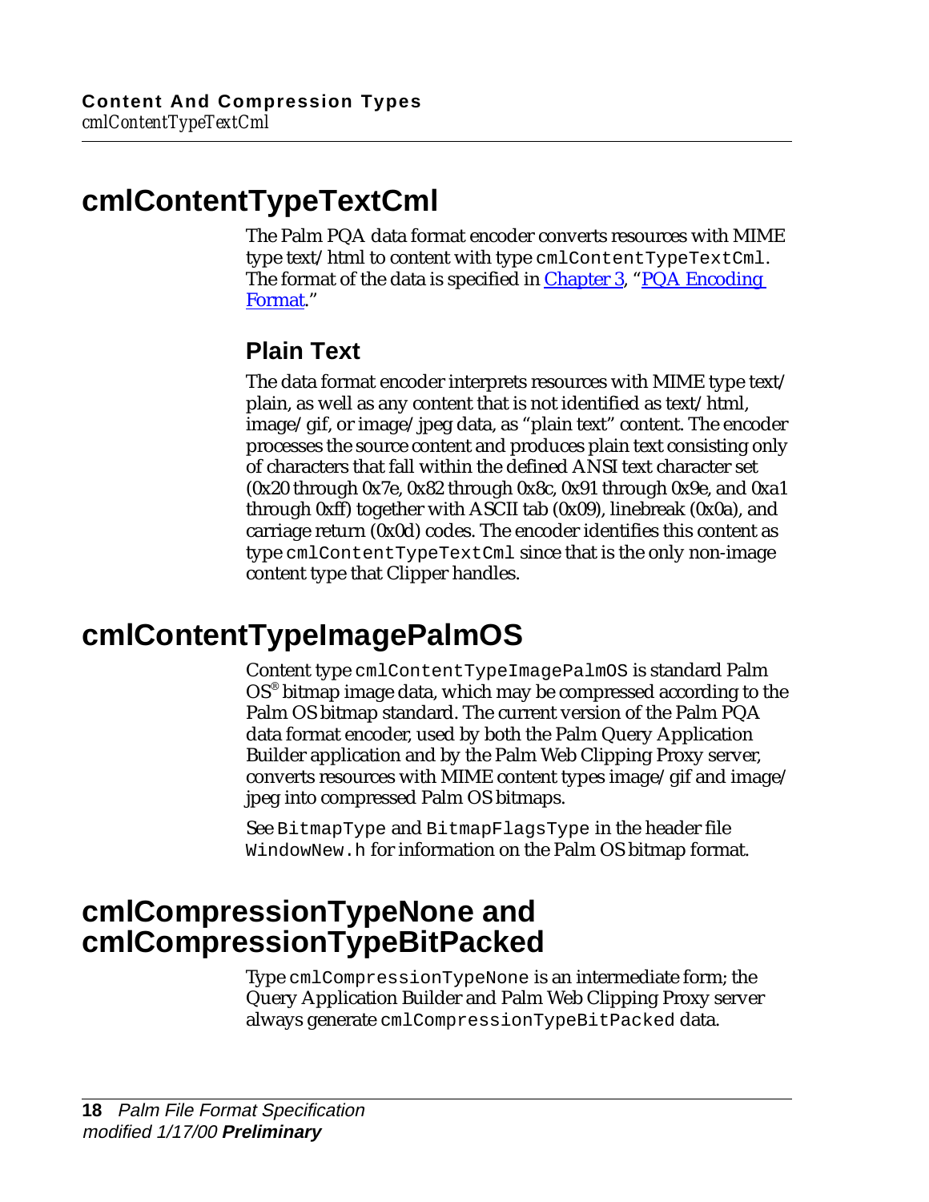## cmlContentTypeTextCml

The Palm PQA data format encoder converts resources with MIME type text/html to content with type `cmlContentTypeTextCml`. The format of the data is specified in Chapter 3, "PQA Encoding Format."

### Plain Text

The data format encoder interprets resources with MIME type text/plain, as well as any content that is not identified as text/html, image/gif, or image/jpeg data, as "plain text" content. The encoder processes the source content and produces plain text consisting only of characters that fall within the defined ANSI text character set (0x20 through 0x7e, 0x82 through 0x8c, 0x91 through 0x9e, and 0xa1 through 0xff) together with ASCII tab (0x09), linebreak (0x0a), and carriage return (0x0d) codes. The encoder identifies this content as type `cmlContentTypeTextCml` since that is the only non-image content type that Clipper handles.

## cmlContentTypeImagePalmOS

Content type `cmlContentTypeImagePalmOS` is standard Palm OS® bitmap image data, which may be compressed according to the Palm OS bitmap standard. The current version of the Palm PQA data format encoder, used by both the Palm Query Application Builder application and by the Palm Web Clipping Proxy server, converts resources with MIME content types image/gif and image/jpeg into compressed Palm OS bitmaps.

See `BitmapType` and `BitmapFlagsType` in the header file `WindowNew.h` for information on the Palm OS bitmap format.

## cmlCompressionTypeNone and cmlCompressionTypeBitPacked

Type `cmlCompressionTypeNone` is an intermediate form; the Query Application Builder and Palm Web Clipping Proxy server always generate `cmlCompressionTypeBitPacked` data.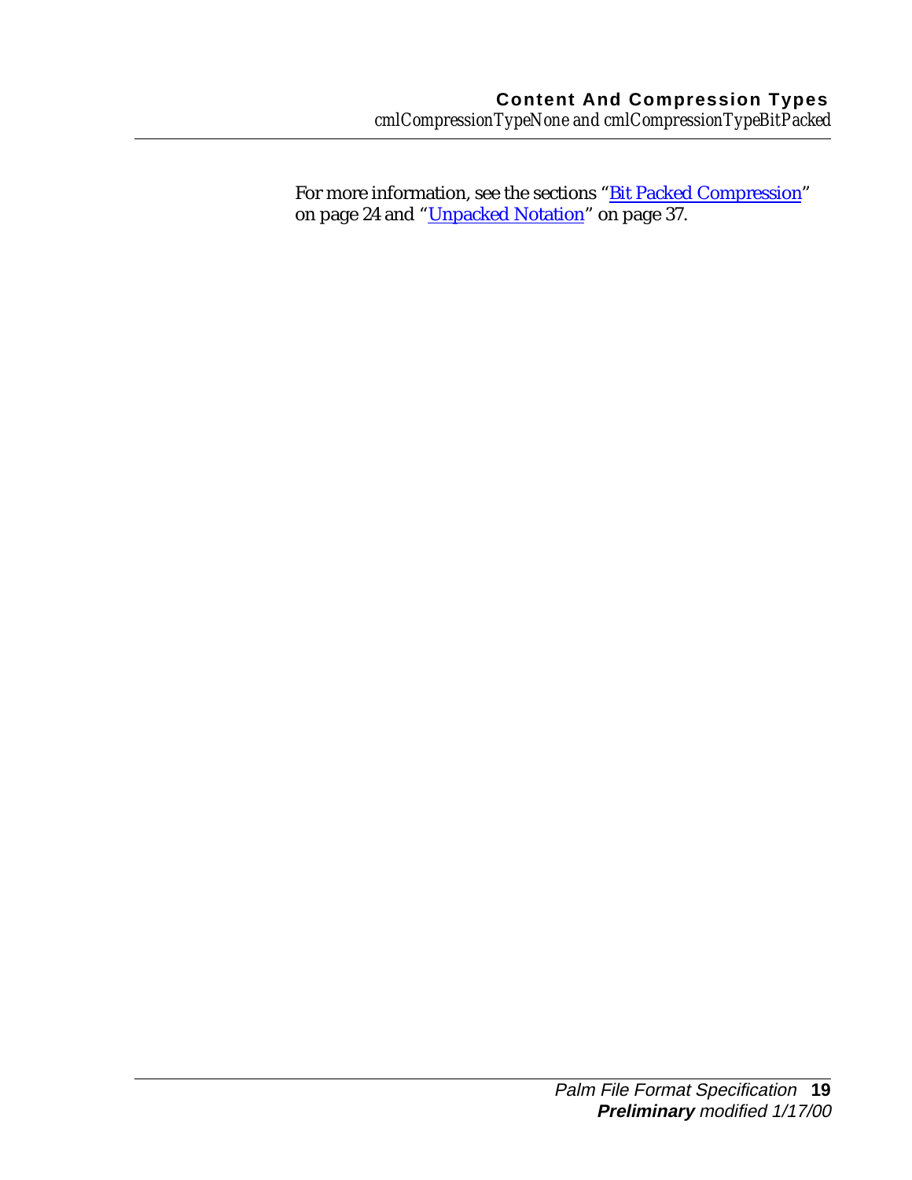For more information, see the sections "Bit Packed Compression" on page 24 and "Unpacked Notation" on page 37.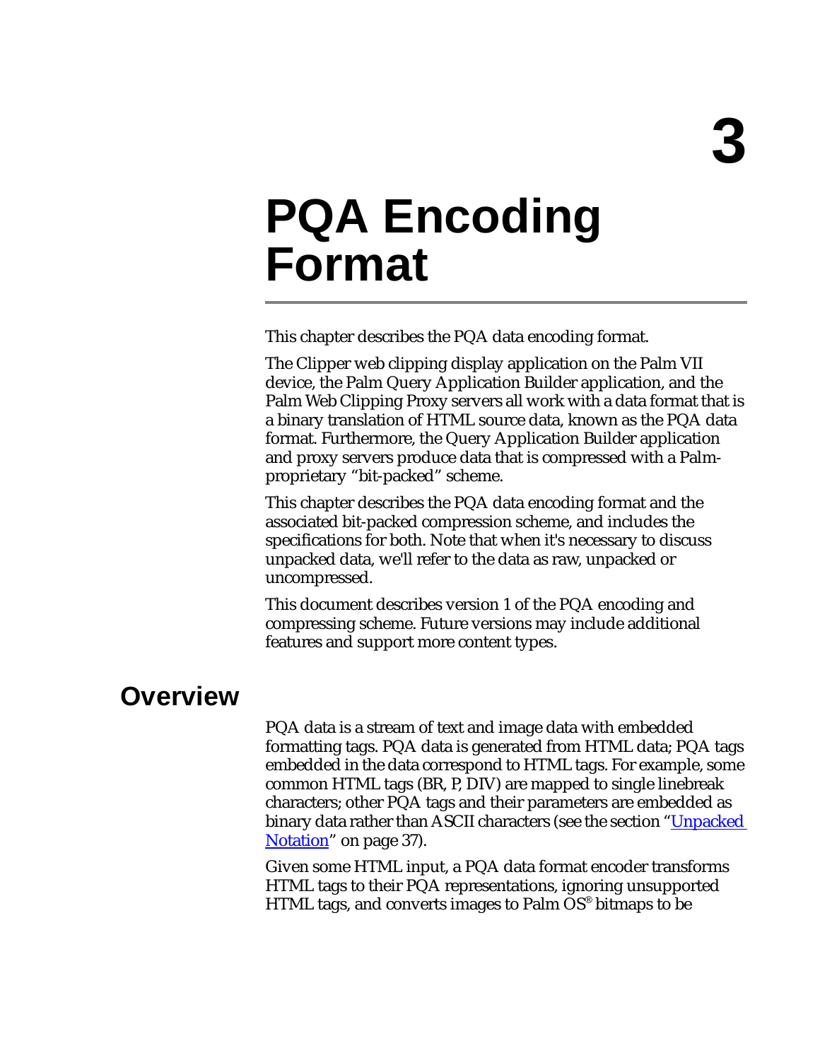# 3

# PQA Encoding Format

This chapter describes the PQA data encoding format.

The Clipper web clipping display application on the Palm VII device, the Palm Query Application Builder application, and the Palm Web Clipping Proxy servers all work with a data format that is a binary translation of HTML source data, known as the PQA data format. Furthermore, the Query Application Builder application and proxy servers produce data that is compressed with a Palm-proprietary "bit-packed" scheme.

This chapter describes the PQA data encoding format and the associated bit-packed compression scheme, and includes the specifications for both. Note that when it's necessary to discuss unpacked data, we'll refer to the data as raw, unpacked or uncompressed.

This document describes version 1 of the PQA encoding and compressing scheme. Future versions may include additional features and support more content types.

## Overview

PQA data is a stream of text and image data with embedded formatting tags. PQA data is generated from HTML data; PQA tags embedded in the data correspond to HTML tags. For example, some common HTML tags (BR, P, DIV) are mapped to single linebreak characters; other PQA tags and their parameters are embedded as binary data rather than ASCII characters (see the section "Unpacked Notation" on page 37).

Given some HTML input, a PQA data format encoder transforms HTML tags to their PQA representations, ignoring unsupported HTML tags, and converts images to Palm OS® bitmaps to be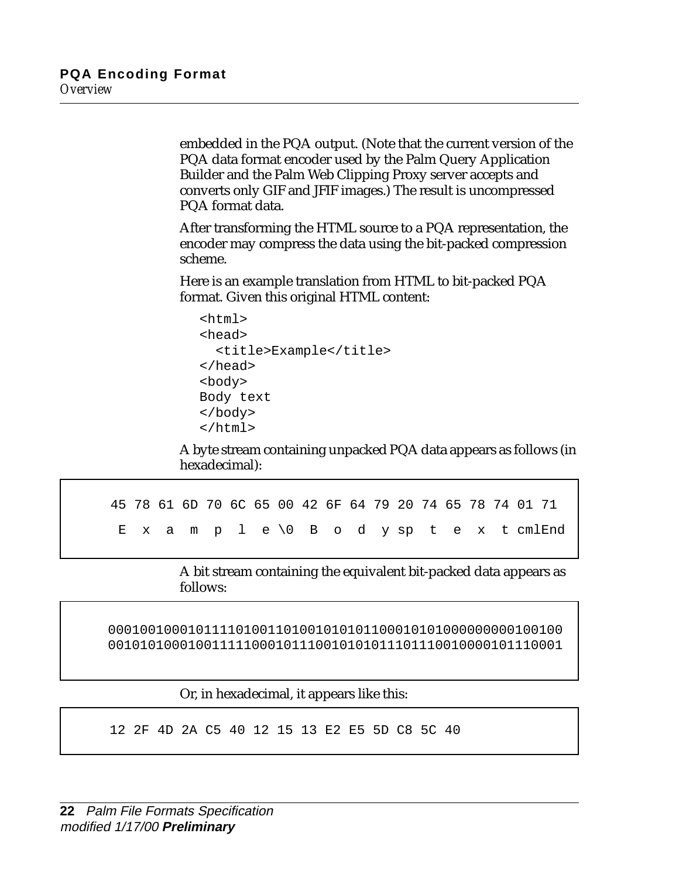embedded in the PQA output. (Note that the current version of the PQA data format encoder used by the Palm Query Application Builder and the Palm Web Clipping Proxy server accepts and converts only GIF and JFIF images.) The result is uncompressed PQA format data.

After transforming the HTML source to a PQA representation, the encoder may compress the data using the bit-packed compression scheme.

Here is an example translation from HTML to bit-packed PQA format. Given this original HTML content:

```
<html>
<head>
  <title>Example</title>
</head>
<body>
Body text
</body>
</html>
```

A byte stream containing unpacked PQA data appears as follows (in hexadecimal):

```
45 78 61 6D 70 6C 65 00 42 6F 64 79 20 74 65 78 74 01 71
 E  x  a  m  p  l  e \0  B  o  d  y sp  t  e  x  t cmlEnd
```

A bit stream containing the equivalent bit-packed data appears as follows:

```
0001001000101111010011010010101011000101010000000000100100
0010101000100111110001011100101010111011100100001011100 01
```

Or, in hexadecimal, it appears like this:

```
12 2F 4D 2A C5 40 12 15 13 E2 E5 5D C8 5C 40
```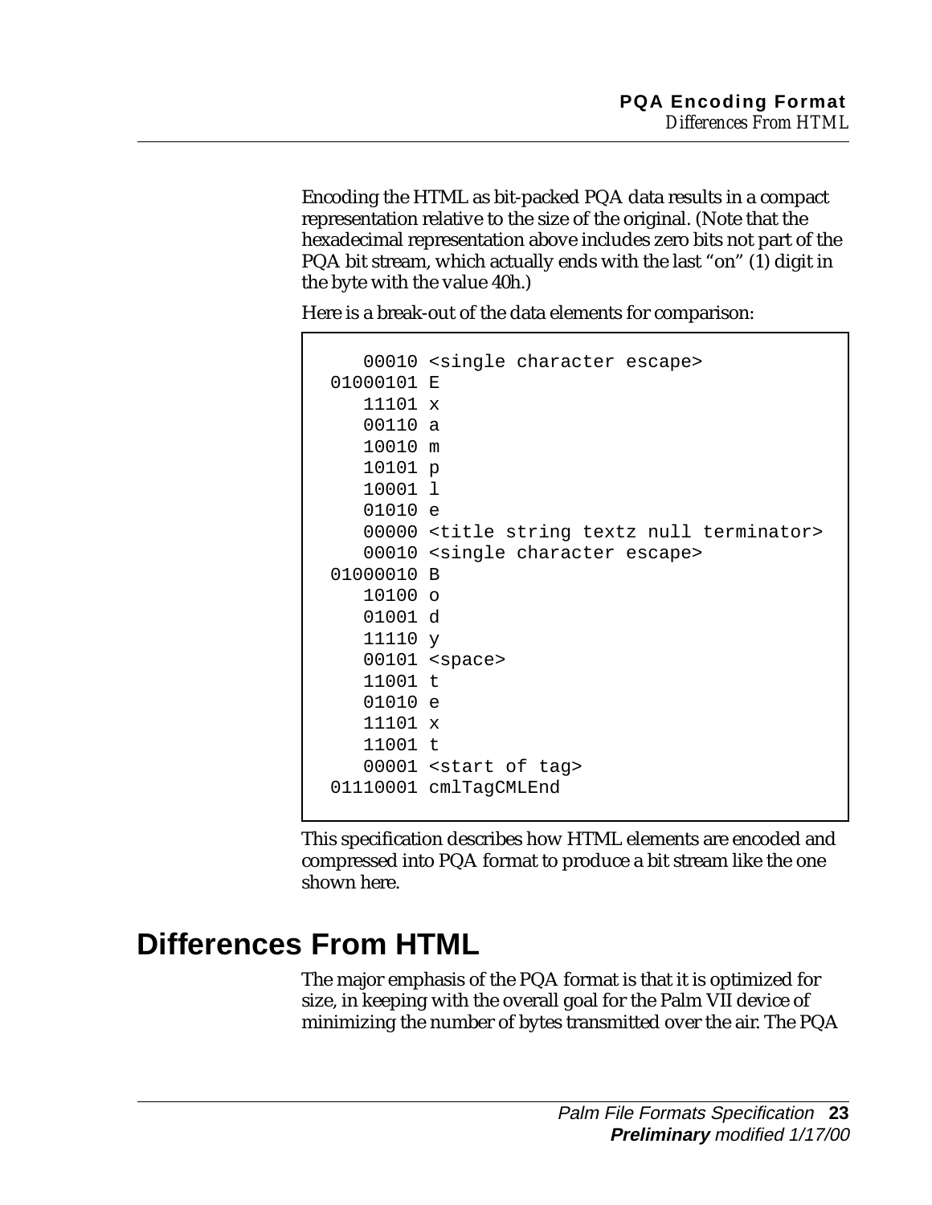Encoding the HTML as bit-packed PQA data results in a compact representation relative to the size of the original. (Note that the hexadecimal representation above includes zero bits not part of the PQA bit stream, which actually ends with the last "on" (1) digit in the byte with the value 40h.)

Here is a break-out of the data elements for comparison:

```
   00010 <single character escape>
01000101 E
   11101 x
   00110 a
   10010 m
   10101 p
   10001 l
   01010 e
   00000 <title string textz null terminator>
   00010 <single character escape>
01000010 B
   10100 o
   01001 d
   11110 y
   00101 <space>
   11001 t
   01010 e
   11101 x
   11001 t
   00001 <start of tag>
01110001 cmlTagCMLEnd
```

This specification describes how HTML elements are encoded and compressed into PQA format to produce a bit stream like the one shown here.

## Differences From HTML

The major emphasis of the PQA format is that it is optimized for size, in keeping with the overall goal for the Palm VII device of minimizing the number of bytes transmitted over the air. The PQA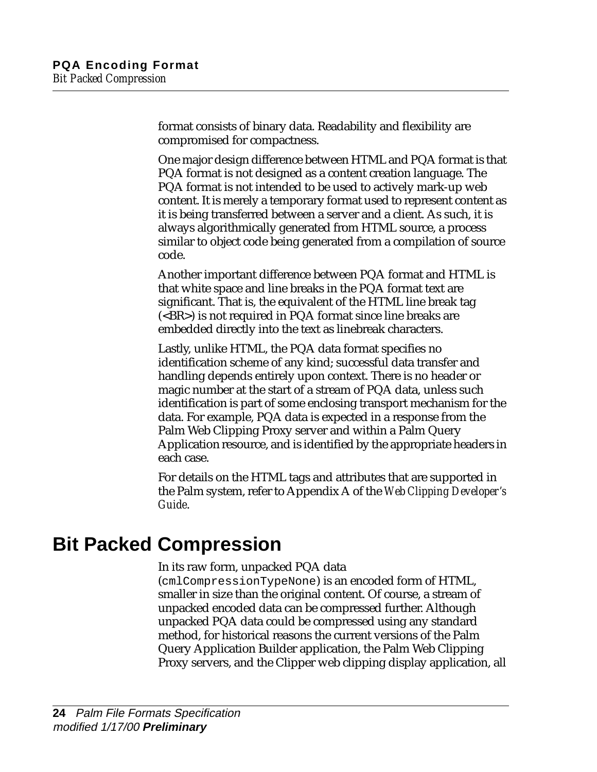format consists of binary data. Readability and flexibility are compromised for compactness.

One major design difference between HTML and PQA format is that PQA format is not designed as a content creation language. The PQA format is not intended to be used to actively mark-up web content. It is merely a temporary format used to represent content as it is being transferred between a server and a client. As such, it is always algorithmically generated from HTML source, a process similar to object code being generated from a compilation of source code.

Another important difference between PQA format and HTML is that white space and line breaks in the PQA format text are significant. That is, the equivalent of the HTML line break tag (<BR>) is not required in PQA format since line breaks are embedded directly into the text as linebreak characters.

Lastly, unlike HTML, the PQA data format specifies no identification scheme of any kind; successful data transfer and handling depends entirely upon context. There is no header or magic number at the start of a stream of PQA data, unless such identification is part of some enclosing transport mechanism for the data. For example, PQA data is expected in a response from the Palm Web Clipping Proxy server and within a Palm Query Application resource, and is identified by the appropriate headers in each case.

For details on the HTML tags and attributes that are supported in the Palm system, refer to Appendix A of the *Web Clipping Developer's Guide*.

## Bit Packed Compression

In its raw form, unpacked PQA data (`cmlCompressionTypeNone`) is an encoded form of HTML, smaller in size than the original content. Of course, a stream of unpacked encoded data can be compressed further. Although unpacked PQA data could be compressed using any standard method, for historical reasons the current versions of the Palm Query Application Builder application, the Palm Web Clipping Proxy servers, and the Clipper web clipping display application, all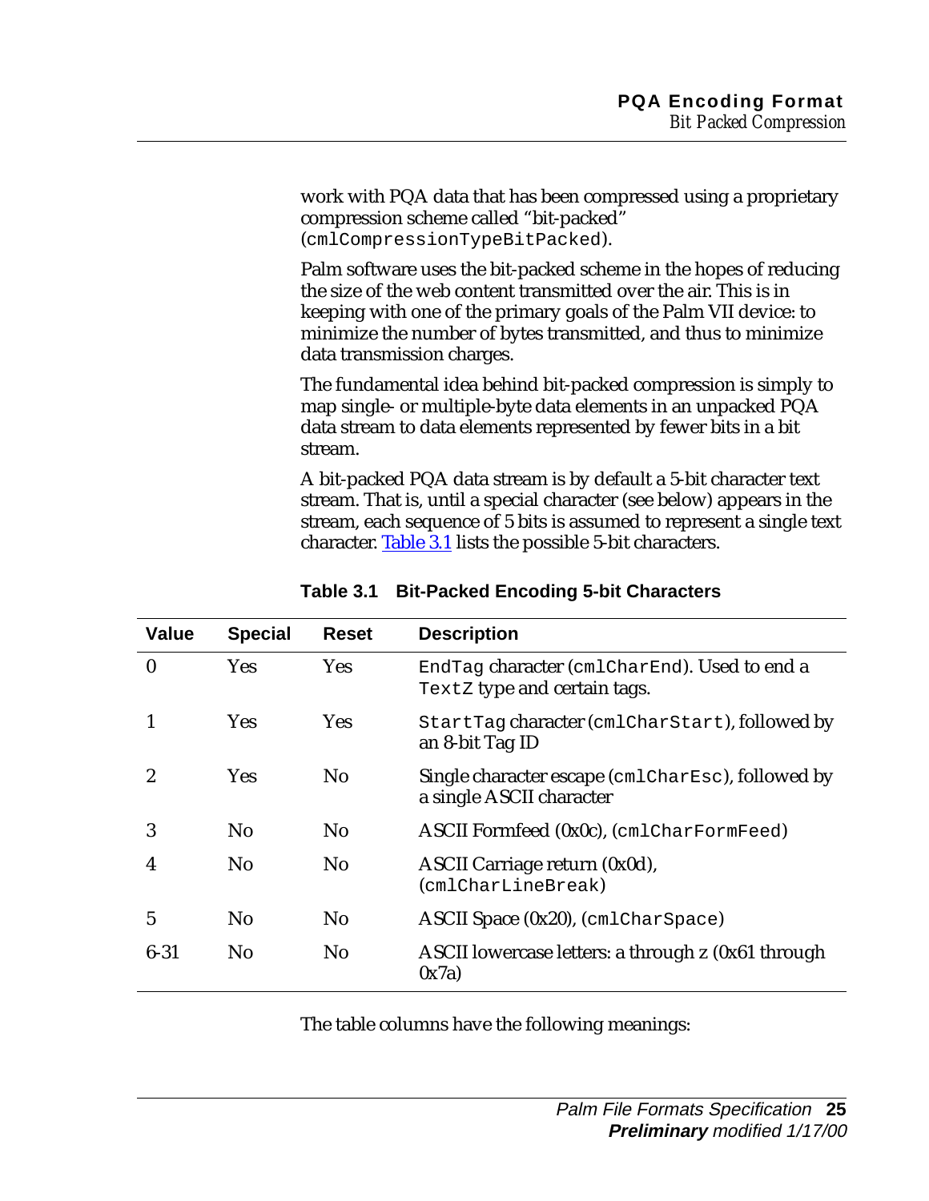work with PQA data that has been compressed using a proprietary compression scheme called “bit-packed” (`cmlCompressionTypeBitPacked`).

Palm software uses the bit-packed scheme in the hopes of reducing the size of the web content transmitted over the air. This is in keeping with one of the primary goals of the Palm VII device: to minimize the number of bytes transmitted, and thus to minimize data transmission charges.

The fundamental idea behind bit-packed compression is simply to map single- or multiple-byte data elements in an unpacked PQA data stream to data elements represented by fewer bits in a bit stream.

A bit-packed PQA data stream is by default a 5-bit character text stream. That is, until a special character (see below) appears in the stream, each sequence of 5 bits is assumed to represent a single text character. Table 3.1 lists the possible 5-bit characters.

**Table 3.1 Bit-Packed Encoding 5-bit Characters**

| Value | Special | Reset | Description |
|---|---|---|---|
| 0 | Yes | Yes | `EndTag` character (`cmlCharEnd`). Used to end a `TextZ` type and certain tags. |
| 1 | Yes | Yes | `StartTag` character (`cmlCharStart`), followed by an 8-bit Tag ID |
| 2 | Yes | No | Single character escape (`cmlCharEsc`), followed by a single ASCII character |
| 3 | No | No | ASCII Formfeed (0x0c), (`cmlCharFormFeed`) |
| 4 | No | No | ASCII Carriage return (0x0d), (`cmlCharLineBreak`) |
| 5 | No | No | ASCII Space (0x20), (`cmlCharSpace`) |
| 6-31 | No | No | ASCII lowercase letters: a through z (0x61 through 0x7a) |

The table columns have the following meanings: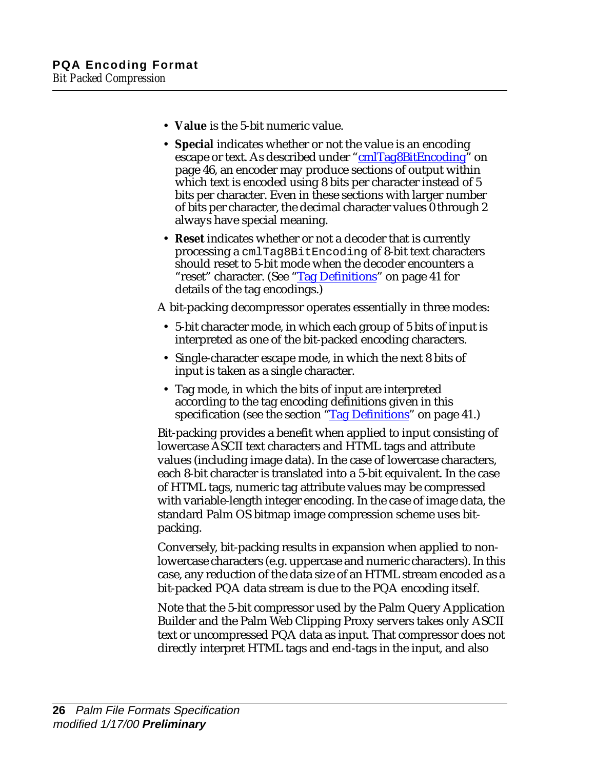- **Value** is the 5-bit numeric value.
- **Special** indicates whether or not the value is an encoding escape or text. As described under "cmlTag8BitEncoding" on page 46, an encoder may produce sections of output within which text is encoded using 8 bits per character instead of 5 bits per character. Even in these sections with larger number of bits per character, the decimal character values 0 through 2 always have special meaning.
- **Reset** indicates whether or not a decoder that is currently processing a `cmlTag8BitEncoding` of 8-bit text characters should reset to 5-bit mode when the decoder encounters a "reset" character. (See "Tag Definitions" on page 41 for details of the tag encodings.)

A bit-packing decompressor operates essentially in three modes:

- 5-bit character mode, in which each group of 5 bits of input is interpreted as one of the bit-packed encoding characters.
- Single-character escape mode, in which the next 8 bits of input is taken as a single character.
- Tag mode, in which the bits of input are interpreted according to the tag encoding definitions given in this specification (see the section "Tag Definitions" on page 41.)

Bit-packing provides a benefit when applied to input consisting of lowercase ASCII text characters and HTML tags and attribute values (including image data). In the case of lowercase characters, each 8-bit character is translated into a 5-bit equivalent. In the case of HTML tags, numeric tag attribute values may be compressed with variable-length integer encoding. In the case of image data, the standard Palm OS bitmap image compression scheme uses bit-packing.

Conversely, bit-packing results in expansion when applied to non-lowercase characters (e.g. uppercase and numeric characters). In this case, any reduction of the data size of an HTML stream encoded as a bit-packed PQA data stream is due to the PQA encoding itself.

Note that the 5-bit compressor used by the Palm Query Application Builder and the Palm Web Clipping Proxy servers takes only ASCII text or uncompressed PQA data as input. That compressor does not directly interpret HTML tags and end-tags in the input, and also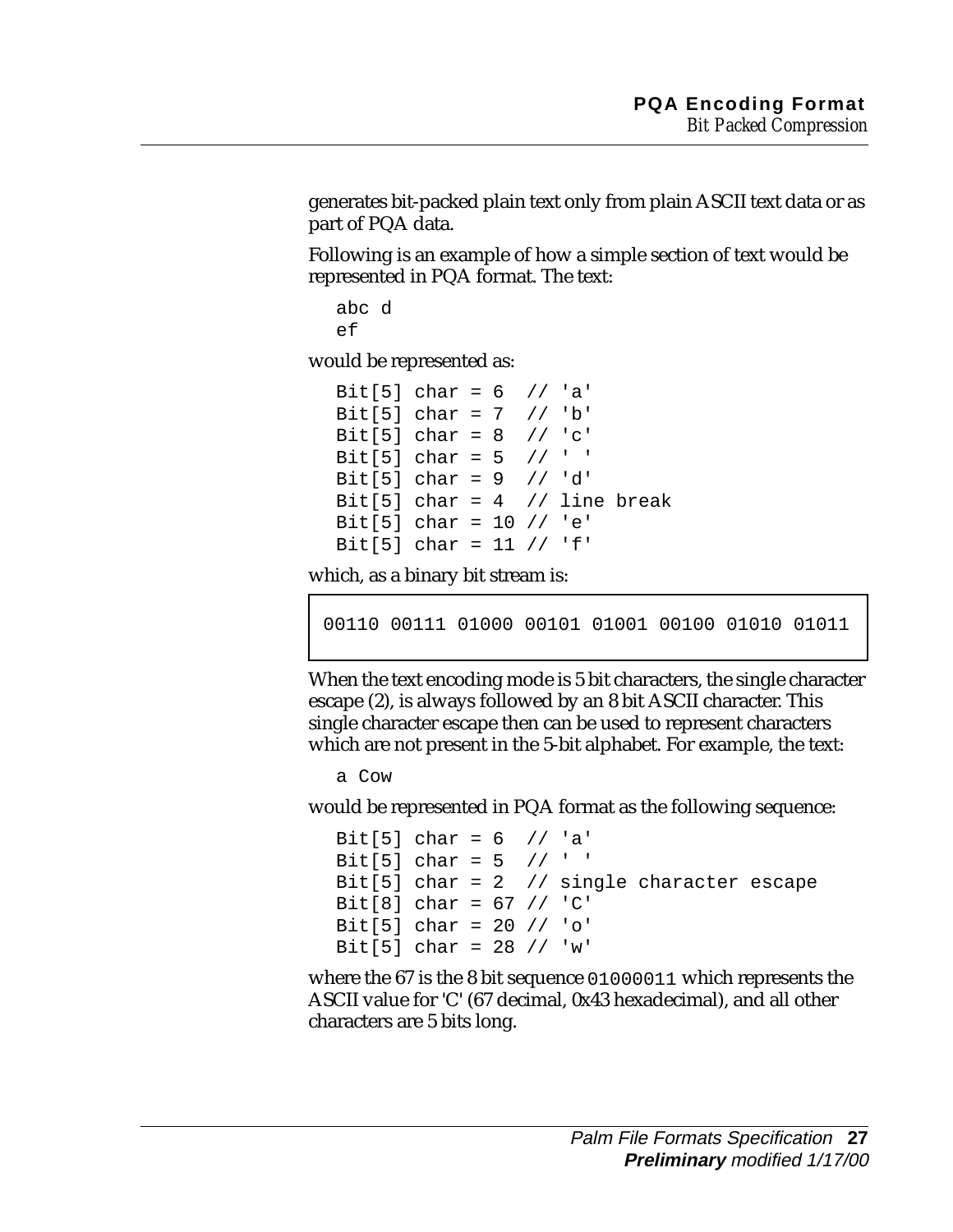generates bit-packed plain text only from plain ASCII text data or as part of PQA data.

Following is an example of how a simple section of text would be represented in PQA format. The text:

```
abc d
ef
```

would be represented as:

```
Bit[5] char = 6  // 'a'
Bit[5] char = 7  // 'b'
Bit[5] char = 8  // 'c'
Bit[5] char = 5  // ' '
Bit[5] char = 9  // 'd'
Bit[5] char = 4  // line break
Bit[5] char = 10 // 'e'
Bit[5] char = 11 // 'f'
```

which, as a binary bit stream is:

```
00110 00111 01000 00101 01001 00100 01010 01011
```

When the text encoding mode is 5 bit characters, the single character escape (2), is always followed by an 8 bit ASCII character. This single character escape then can be used to represent characters which are not present in the 5-bit alphabet. For example, the text:

```
a Cow
```

would be represented in PQA format as the following sequence:

```
Bit[5] char = 6  // 'a'
Bit[5] char = 5  // ' '
Bit[5] char = 2  // single character escape
Bit[8] char = 67 // 'C'
Bit[5] char = 20 // 'o'
Bit[5] char = 28 // 'w'
```

where the 67 is the 8 bit sequence `01000011` which represents the ASCII value for 'C' (67 decimal, 0x43 hexadecimal), and all other characters are 5 bits long.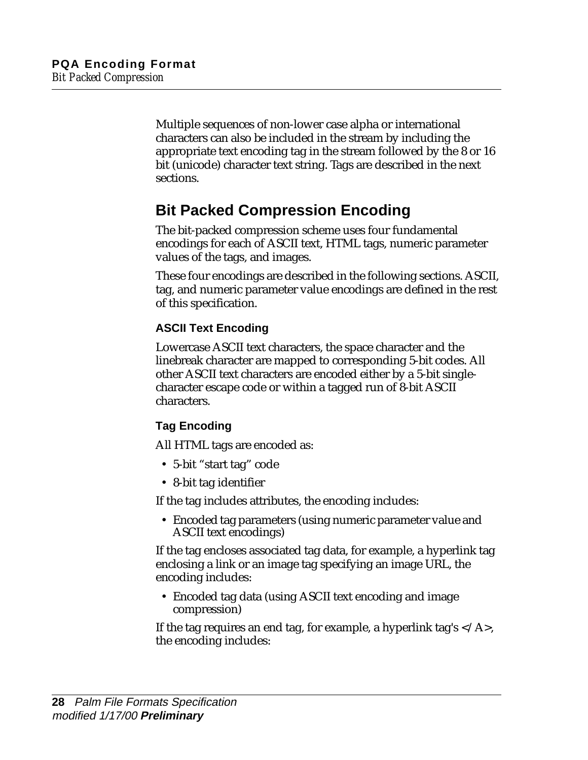Multiple sequences of non-lower case alpha or international characters can also be included in the stream by including the appropriate text encoding tag in the stream followed by the 8 or 16 bit (unicode) character text string. Tags are described in the next sections.

## Bit Packed Compression Encoding

The bit-packed compression scheme uses four fundamental encodings for each of ASCII text, HTML tags, numeric parameter values of the tags, and images.

These four encodings are described in the following sections. ASCII, tag, and numeric parameter value encodings are defined in the rest of this specification.

### ASCII Text Encoding

Lowercase ASCII text characters, the space character and the linebreak character are mapped to corresponding 5-bit codes. All other ASCII text characters are encoded either by a 5-bit single-character escape code or within a tagged run of 8-bit ASCII characters.

### Tag Encoding

All HTML tags are encoded as:

- 5-bit “start tag” code
- 8-bit tag identifier

If the tag includes attributes, the encoding includes:

- Encoded tag parameters (using numeric parameter value and ASCII text encodings)

If the tag encloses associated tag data, for example, a hyperlink tag enclosing a link or an image tag specifying an image URL, the encoding includes:

- Encoded tag data (using ASCII text encoding and image compression)

If the tag requires an end tag, for example, a hyperlink tag's </A>, the encoding includes: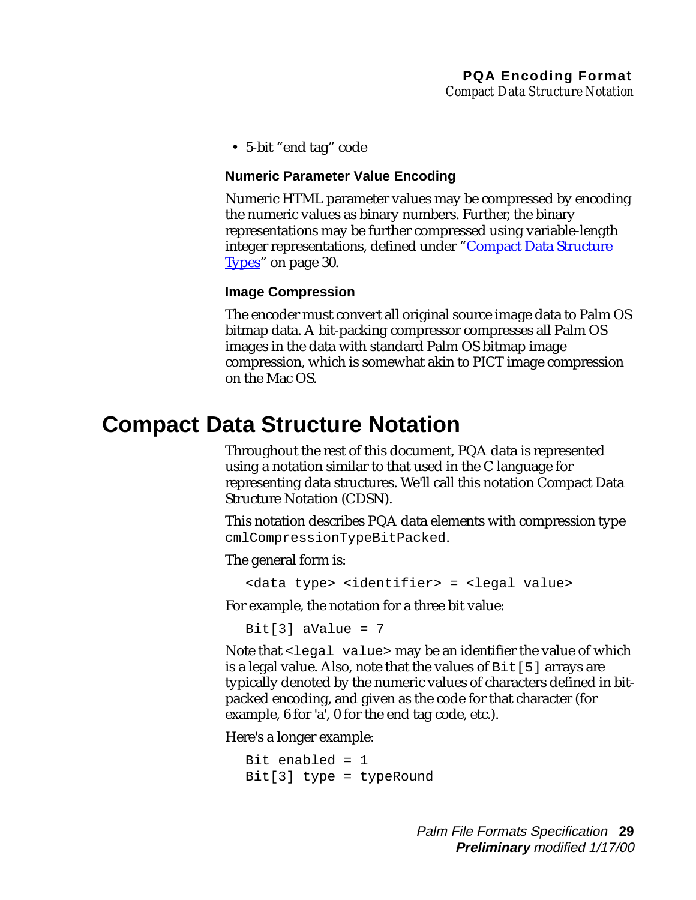- 5-bit “end tag” code

### Numeric Parameter Value Encoding

Numeric HTML parameter values may be compressed by encoding the numeric values as binary numbers. Further, the binary representations may be further compressed using variable-length integer representations, defined under “Compact Data Structure Types” on page 30.

### Image Compression

The encoder must convert all original source image data to Palm OS bitmap data. A bit-packing compressor compresses all Palm OS images in the data with standard Palm OS bitmap image compression, which is somewhat akin to PICT image compression on the Mac OS.

## Compact Data Structure Notation

Throughout the rest of this document, PQA data is represented using a notation similar to that used in the C language for representing data structures. We'll call this notation Compact Data Structure Notation (CDSN).

This notation describes PQA data elements with compression type `cmlCompressionTypeBitPacked`.

The general form is:

```
<data type> <identifier> = <legal value>
```

For example, the notation for a three bit value:

```
Bit[3] aValue = 7
```

Note that `<legal value>` may be an identifier the value of which is a legal value. Also, note that the values of `Bit[5]` arrays are typically denoted by the numeric values of characters defined in bit-packed encoding, and given as the code for that character (for example, 6 for 'a', 0 for the end tag code, etc.).

Here's a longer example:

```
Bit enabled = 1
Bit[3] type = typeRound
```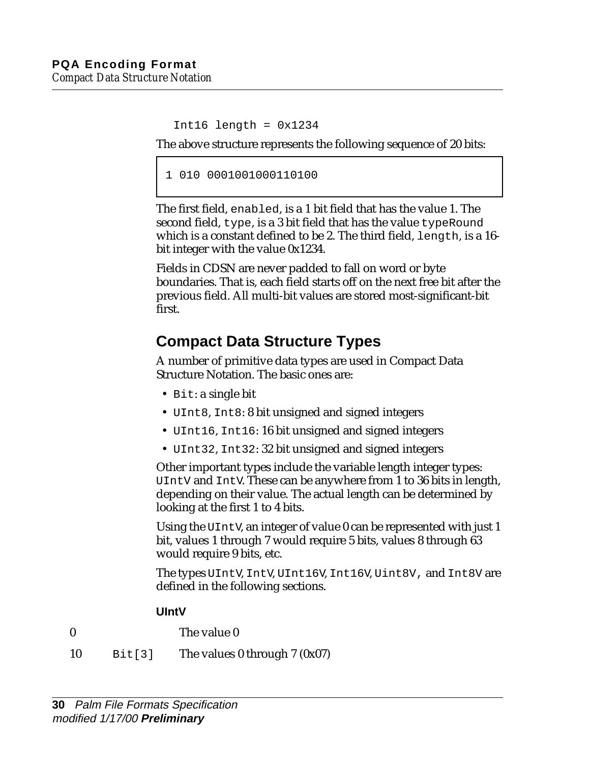```
Int16 length = 0x1234
```

The above structure represents the following sequence of 20 bits:

```
1 010 0001001000110100
```

The first field, `enabled`, is a 1 bit field that has the value 1. The second field, `type`, is a 3 bit field that has the value `typeRound` which is a constant defined to be 2. The third field, `length`, is a 16-bit integer with the value 0x1234.

Fields in CDSN are never padded to fall on word or byte boundaries. That is, each field starts off on the next free bit after the previous field. All multi-bit values are stored most-significant-bit first.

## Compact Data Structure Types

A number of primitive data types are used in Compact Data Structure Notation. The basic ones are:

- `Bit`: a single bit
- `UInt8`, `Int8`: 8 bit unsigned and signed integers
- `UInt16`, `Int16`: 16 bit unsigned and signed integers
- `UInt32`, `Int32`: 32 bit unsigned and signed integers

Other important types include the variable length integer types: `UIntV` and `IntV`. These can be anywhere from 1 to 36 bits in length, depending on their value. The actual length can be determined by looking at the first 1 to 4 bits.

Using the `UIntV`, an integer of value 0 can be represented with just 1 bit, values 1 through 7 would require 5 bits, values 8 through 63 would require 9 bits, etc.

The types `UIntV`, `IntV`, `UInt16V`, `Int16V`, `Uint8V`, and `Int8V` are defined in the following sections.

### UIntV

| | | |
|---|---|---|
| 0 | | The value 0 |
| 10 | `Bit[3]` | The values 0 through 7 (0x07) |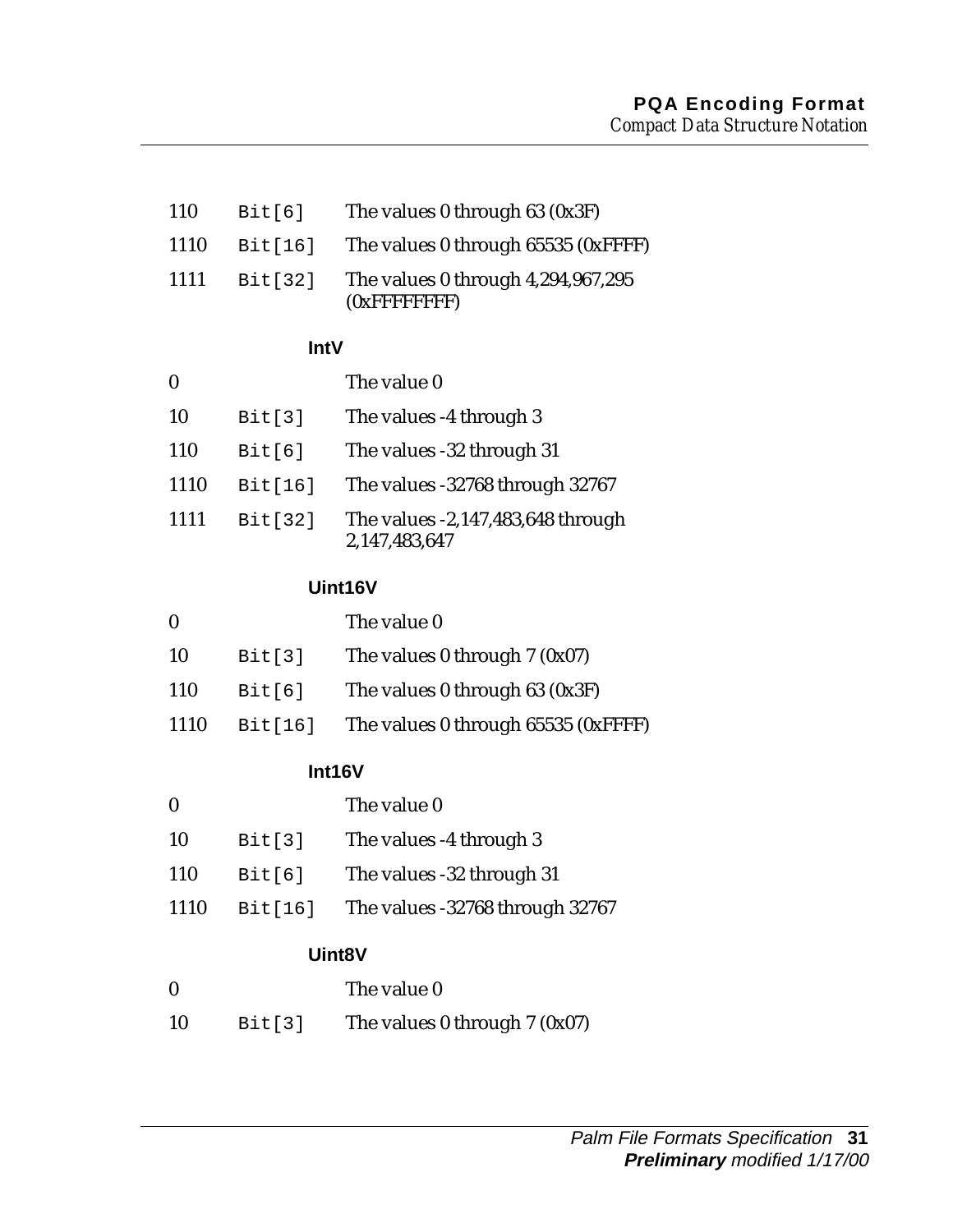| | | |
|---|---|---|
| 110 | `Bit[6]` | The values 0 through 63 (0x3F) |
| 1110 | `Bit[16]` | The values 0 through 65535 (0xFFFF) |
| 1111 | `Bit[32]` | The values 0 through 4,294,967,295 (0xFFFFFFFF) |

#### IntV

| | | |
|---|---|---|
| 0 | | The value 0 |
| 10 | `Bit[3]` | The values -4 through 3 |
| 110 | `Bit[6]` | The values -32 through 31 |
| 1110 | `Bit[16]` | The values -32768 through 32767 |
| 1111 | `Bit[32]` | The values -2,147,483,648 through 2,147,483,647 |

#### Uint16V

| | | |
|---|---|---|
| 0 | | The value 0 |
| 10 | `Bit[3]` | The values 0 through 7 (0x07) |
| 110 | `Bit[6]` | The values 0 through 63 (0x3F) |
| 1110 | `Bit[16]` | The values 0 through 65535 (0xFFFF) |

#### Int16V

| | | |
|---|---|---|
| 0 | | The value 0 |
| 10 | `Bit[3]` | The values -4 through 3 |
| 110 | `Bit[6]` | The values -32 through 31 |
| 1110 | `Bit[16]` | The values -32768 through 32767 |

#### Uint8V

| | | |
|---|---|---|
| 0 | | The value 0 |
| 10 | `Bit[3]` | The values 0 through 7 (0x07) |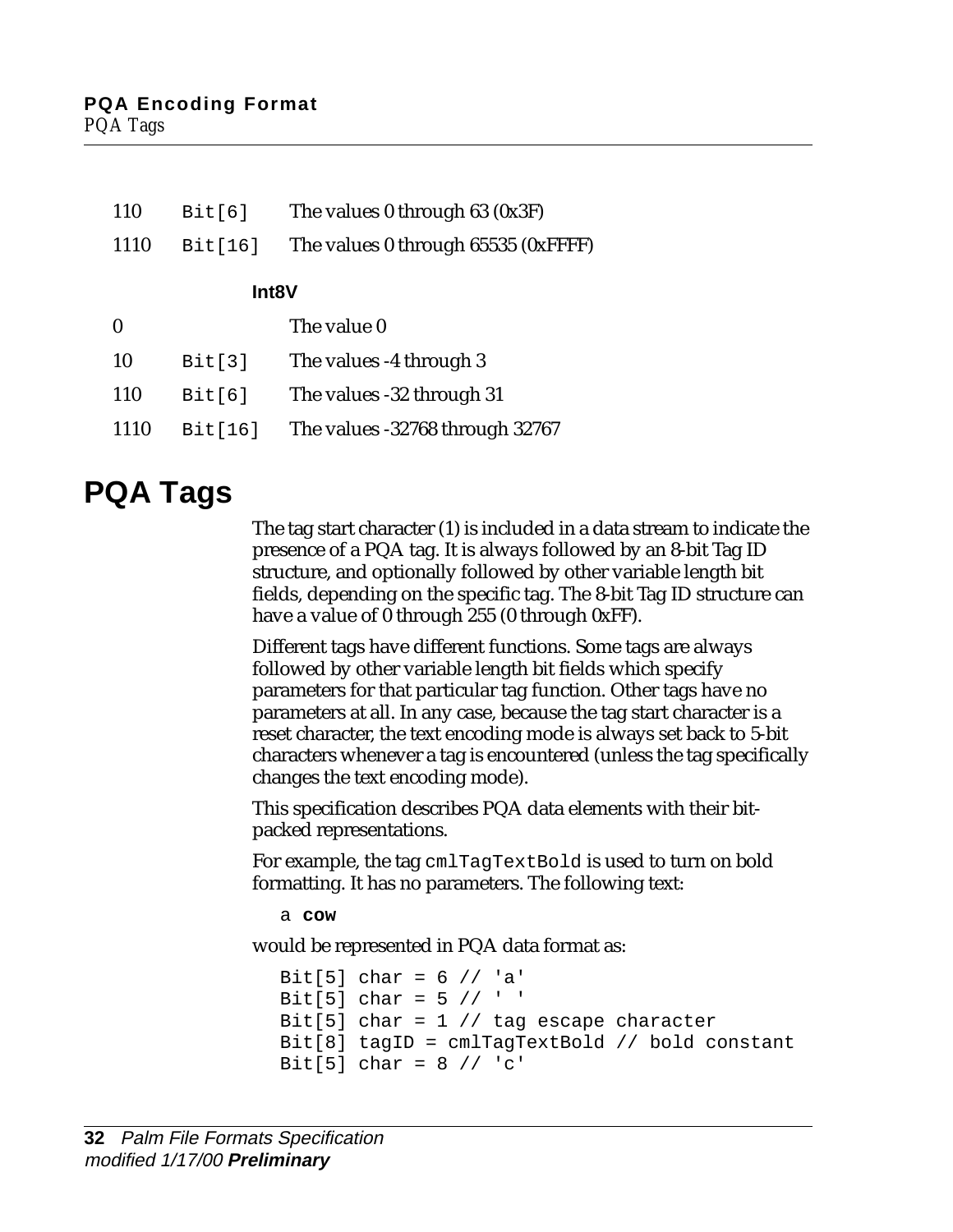| | | |
|---|---|---|
| 110 | `Bit[6]` | The values 0 through 63 (0x3F) |
| 1110 | `Bit[16]` | The values 0 through 65535 (0xFFFF) |

**Int8V**

| | | |
|---|---|---|
| 0 | | The value 0 |
| 10 | `Bit[3]` | The values -4 through 3 |
| 110 | `Bit[6]` | The values -32 through 31 |
| 1110 | `Bit[16]` | The values -32768 through 32767 |

# PQA Tags

The tag start character (1) is included in a data stream to indicate the presence of a PQA tag. It is always followed by an 8-bit Tag ID structure, and optionally followed by other variable length bit fields, depending on the specific tag. The 8-bit Tag ID structure can have a value of 0 through 255 (0 through 0xFF).

Different tags have different functions. Some tags are always followed by other variable length bit fields which specify parameters for that particular tag function. Other tags have no parameters at all. In any case, because the tag start character is a reset character, the text encoding mode is always set back to 5-bit characters whenever a tag is encountered (unless the tag specifically changes the text encoding mode).

This specification describes PQA data elements with their bit-packed representations.

For example, the tag `cmlTagTextBold` is used to turn on bold formatting. It has no parameters. The following text:

a **cow**

would be represented in PQA data format as:

```
Bit[5] char = 6 // 'a'
Bit[5] char = 5 // ' '
Bit[5] char = 1 // tag escape character
Bit[8] tagID = cmlTagTextBold // bold constant
Bit[5] char = 8 // 'c'
```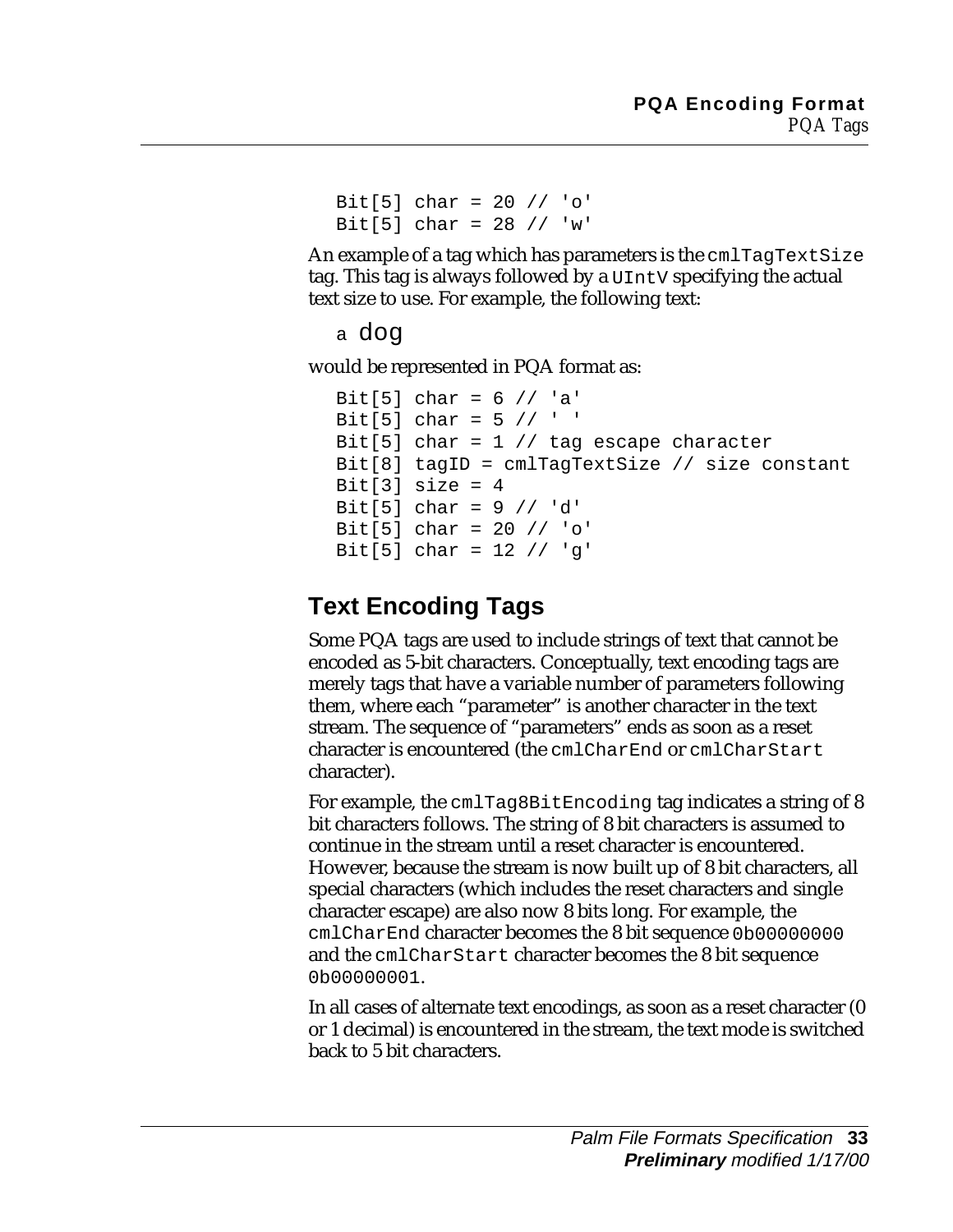```
Bit[5] char = 20 // 'o'
Bit[5] char = 28 // 'w'
```

An example of a tag which has parameters is the `cmlTagTextSize` tag. This tag is always followed by a `UIntV` specifying the actual text size to use. For example, the following text:

a dog

would be represented in PQA format as:

```
Bit[5] char = 6 // 'a'
Bit[5] char = 5 // ' '
Bit[5] char = 1 // tag escape character
Bit[8] tagID = cmlTagTextSize // size constant
Bit[3] size = 4
Bit[5] char = 9 // 'd'
Bit[5] char = 20 // 'o'
Bit[5] char = 12 // 'g'
```

## Text Encoding Tags

Some PQA tags are used to include strings of text that cannot be encoded as 5-bit characters. Conceptually, text encoding tags are merely tags that have a variable number of parameters following them, where each "parameter" is another character in the text stream. The sequence of "parameters" ends as soon as a reset character is encountered (the `cmlCharEnd` or `cmlCharStart` character).

For example, the `cmlTag8BitEncoding` tag indicates a string of 8 bit characters follows. The string of 8 bit characters is assumed to continue in the stream until a reset character is encountered. However, because the stream is now built up of 8 bit characters, all special characters (which includes the reset characters and single character escape) are also now 8 bits long. For example, the `cmlCharEnd` character becomes the 8 bit sequence `0b00000000` and the `cmlCharStart` character becomes the 8 bit sequence `0b00000001`.

In all cases of alternate text encodings, as soon as a reset character (0 or 1 decimal) is encountered in the stream, the text mode is switched back to 5 bit characters.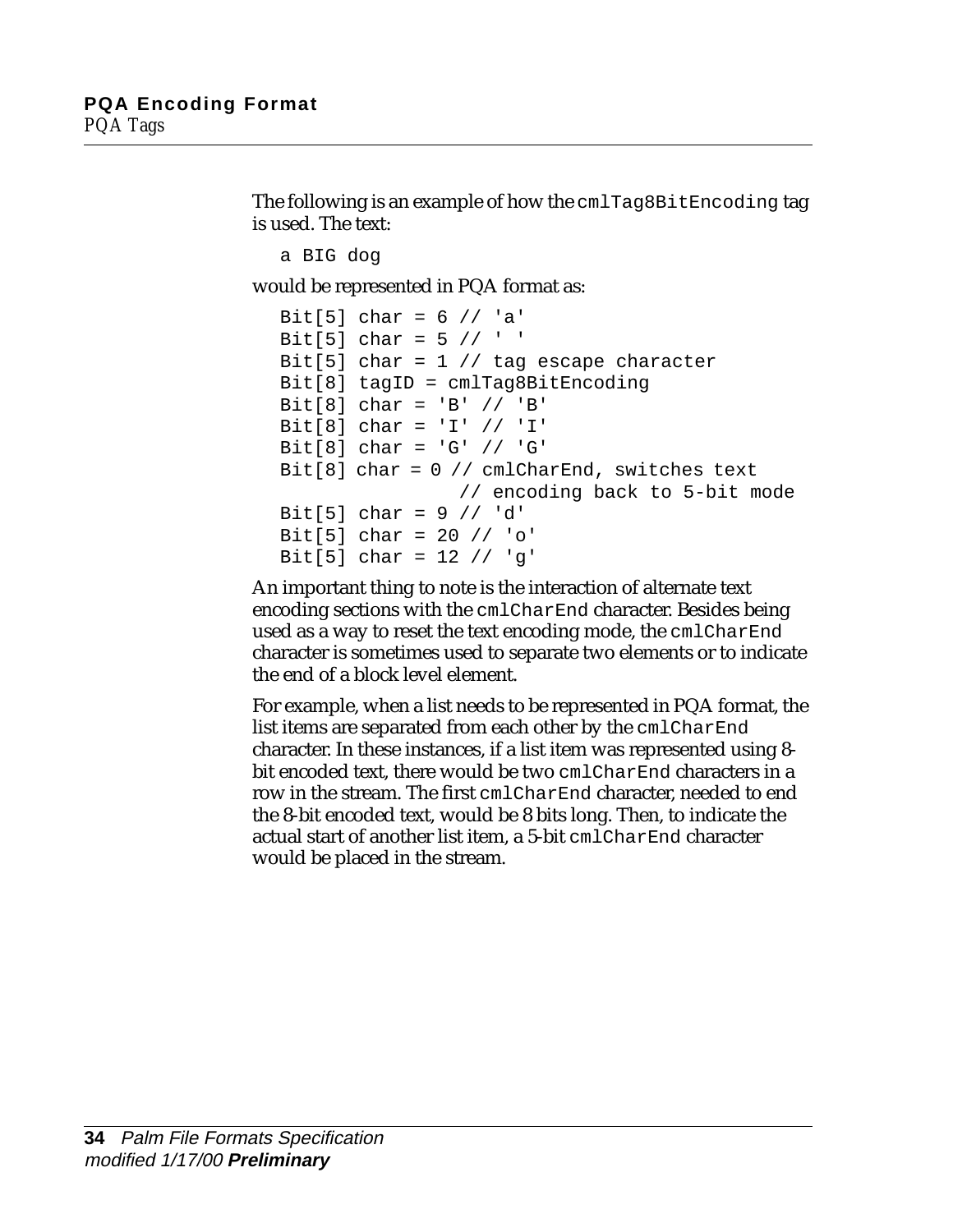The following is an example of how the `cmlTag8BitEncoding` tag is used. The text:

```
a BIG dog
```

would be represented in PQA format as:

```
Bit[5] char = 6 // 'a'
Bit[5] char = 5 // ' '
Bit[5] char = 1 // tag escape character
Bit[8] tagID = cmlTag8BitEncoding
Bit[8] char = 'B' // 'B'
Bit[8] char = 'I' // 'I'
Bit[8] char = 'G' // 'G'
Bit[8] char = 0 // cmlCharEnd, switches text
                // encoding back to 5-bit mode
Bit[5] char = 9 // 'd'
Bit[5] char = 20 // 'o'
Bit[5] char = 12 // 'g'
```

An important thing to note is the interaction of alternate text encoding sections with the `cmlCharEnd` character. Besides being used as a way to reset the text encoding mode, the `cmlCharEnd` character is sometimes used to separate two elements or to indicate the end of a block level element.

For example, when a list needs to be represented in PQA format, the list items are separated from each other by the `cmlCharEnd` character. In these instances, if a list item was represented using 8-bit encoded text, there would be two `cmlCharEnd` characters in a row in the stream. The first `cmlCharEnd` character, needed to end the 8-bit encoded text, would be 8 bits long. Then, to indicate the actual start of another list item, a 5-bit `cmlCharEnd` character would be placed in the stream.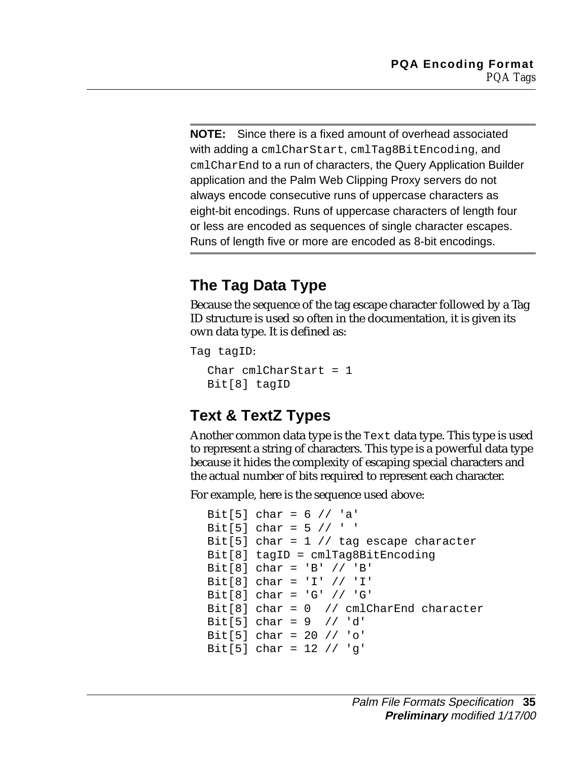**NOTE:** Since there is a fixed amount of overhead associated with adding a `cmlCharStart`, `cmlTag8BitEncoding`, and `cmlCharEnd` to a run of characters, the Query Application Builder application and the Palm Web Clipping Proxy servers do not always encode consecutive runs of uppercase characters as eight-bit encodings. Runs of uppercase characters of length four or less are encoded as sequences of single character escapes. Runs of length five or more are encoded as 8-bit encodings.

## The Tag Data Type

Because the sequence of the tag escape character followed by a Tag ID structure is used so often in the documentation, it is given its own data type. It is defined as:

```
Tag tagID:

   Char cmlCharStart = 1
   Bit[8] tagID
```

## Text & TextZ Types

Another common data type is the `Text` data type. This type is used to represent a string of characters. This type is a powerful data type because it hides the complexity of escaping special characters and the actual number of bits required to represent each character.

For example, here is the sequence used above:

```
Bit[5] char = 6 // 'a'
Bit[5] char = 5 // ' '
Bit[5] char = 1 // tag escape character
Bit[8] tagID = cmlTag8BitEncoding
Bit[8] char = 'B' // 'B'
Bit[8] char = 'I' // 'I'
Bit[8] char = 'G' // 'G'
Bit[8] char = 0  // cmlCharEnd character
Bit[5] char = 9  // 'd'
Bit[5] char = 20 // 'o'
Bit[5] char = 12 // 'g'
```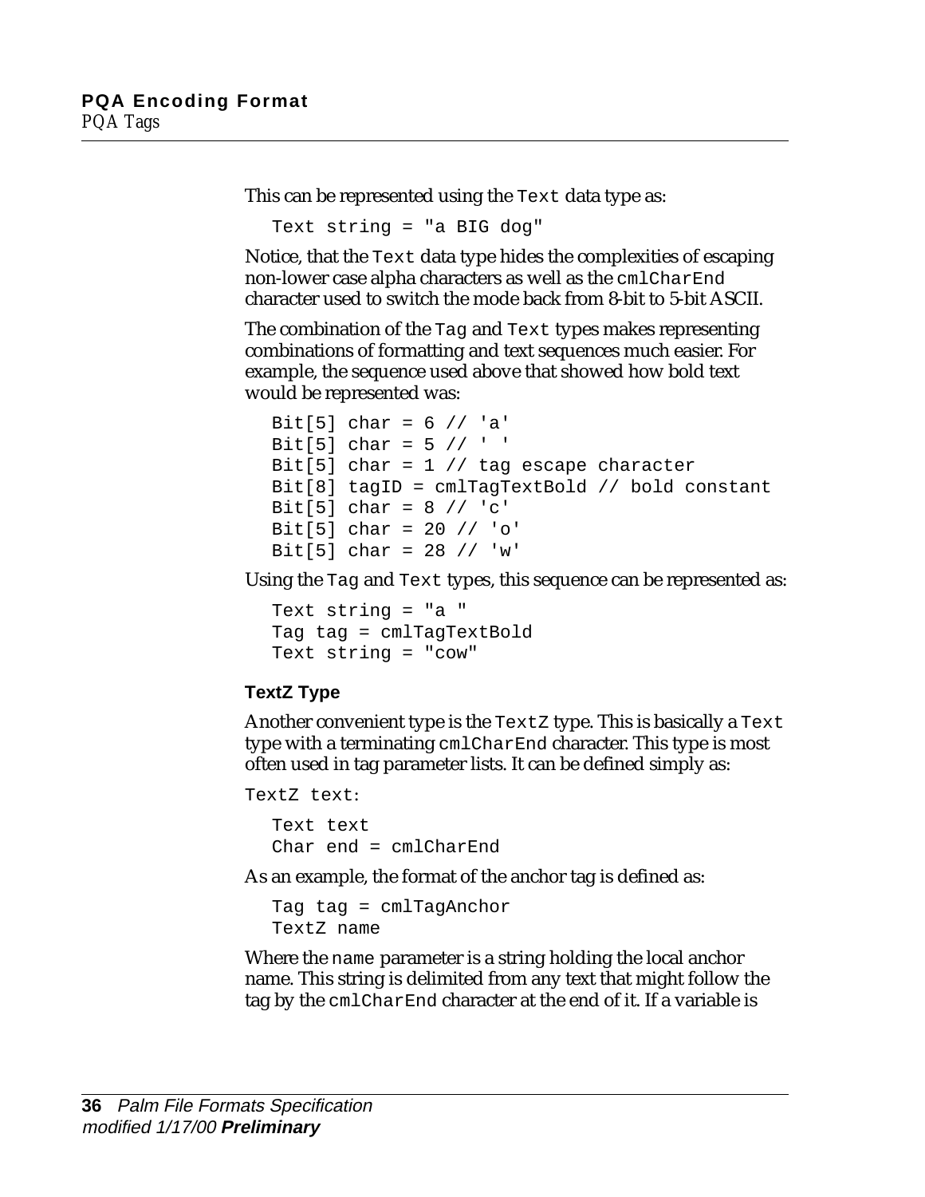This can be represented using the `Text` data type as:

```
Text string = "a BIG dog"
```

Notice, that the `Text` data type hides the complexities of escaping non-lower case alpha characters as well as the `cmlCharEnd` character used to switch the mode back from 8-bit to 5-bit ASCII.

The combination of the `Tag` and `Text` types makes representing combinations of formatting and text sequences much easier. For example, the sequence used above that showed how bold text would be represented was:

```
Bit[5] char = 6 // 'a'
Bit[5] char = 5 // ' '
Bit[5] char = 1 // tag escape character
Bit[8] tagID = cmlTagTextBold // bold constant
Bit[5] char = 8 // 'c'
Bit[5] char = 20 // 'o'
Bit[5] char = 28 // 'w'
```

Using the `Tag` and `Text` types, this sequence can be represented as:

```
Text string = "a "
Tag tag = cmlTagTextBold
Text string = "cow"
```

### TextZ Type

Another convenient type is the `TextZ` type. This is basically a `Text` type with a terminating `cmlCharEnd` character. This type is most often used in tag parameter lists. It can be defined simply as:

`TextZ text:`

```
Text text
Char end = cmlCharEnd
```

As an example, the format of the anchor tag is defined as:

```
Tag tag = cmlTagAnchor
TextZ name
```

Where the `name` parameter is a string holding the local anchor name. This string is delimited from any text that might follow the tag by the `cmlCharEnd` character at the end of it. If a variable is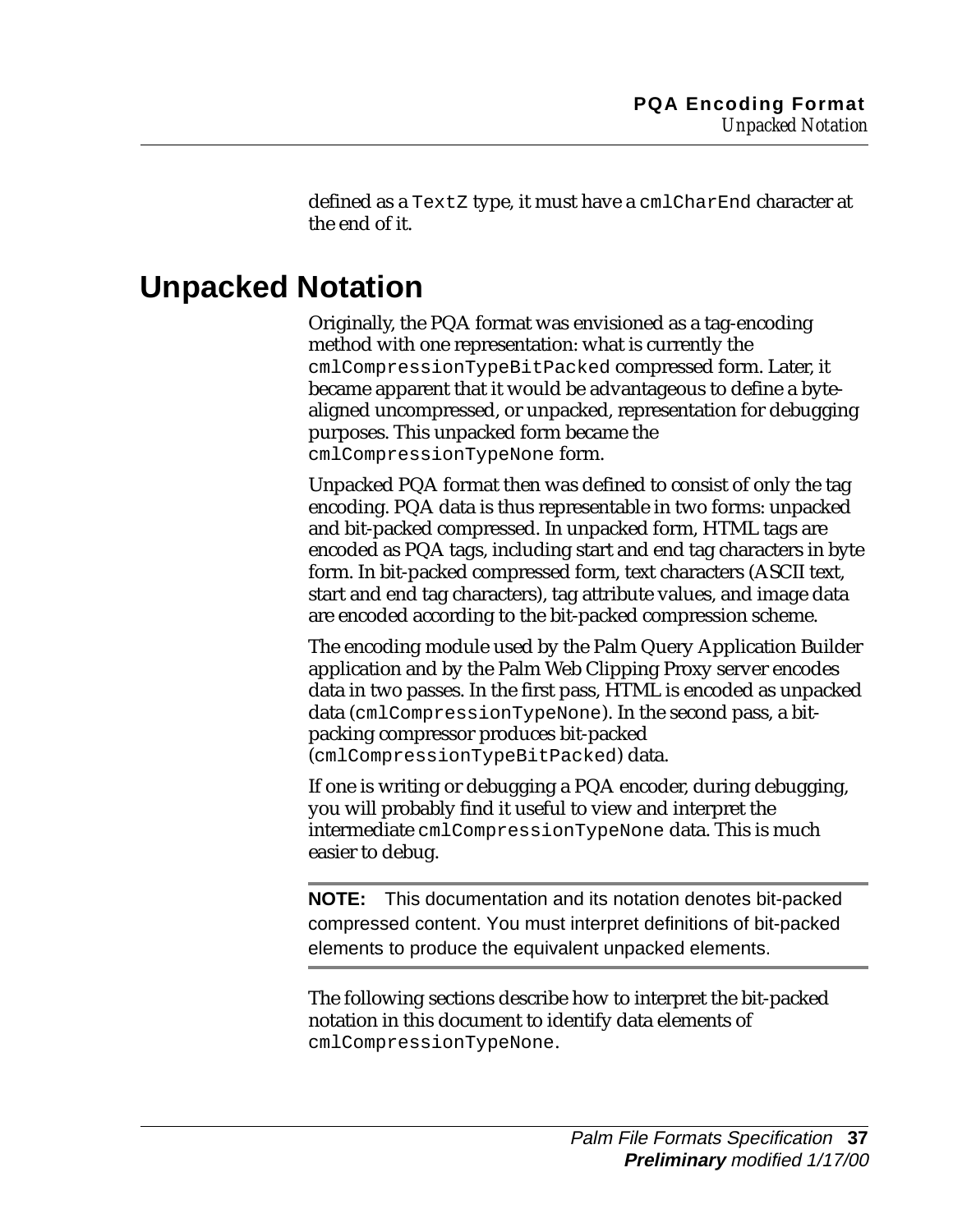defined as a `TextZ` type, it must have a `cmlCharEnd` character at the end of it.

# Unpacked Notation

Originally, the PQA format was envisioned as a tag-encoding method with one representation: what is currently the `cmlCompressionTypeBitPacked` compressed form. Later, it became apparent that it would be advantageous to define a byte-aligned uncompressed, or unpacked, representation for debugging purposes. This unpacked form became the `cmlCompressionTypeNone` form.

Unpacked PQA format then was defined to consist of only the tag encoding. PQA data is thus representable in two forms: unpacked and bit-packed compressed. In unpacked form, HTML tags are encoded as PQA tags, including start and end tag characters in byte form. In bit-packed compressed form, text characters (ASCII text, start and end tag characters), tag attribute values, and image data are encoded according to the bit-packed compression scheme.

The encoding module used by the Palm Query Application Builder application and by the Palm Web Clipping Proxy server encodes data in two passes. In the first pass, HTML is encoded as unpacked data (`cmlCompressionTypeNone`). In the second pass, a bit-packing compressor produces bit-packed (`cmlCompressionTypeBitPacked`) data.

If one is writing or debugging a PQA encoder, during debugging, you will probably find it useful to view and interpret the intermediate `cmlCompressionTypeNone` data. This is much easier to debug.

**NOTE:** This documentation and its notation denotes bit-packed compressed content. You must interpret definitions of bit-packed elements to produce the equivalent unpacked elements.

The following sections describe how to interpret the bit-packed notation in this document to identify data elements of `cmlCompressionTypeNone`.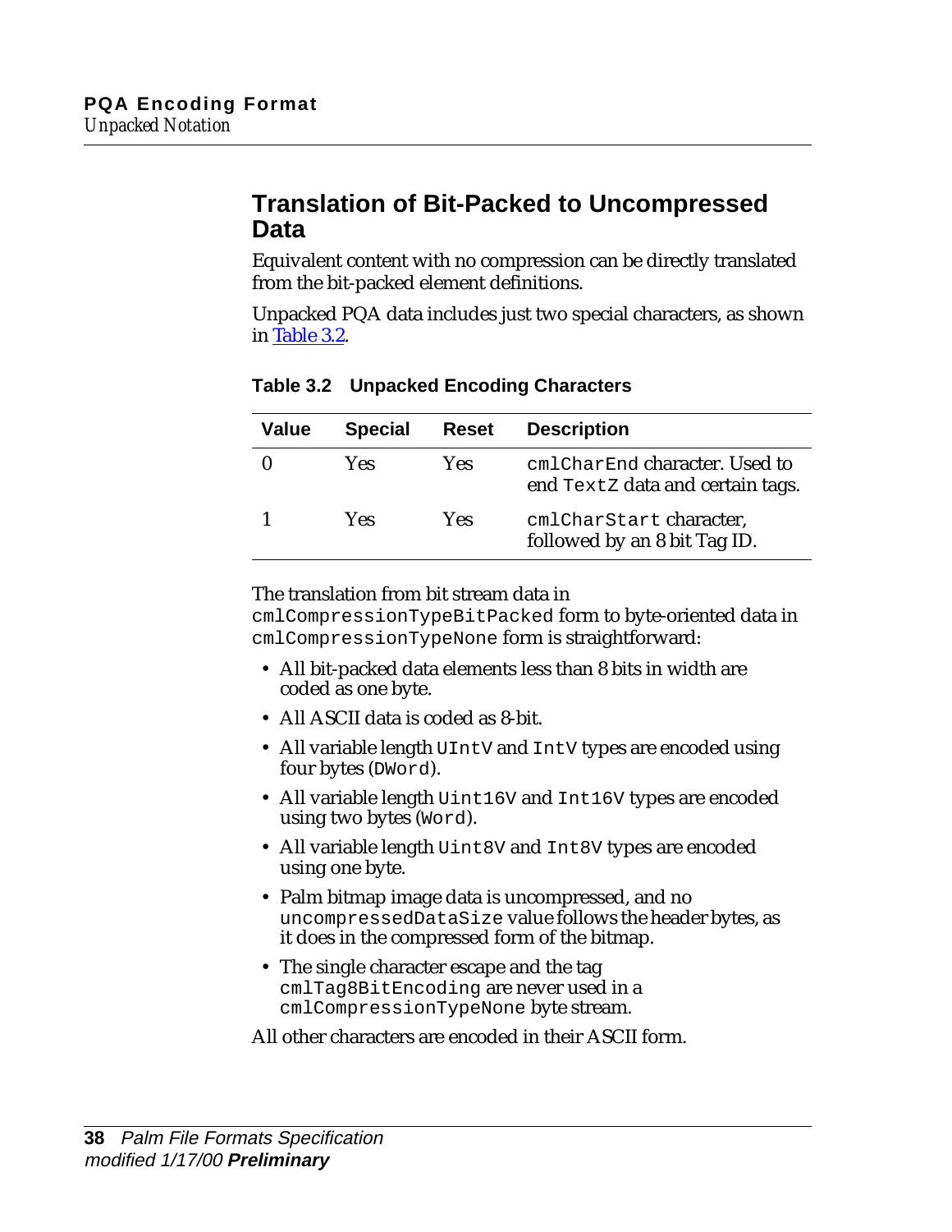## Translation of Bit-Packed to Uncompressed Data

Equivalent content with no compression can be directly translated from the bit-packed element definitions.

Unpacked PQA data includes just two special characters, as shown in Table 3.2.

**Table 3.2 Unpacked Encoding Characters**

| Value | Special | Reset | Description |
|---|---|---|---|
| 0 | Yes | Yes | `cmlCharEnd` character. Used to end `TextZ` data and certain tags. |
| 1 | Yes | Yes | `cmlCharStart` character, followed by an 8 bit Tag ID. |

The translation from bit stream data in `cmlCompressionTypeBitPacked` form to byte-oriented data in `cmlCompressionTypeNone` form is straightforward:

- All bit-packed data elements less than 8 bits in width are coded as one byte.
- All ASCII data is coded as 8-bit.
- All variable length `UIntV` and `IntV` types are encoded using four bytes (`DWord`).
- All variable length `Uint16V` and `Int16V` types are encoded using two bytes (`Word`).
- All variable length `Uint8V` and `Int8V` types are encoded using one byte.
- Palm bitmap image data is uncompressed, and no `uncompressedDataSize` value follows the header bytes, as it does in the compressed form of the bitmap.
- The single character escape and the tag `cmlTag8BitEncoding` are never used in a `cmlCompressionTypeNone` byte stream.

All other characters are encoded in their ASCII form.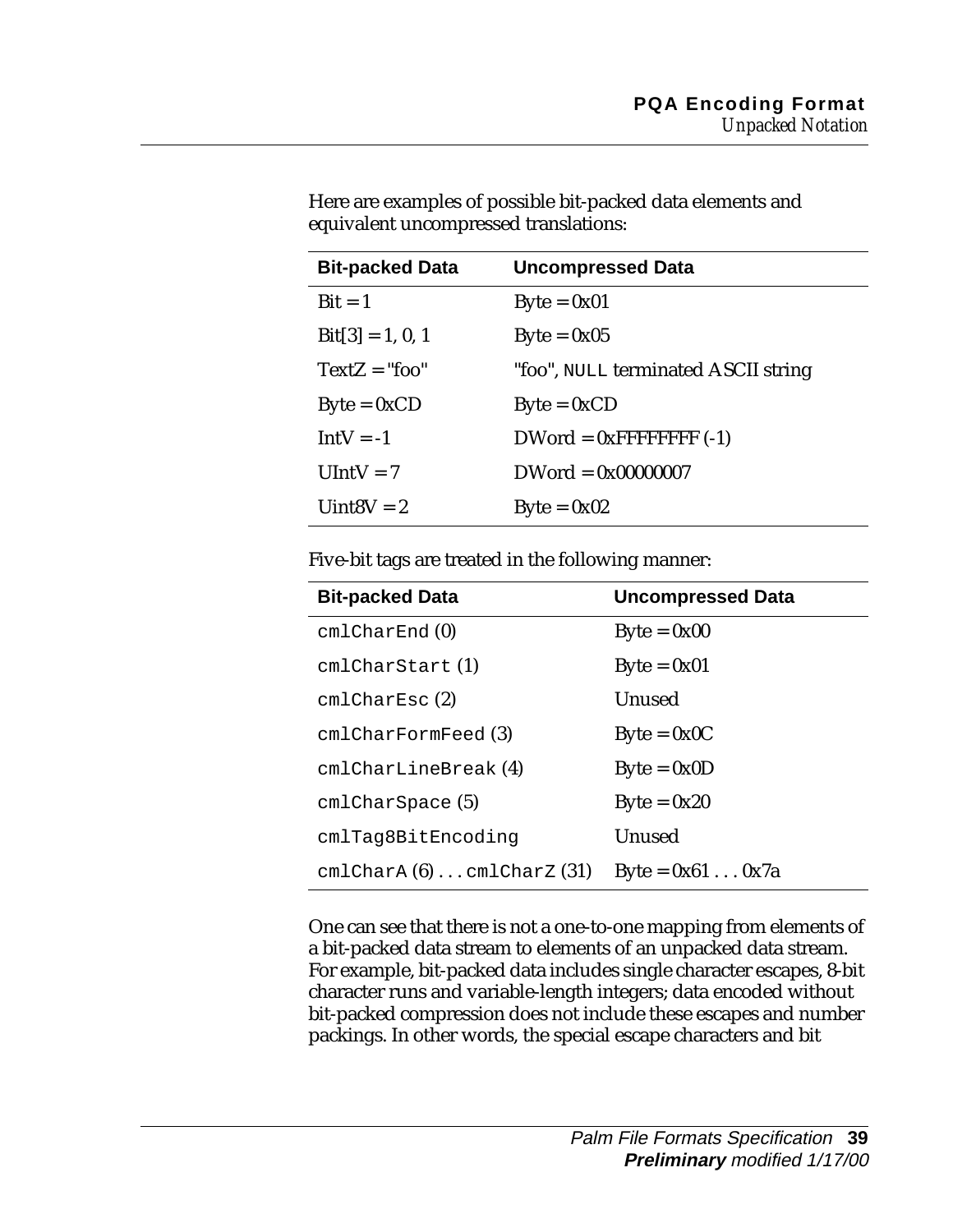Here are examples of possible bit-packed data elements and equivalent uncompressed translations:

| Bit-packed Data | Uncompressed Data |
|---|---|
| Bit = 1 | Byte = 0x01 |
| Bit[3] = 1, 0, 1 | Byte = 0x05 |
| TextZ = "foo" | "foo", `NULL` terminated ASCII string |
| Byte = 0xCD | Byte = 0xCD |
| IntV = -1 | DWord = 0xFFFFFFFF (-1) |
| UIntV = 7 | DWord = 0x00000007 |
| Uint8V = 2 | Byte = 0x02 |

Five-bit tags are treated in the following manner:

| Bit-packed Data | Uncompressed Data |
|---|---|
| `cmlCharEnd` (0) | Byte = 0x00 |
| `cmlCharStart` (1) | Byte = 0x01 |
| `cmlCharEsc` (2) | Unused |
| `cmlCharFormFeed` (3) | Byte = 0x0C |
| `cmlCharLineBreak` (4) | Byte = 0x0D |
| `cmlCharSpace` (5) | Byte = 0x20 |
| `cmlTag8BitEncoding` | Unused |
| `cmlCharA` (6) . . . `cmlCharZ` (31) | Byte = 0x61 . . . 0x7a |

One can see that there is not a one-to-one mapping from elements of a bit-packed data stream to elements of an unpacked data stream. For example, bit-packed data includes single character escapes, 8-bit character runs and variable-length integers; data encoded without bit-packed compression does not include these escapes and number packings. In other words, the special escape characters and bit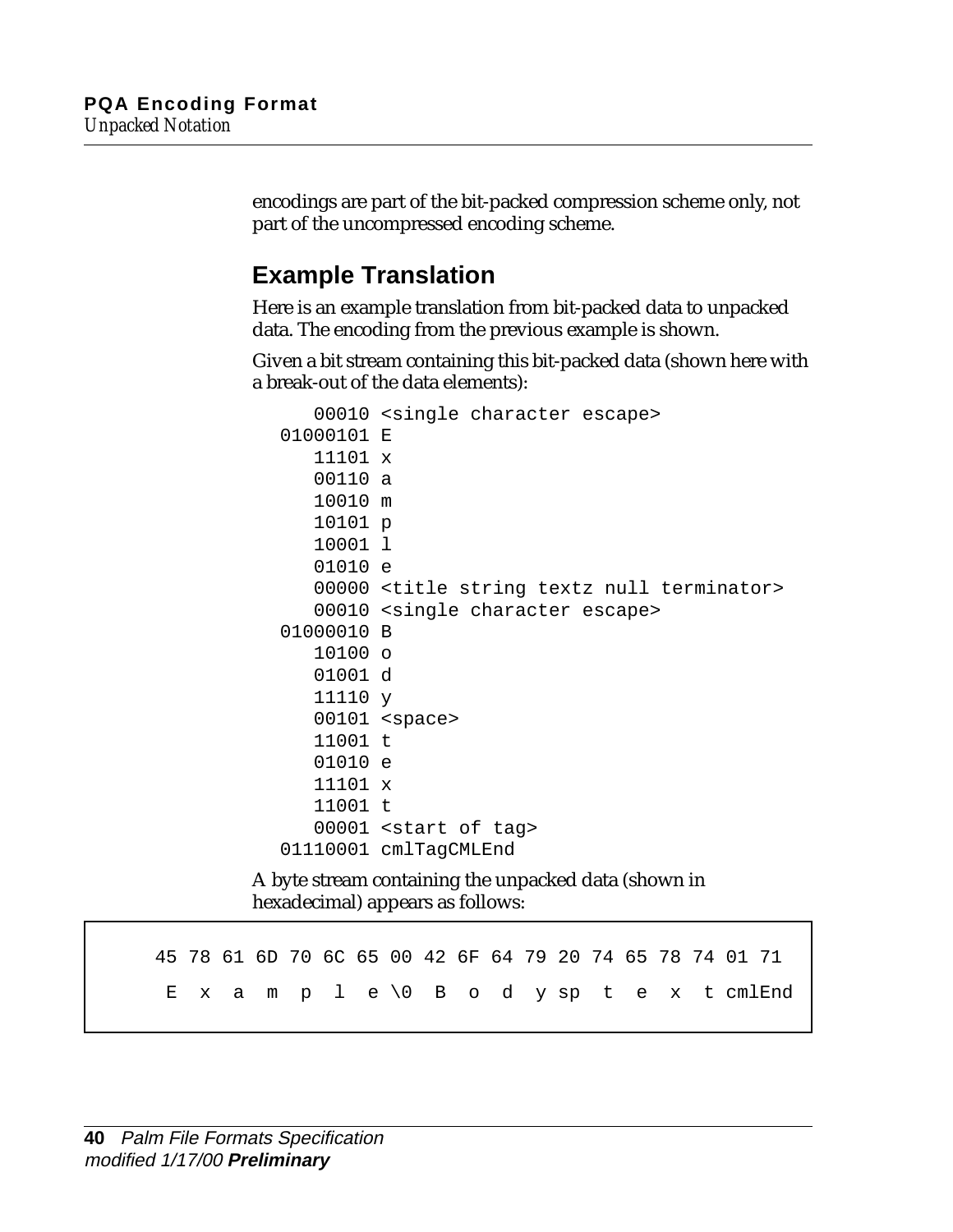encodings are part of the bit-packed compression scheme only, not part of the uncompressed encoding scheme.

## Example Translation

Here is an example translation from bit-packed data to unpacked data. The encoding from the previous example is shown.

Given a bit stream containing this bit-packed data (shown here with a break-out of the data elements):

```
     00010 <single character escape>
  01000101 E
     11101 x
     00110 a
     10010 m
     10101 p
     10001 l
     01010 e
     00000 <title string textz null terminator>
     00010 <single character escape>
  01000010 B
     10100 o
     01001 d
     11110 y
     00101 <space>
     11001 t
     01010 e
     11101 x
     11001 t
     00001 <start of tag>
  01110001 cmlTagCMLEnd
```

A byte stream containing the unpacked data (shown in hexadecimal) appears as follows:

```
45 78 61 6D 70 6C 65 00 42 6F 64 79 20 74 65 78 74 01 71
 E  x  a  m  p  l  e \0  B  o  d  y sp  t  e  x  t cmlEnd
```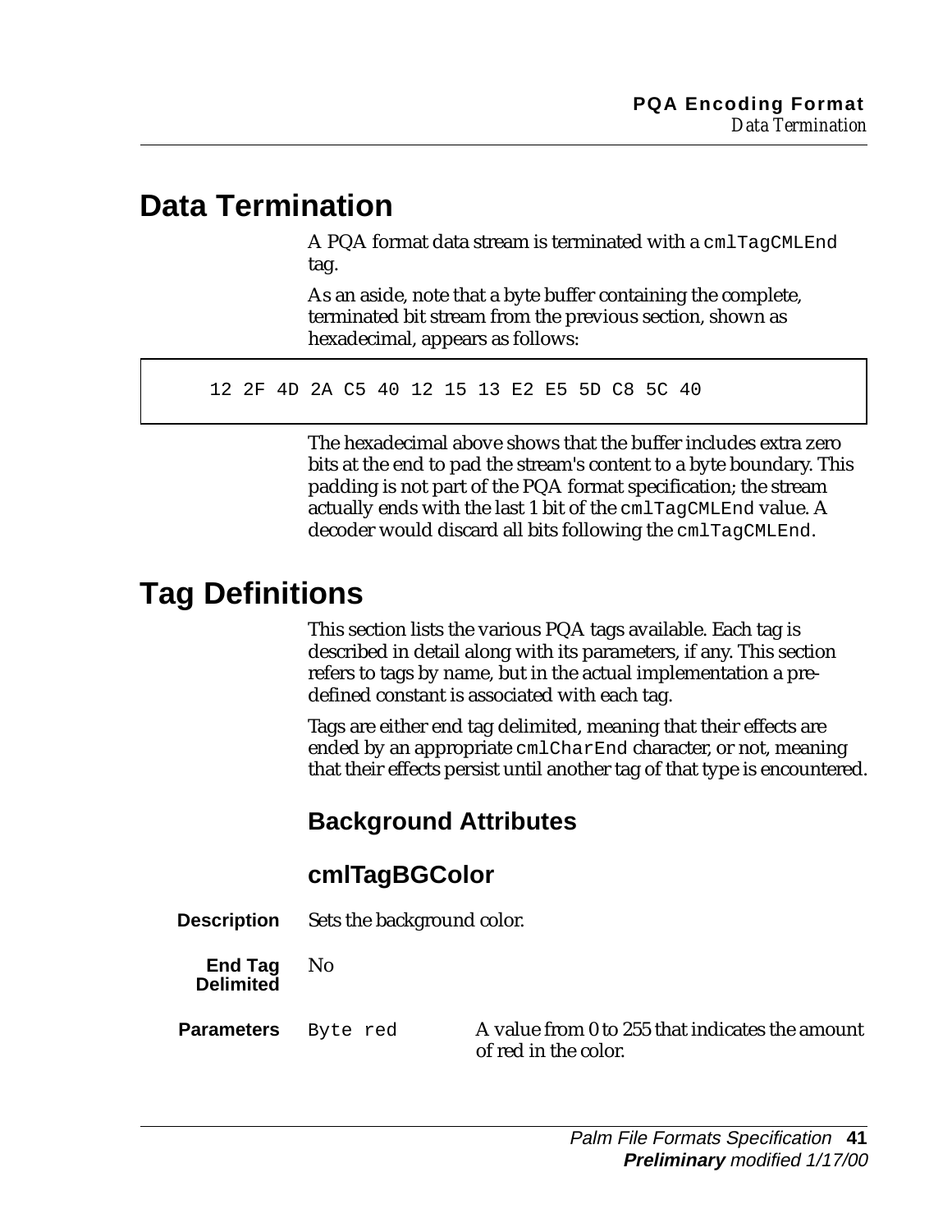## Data Termination

A PQA format data stream is terminated with a `cmlTagCMLEnd` tag.

As an aside, note that a byte buffer containing the complete, terminated bit stream from the previous section, shown as hexadecimal, appears as follows:

```
12 2F 4D 2A C5 40 12 15 13 E2 E5 5D C8 5C 40
```

The hexadecimal above shows that the buffer includes extra zero bits at the end to pad the stream's content to a byte boundary. This padding is not part of the PQA format specification; the stream actually ends with the last 1 bit of the `cmlTagCMLEnd` value. A decoder would discard all bits following the `cmlTagCMLEnd`.

## Tag Definitions

This section lists the various PQA tags available. Each tag is described in detail along with its parameters, if any. This section refers to tags by name, but in the actual implementation a pre-defined constant is associated with each tag.

Tags are either end tag delimited, meaning that their effects are ended by an appropriate `cmlCharEnd` character, or not, meaning that their effects persist until another tag of that type is encountered.

### Background Attributes

### cmlTagBGColor

**Description** Sets the background color.

**End Tag Delimited** No

**Parameters** `Byte red` A value from 0 to 255 that indicates the amount of red in the color.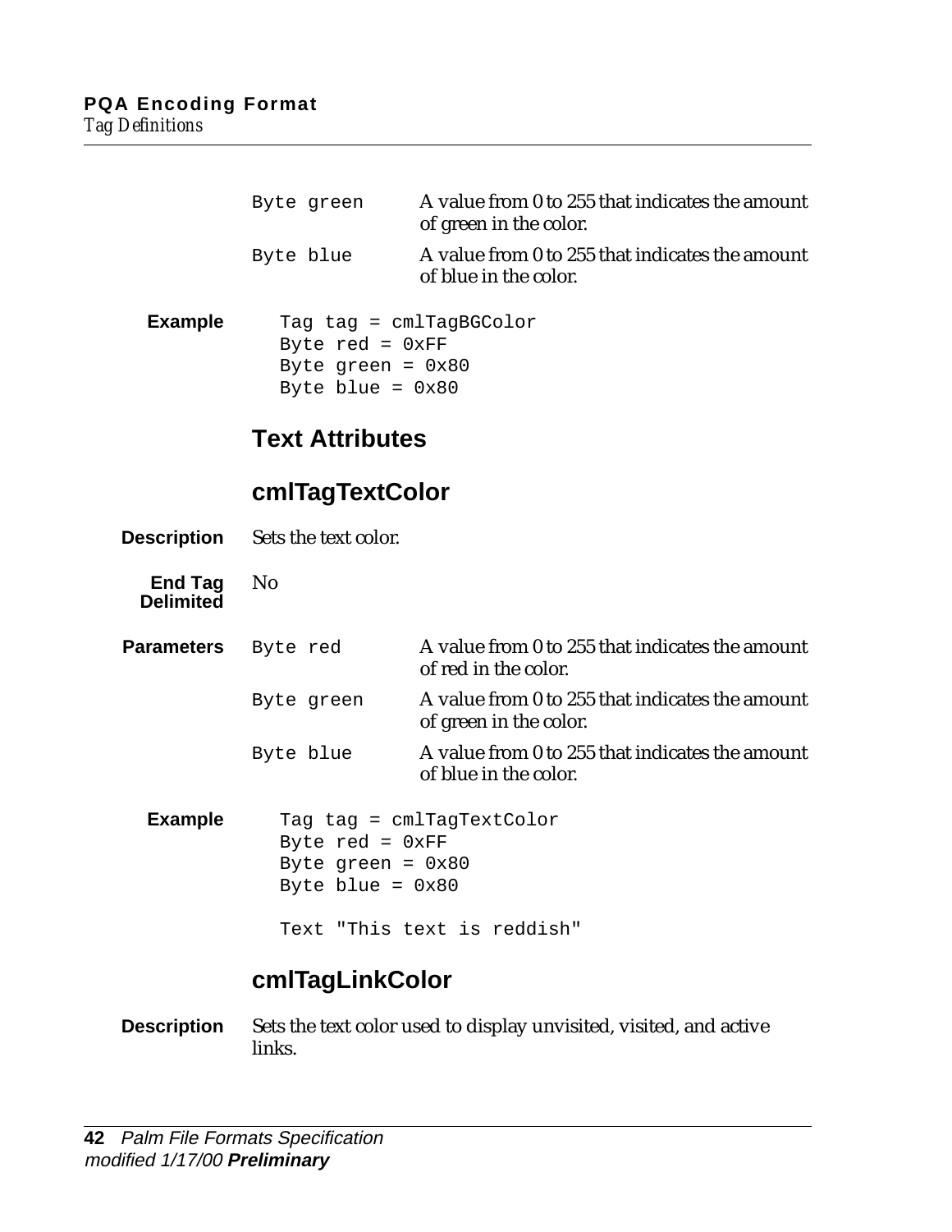| | |
|---|---|
| `Byte green` | A value from 0 to 255 that indicates the amount of green in the color. |
| `Byte blue` | A value from 0 to 255 that indicates the amount of blue in the color. |

**Example**

```
Tag tag = cmlTagBGColor
Byte red = 0xFF
Byte green = 0x80
Byte blue = 0x80
```

## Text Attributes

### cmlTagTextColor

**Description** Sets the text color.

**End Tag Delimited** No

**Parameters**

| | |
|---|---|
| `Byte red` | A value from 0 to 255 that indicates the amount of red in the color. |
| `Byte green` | A value from 0 to 255 that indicates the amount of green in the color. |
| `Byte blue` | A value from 0 to 255 that indicates the amount of blue in the color. |

**Example**

```
Tag tag = cmlTagTextColor
Byte red = 0xFF
Byte green = 0x80
Byte blue = 0x80

Text "This text is reddish"
```

### cmlTagLinkColor

**Description** Sets the text color used to display unvisited, visited, and active links.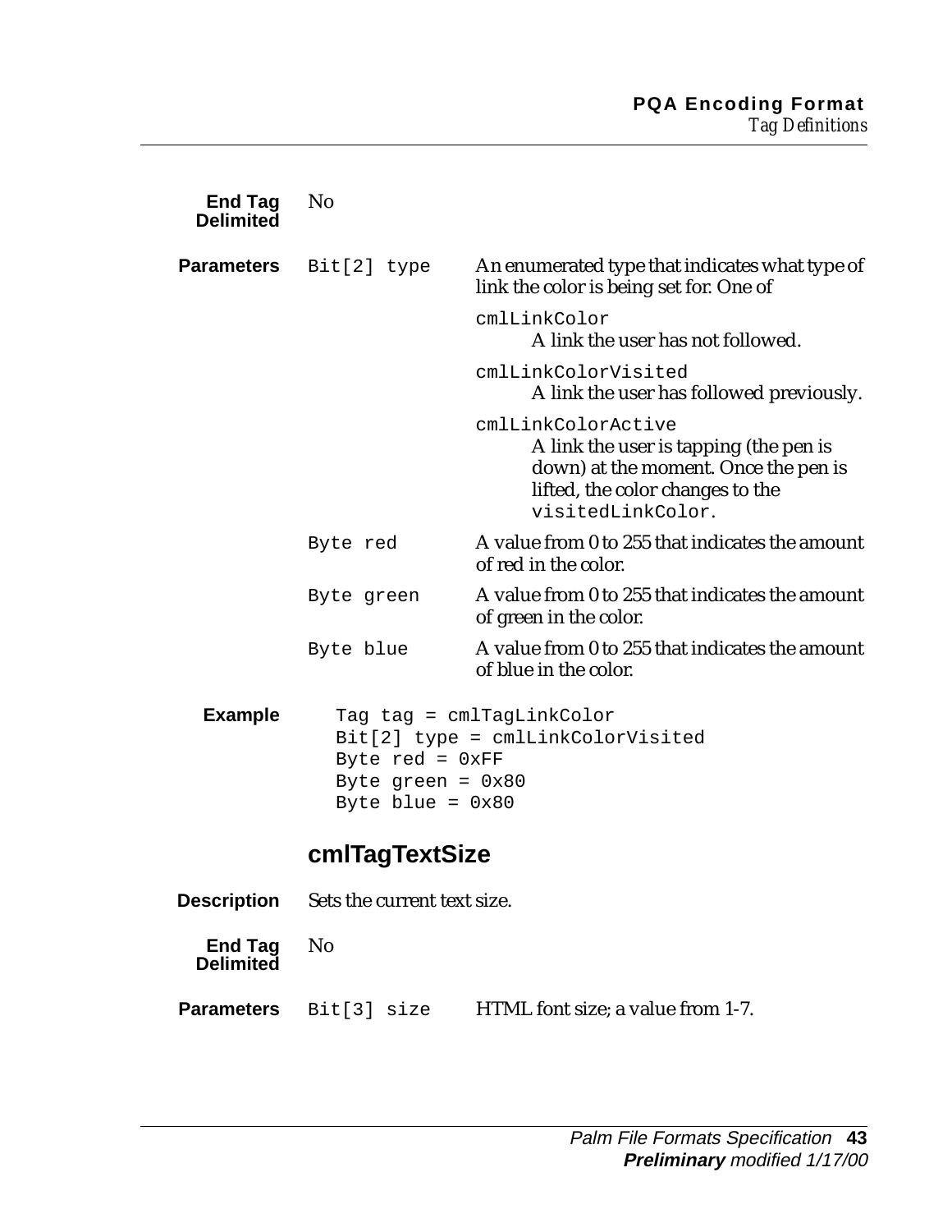**End Tag Delimited** No

**Parameters**

`Bit[2] type` — An enumerated type that indicates what type of link the color is being set for. One of

- `cmlLinkColor`
  A link the user has not followed.
- `cmlLinkColorVisited`
  A link the user has followed previously.
- `cmlLinkColorActive`
  A link the user is tapping (the pen is down) at the moment. Once the pen is lifted, the color changes to the `visitedLinkColor`.

`Byte red` — A value from 0 to 255 that indicates the amount of red in the color.

`Byte green` — A value from 0 to 255 that indicates the amount of green in the color.

`Byte blue` — A value from 0 to 255 that indicates the amount of blue in the color.

**Example**

```
Tag tag = cmlTagLinkColor
Bit[2] type = cmlLinkColorVisited
Byte red = 0xFF
Byte green = 0x80
Byte blue = 0x80
```

### cmlTagTextSize

**Description** Sets the current text size.

**End Tag Delimited** No

**Parameters**

`Bit[3] size` — HTML font size; a value from 1-7.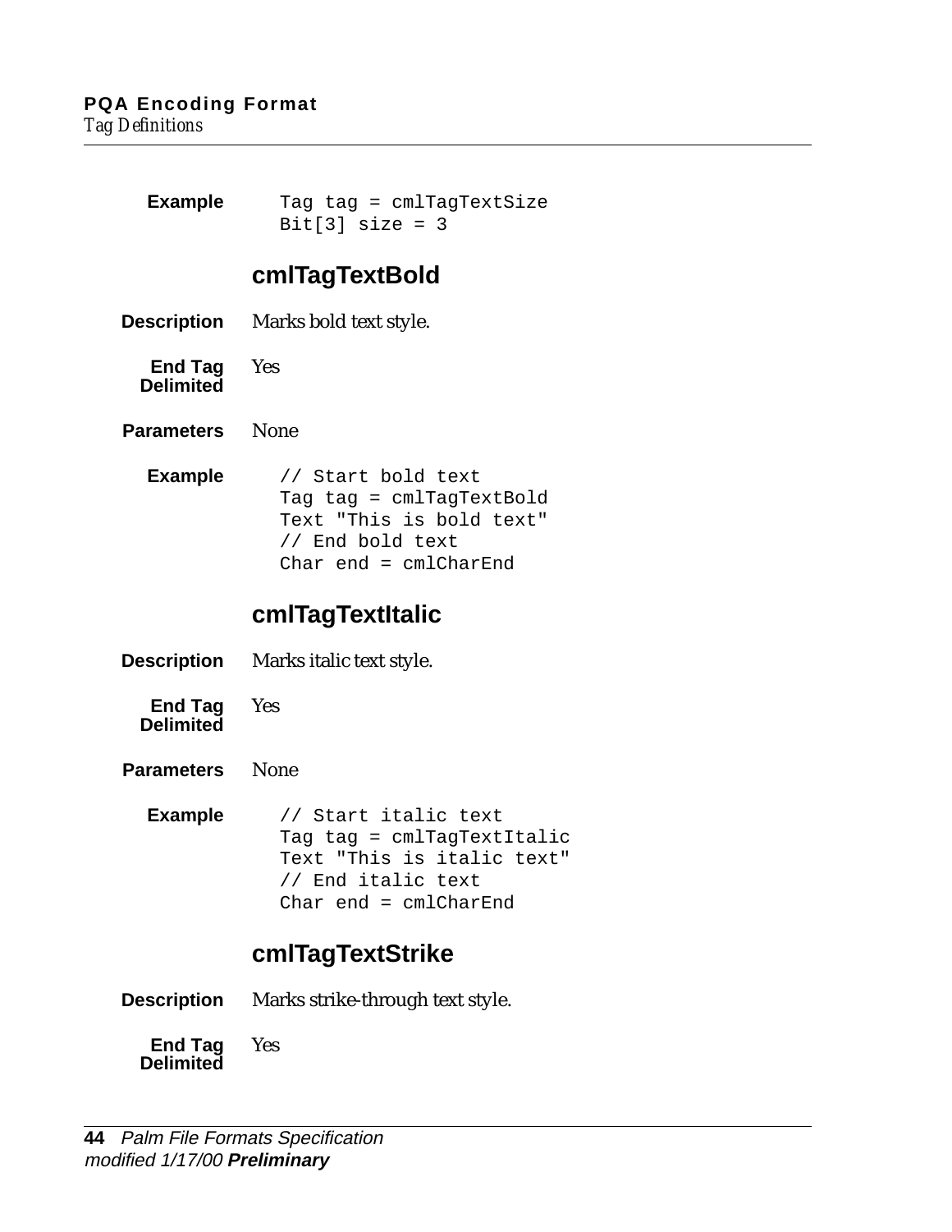**Example**

```
Tag tag = cmlTagTextSize
Bit[3] size = 3
```

## cmlTagTextBold

**Description** Marks bold text style.

**End Tag Delimited** Yes

**Parameters** None

**Example**

```
// Start bold text
Tag tag = cmlTagTextBold
Text "This is bold text"
// End bold text
Char end = cmlCharEnd
```

## cmlTagTextItalic

**Description** Marks italic text style.

**End Tag Delimited** Yes

**Parameters** None

**Example**

```
// Start italic text
Tag tag = cmlTagTextItalic
Text "This is italic text"
// End italic text
Char end = cmlCharEnd
```

## cmlTagTextStrike

**Description** Marks strike-through text style.

**End Tag Delimited** Yes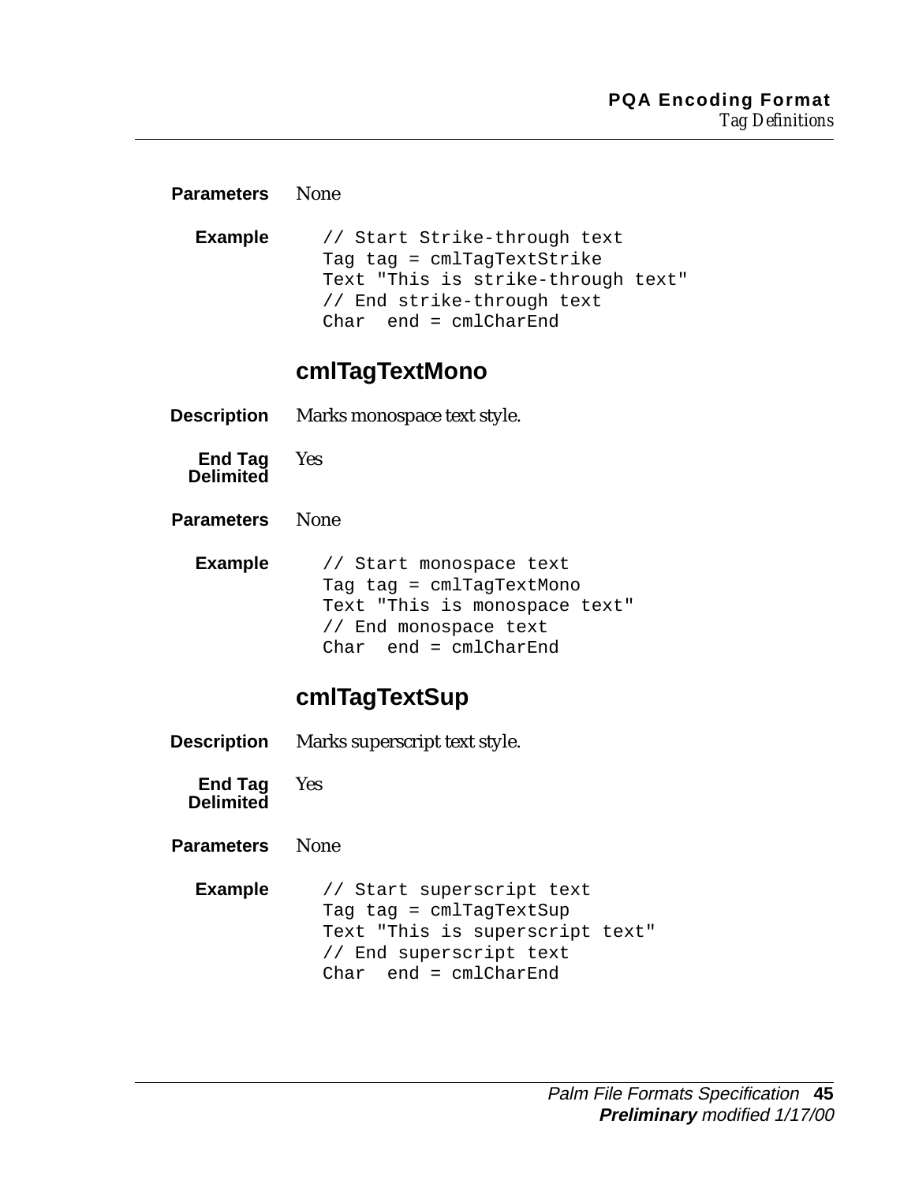**Parameters** None

**Example**

```
// Start Strike-through text
Tag tag = cmlTagTextStrike
Text "This is strike-through text"
// End strike-through text
Char  end = cmlCharEnd
```

### cmlTagTextMono

**Description** Marks monospace text style.

**End Tag Delimited** Yes

**Parameters** None

**Example**

```
// Start monospace text
Tag tag = cmlTagTextMono
Text "This is monospace text"
// End monospace text
Char  end = cmlCharEnd
```

### cmlTagTextSup

**Description** Marks superscript text style.

**End Tag Delimited** Yes

**Parameters** None

**Example**

```
// Start superscript text
Tag tag = cmlTagTextSup
Text "This is superscript text"
// End superscript text
Char  end = cmlCharEnd
```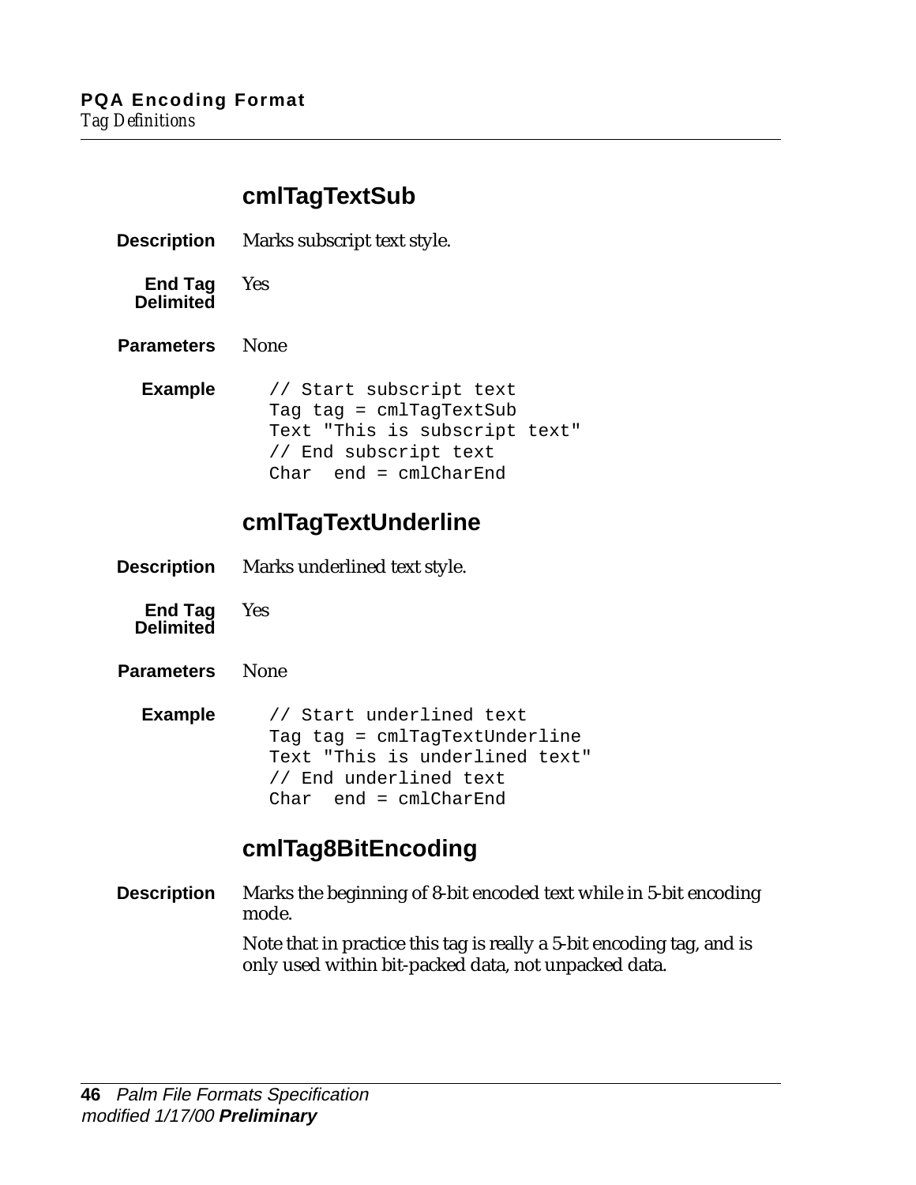## cmlTagTextSub

**Description** Marks subscript text style.

**End Tag Delimited** Yes

**Parameters** None

**Example**

```
// Start subscript text
Tag tag = cmlTagTextSub
Text "This is subscript text"
// End subscript text
Char  end = cmlCharEnd
```

## cmlTagTextUnderline

**Description** Marks underlined text style.

**End Tag Delimited** Yes

**Parameters** None

**Example**

```
// Start underlined text
Tag tag = cmlTagTextUnderline
Text "This is underlined text"
// End underlined text
Char  end = cmlCharEnd
```

## cmlTag8BitEncoding

**Description** Marks the beginning of 8-bit encoded text while in 5-bit encoding mode.

Note that in practice this tag is really a 5-bit encoding tag, and is only used within bit-packed data, not unpacked data.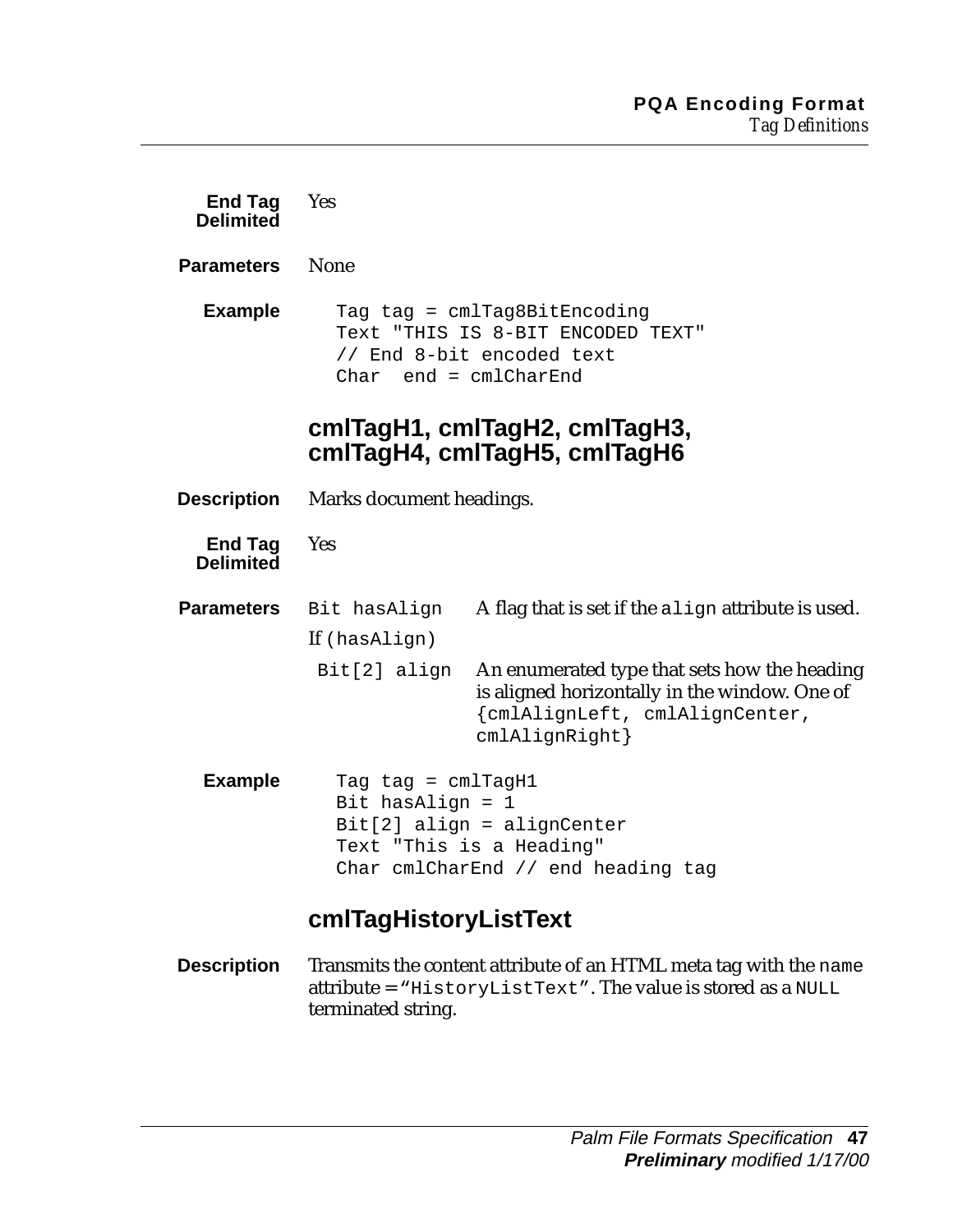**End Tag Delimited** Yes

**Parameters** None

**Example**

```
Tag tag = cmlTag8BitEncoding
Text "THIS IS 8-BIT ENCODED TEXT"
// End 8-bit encoded text
Char  end = cmlCharEnd
```

## cmlTagH1, cmlTagH2, cmlTagH3, cmlTagH4, cmlTagH5, cmlTagH6

**Description** Marks document headings.

**End Tag Delimited** Yes

**Parameters**

| | |
|---|---|
| `Bit hasAlign` | A flag that is set if the `align` attribute is used. |
| If (`hasAlign`) | |
| `Bit[2] align` | An enumerated type that sets how the heading is aligned horizontally in the window. One of `{cmlAlignLeft, cmlAlignCenter, cmlAlignRight}` |

**Example**

```
Tag tag = cmlTagH1
Bit hasAlign = 1
Bit[2] align = alignCenter
Text "This is a Heading"
Char cmlCharEnd // end heading tag
```

## cmlTagHistoryListText

**Description** Transmits the content attribute of an HTML meta tag with the `name` attribute = “`HistoryListText`”. The value is stored as a `NULL` terminated string.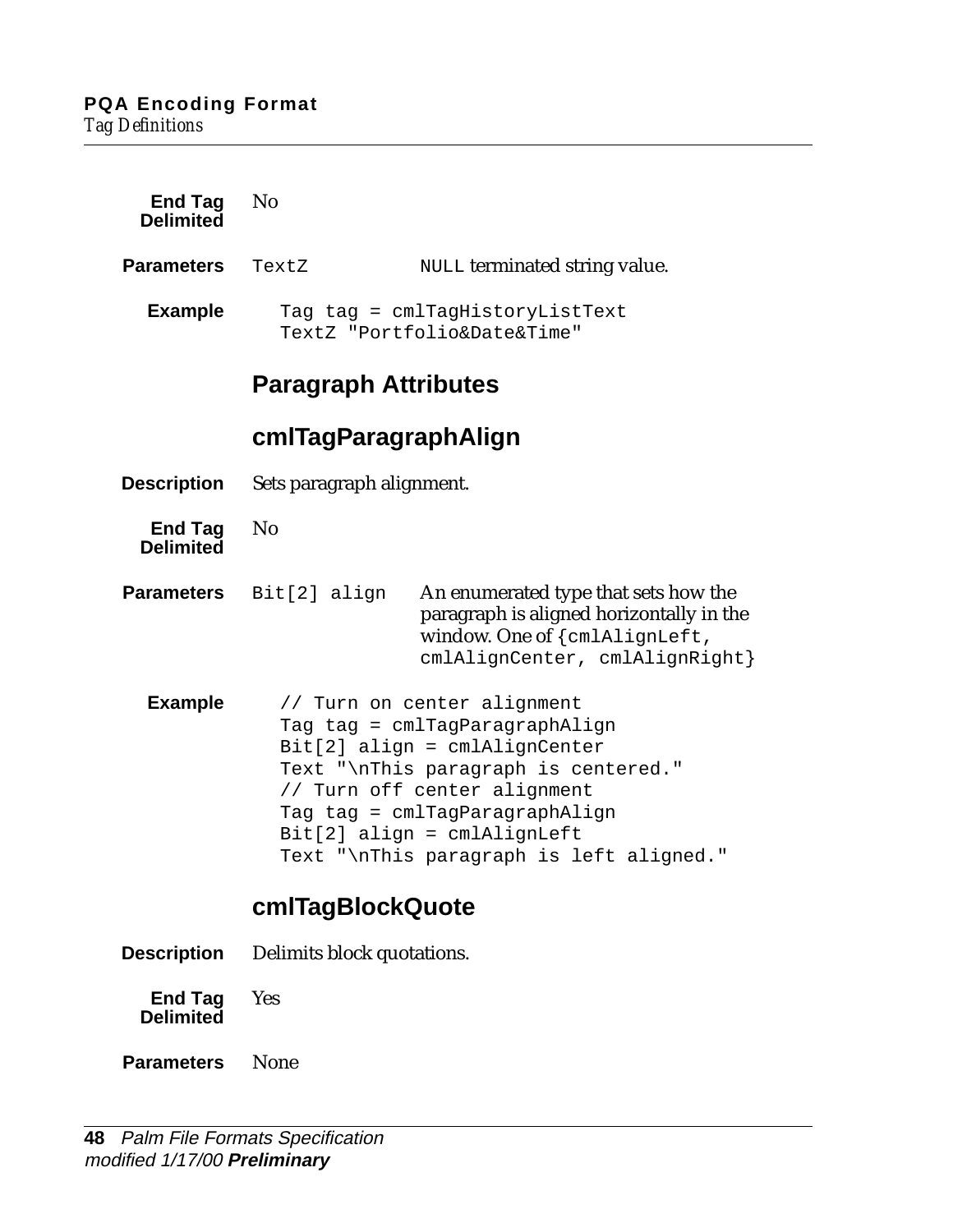**End Tag Delimited** No

**Parameters** `TextZ` — `NULL` terminated string value.

**Example**

```
Tag tag = cmlTagHistoryListText
TextZ "Portfolio&Date&Time"
```

## Paragraph Attributes

### cmlTagParagraphAlign

**Description** Sets paragraph alignment.

**End Tag Delimited** No

**Parameters** `Bit[2] align` — An enumerated type that sets how the paragraph is aligned horizontally in the window. One of `{cmlAlignLeft, cmlAlignCenter, cmlAlignRight}`

**Example**

```
// Turn on center alignment
Tag tag = cmlTagParagraphAlign
Bit[2] align = cmlAlignCenter
Text "\nThis paragraph is centered."
// Turn off center alignment
Tag tag = cmlTagParagraphAlign
Bit[2] align = cmlAlignLeft
Text "\nThis paragraph is left aligned."
```

### cmlTagBlockQuote

**Description** Delimits block quotations.

**End Tag Delimited** Yes

**Parameters** None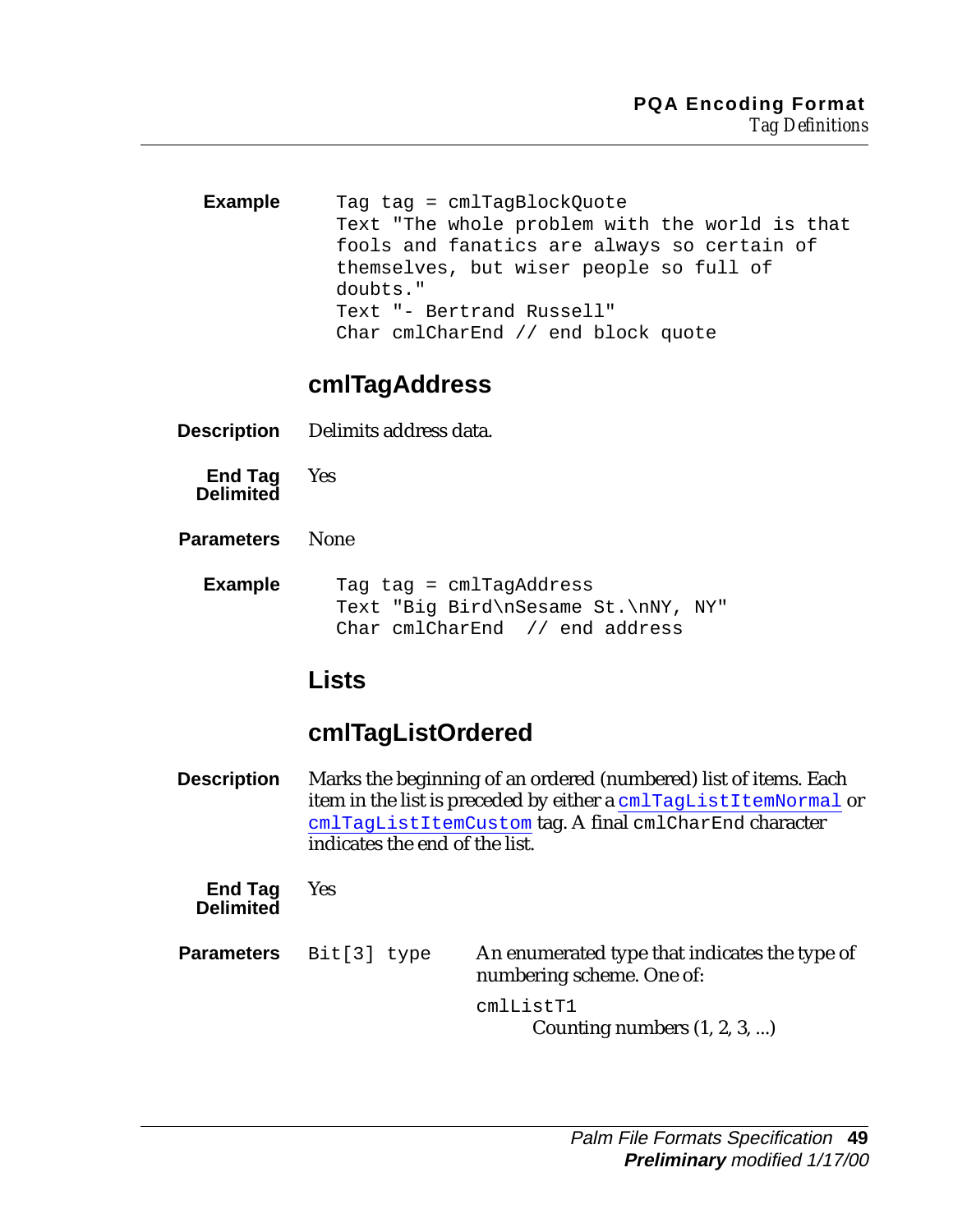**Example**

```
Tag tag = cmlTagBlockQuote
Text "The whole problem with the world is that
fools and fanatics are always so certain of
themselves, but wiser people so full of
doubts."
Text "- Bertrand Russell"
Char cmlCharEnd // end block quote
```

## cmlTagAddress

**Description** Delimits address data.

**End Tag Delimited** Yes

**Parameters** None

**Example**

```
Tag tag = cmlTagAddress
Text "Big Bird\nSesame St.\nNY, NY"
Char cmlCharEnd  // end address
```

# Lists

## cmlTagListOrdered

**Description** Marks the beginning of an ordered (numbered) list of items. Each item in the list is preceded by either a `cmlTagListItemNormal` or `cmlTagListItemCustom` tag. A final `cmlCharEnd` character indicates the end of the list.

**End Tag Delimited** Yes

**Parameters** `Bit[3] type` An enumerated type that indicates the type of numbering scheme. One of:

`cmlListT1`
Counting numbers (1, 2, 3, ...)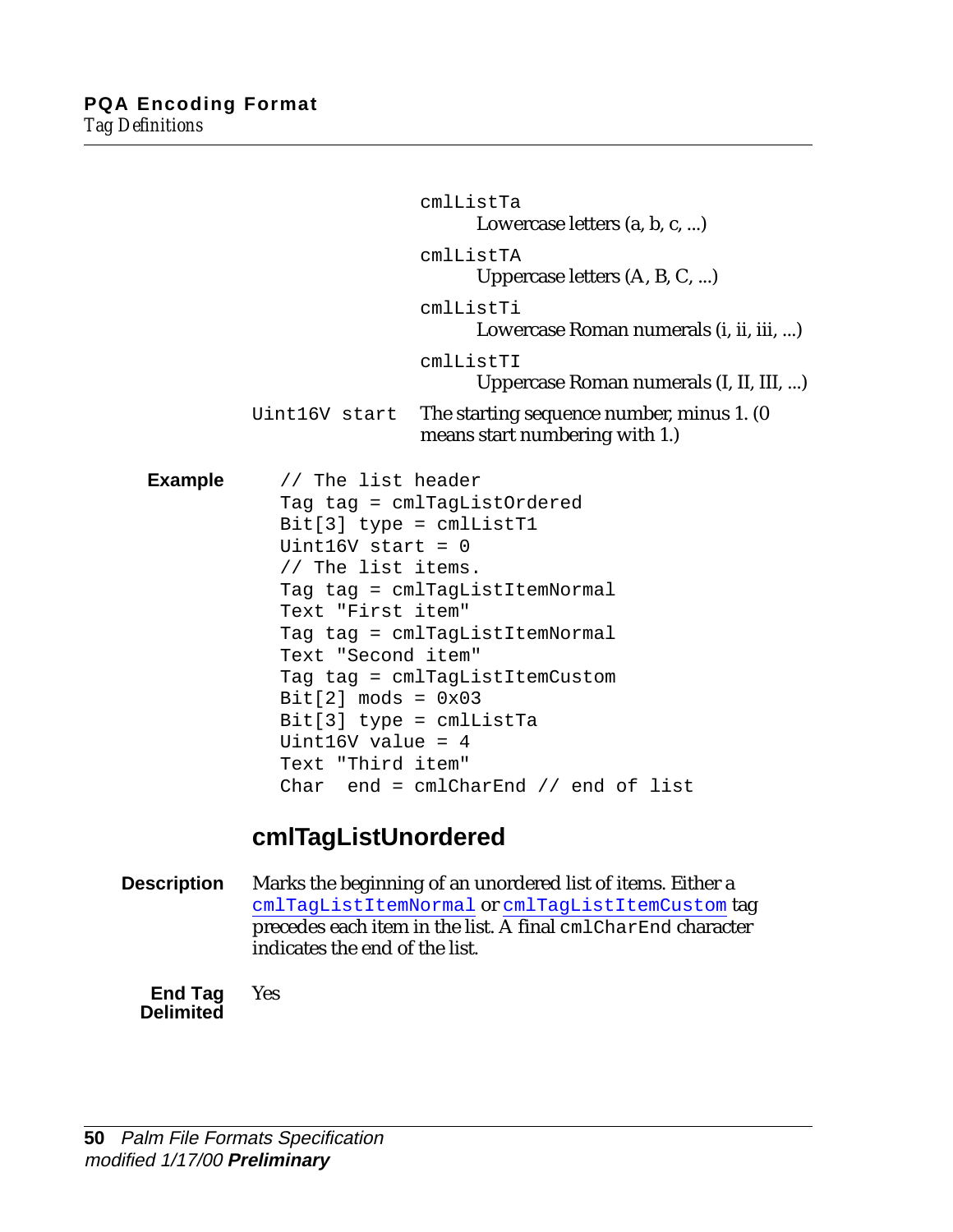`cmlListTa`
: Lowercase letters (a, b, c, ...)

`cmlListTA`
: Uppercase letters (A, B, C, ...)

`cmlListTi`
: Lowercase Roman numerals (i, ii, iii, ...)

`cmlListTI`
: Uppercase Roman numerals (I, II, III, ...)

`Uint16V start` The starting sequence number, minus 1. (0 means start numbering with 1.)

**Example**

```
// The list header
Tag tag = cmlTagListOrdered
Bit[3] type = cmlListT1
Uint16V start = 0
// The list items.
Tag tag = cmlTagListItemNormal
Text "First item"
Tag tag = cmlTagListItemNormal
Text "Second item"
Tag tag = cmlTagListItemCustom
Bit[2] mods = 0x03
Bit[3] type = cmlListTa
Uint16V value = 4
Text "Third item"
Char  end = cmlCharEnd // end of list
```

## cmlTagListUnordered

**Description** Marks the beginning of an unordered list of items. Either a `cmlTagListItemNormal` or `cmlTagListItemCustom` tag precedes each item in the list. A final `cmlCharEnd` character indicates the end of the list.

**End Tag Delimited** Yes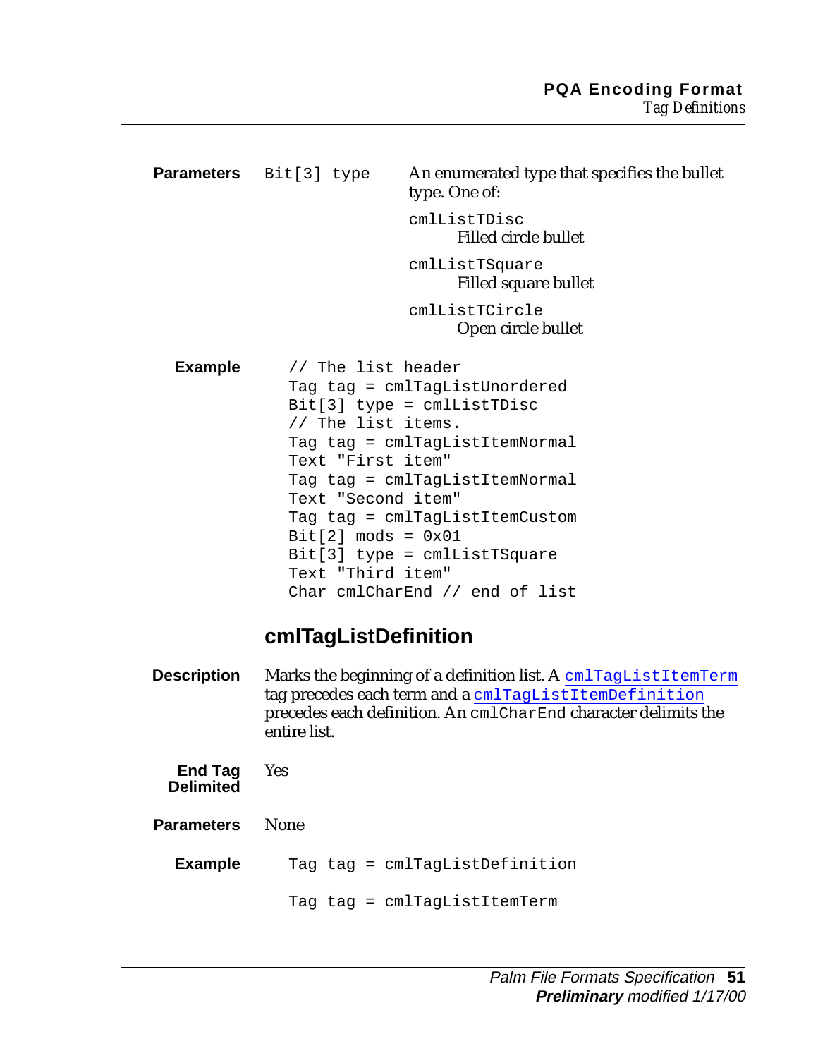**Parameters** `Bit[3] type` An enumerated type that specifies the bullet type. One of:

`cmlListTDisc`
  Filled circle bullet

`cmlListTSquare`
  Filled square bullet

`cmlListTCircle`
  Open circle bullet

**Example**

```
// The list header
Tag tag = cmlTagListUnordered
Bit[3] type = cmlListTDisc
// The list items.
Tag tag = cmlTagListItemNormal
Text "First item"
Tag tag = cmlTagListItemNormal
Text "Second item"
Tag tag = cmlTagListItemCustom
Bit[2] mods = 0x01
Bit[3] type = cmlListTSquare
Text "Third item"
Char cmlCharEnd // end of list
```

## cmlTagListDefinition

**Description** Marks the beginning of a definition list. A `cmlTagListItemTerm` tag precedes each term and a `cmlTagListItemDefinition` precedes each definition. An `cmlCharEnd` character delimits the entire list.

**End Tag Delimited** Yes

**Parameters** None

**Example**

```
Tag tag = cmlTagListDefinition

Tag tag = cmlTagListItemTerm
```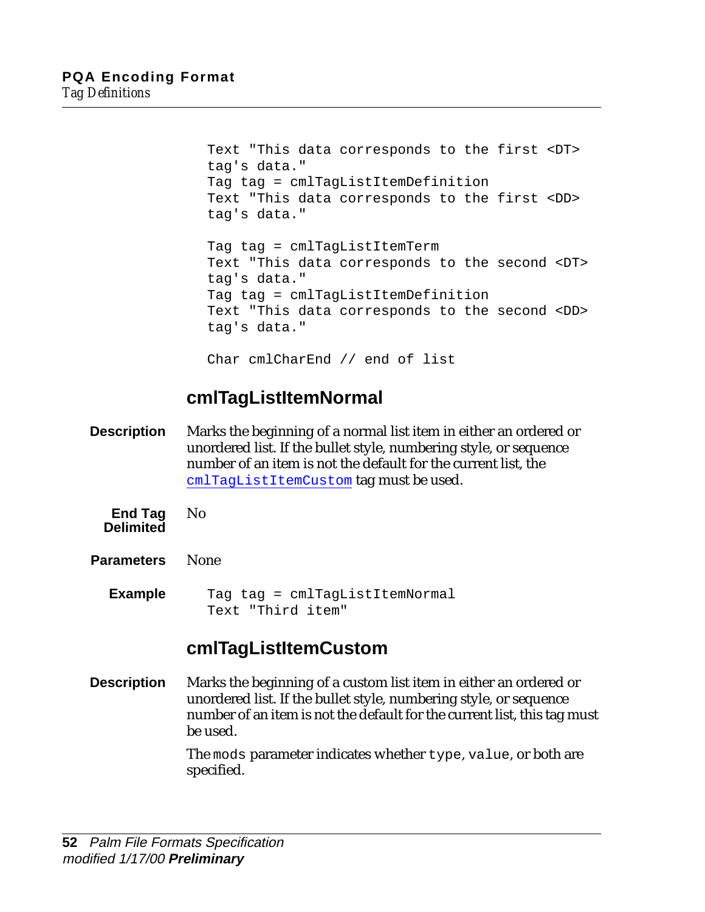```
Text "This data corresponds to the first <DT>
tag's data."
Tag tag = cmlTagListItemDefinition
Text "This data corresponds to the first <DD>
tag's data."

Tag tag = cmlTagListItemTerm
Text "This data corresponds to the second <DT>
tag's data."
Tag tag = cmlTagListItemDefinition
Text "This data corresponds to the second <DD>
tag's data."

Char cmlCharEnd // end of list
```

### cmlTagListItemNormal

**Description** Marks the beginning of a normal list item in either an ordered or unordered list. If the bullet style, numbering style, or sequence number of an item is not the default for the current list, the `cmlTagListItemCustom` tag must be used.

**End Tag Delimited** No

**Parameters** None

**Example**

```
Tag tag = cmlTagListItemNormal
Text "Third item"
```

### cmlTagListItemCustom

**Description** Marks the beginning of a custom list item in either an ordered or unordered list. If the bullet style, numbering style, or sequence number of an item is not the default for the current list, this tag must be used.

The `mods` parameter indicates whether `type`, `value`, or both are specified.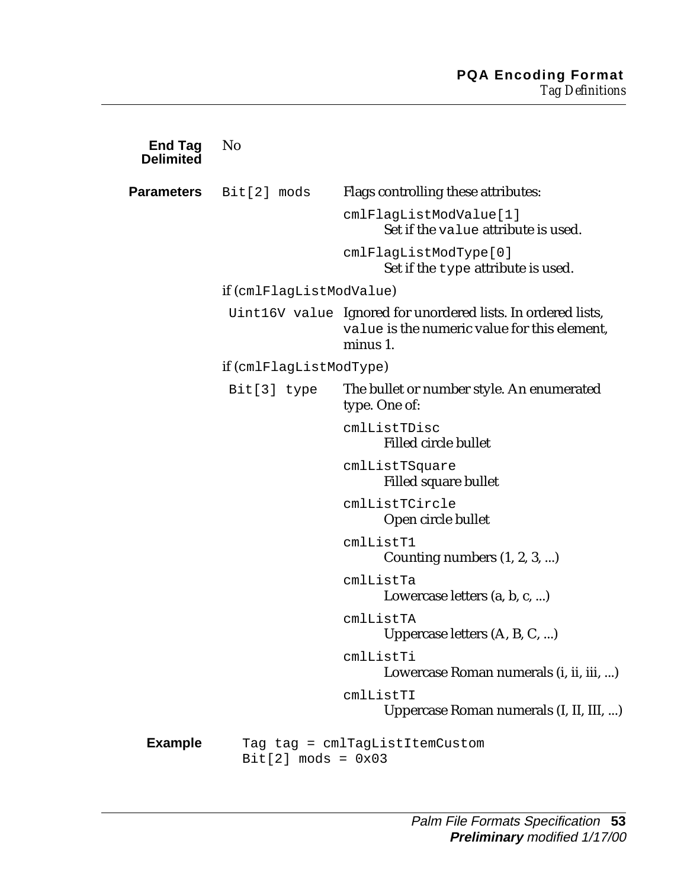**End Tag Delimited** No

**Parameters**

`Bit[2] mods` Flags controlling these attributes:

- `cmlFlagListModValue[1]`
  Set if the `value` attribute is used.
- `cmlFlagListModType[0]`
  Set if the `type` attribute is used.

if (`cmlFlagListModValue`)

`Uint16V value` Ignored for unordered lists. In ordered lists, `value` is the numeric value for this element, minus 1.

if (`cmlFlagListModType`)

`Bit[3] type` The bullet or number style. An enumerated type. One of:

- `cmlListTDisc`
  Filled circle bullet
- `cmlListTSquare`
  Filled square bullet
- `cmlListTCircle`
  Open circle bullet
- `cmlListT1`
  Counting numbers (1, 2, 3, ...)
- `cmlListTa`
  Lowercase letters (a, b, c, ...)
- `cmlListTA`
  Uppercase letters (A, B, C, ...)
- `cmlListTi`
  Lowercase Roman numerals (i, ii, iii, ...)
- `cmlListTI`
  Uppercase Roman numerals (I, II, III, ...)

**Example**

```
Tag tag = cmlTagListItemCustom
Bit[2] mods = 0x03
```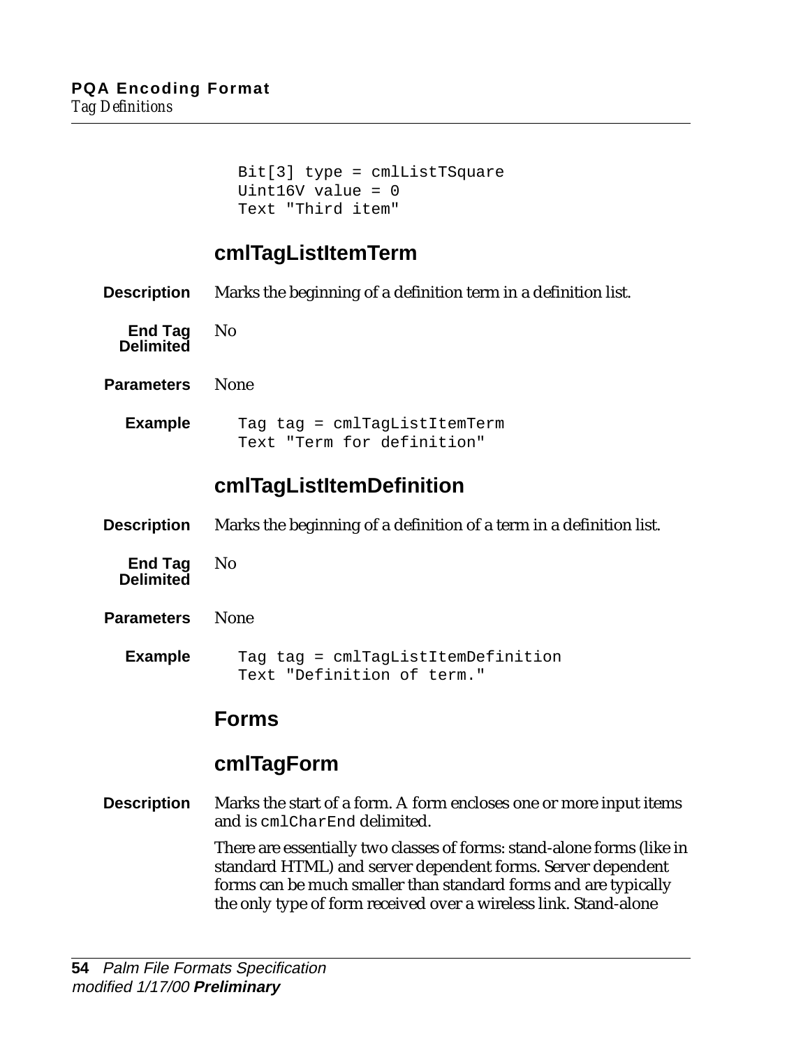```
Bit[3] type = cmlListTSquare
Uint16V value = 0
Text "Third item"
```

### cmlTagListItemTerm

**Description** Marks the beginning of a definition term in a definition list.

**End Tag Delimited** No

**Parameters** None

**Example**

```
Tag tag = cmlTagListItemTerm
Text "Term for definition"
```

### cmlTagListItemDefinition

**Description** Marks the beginning of a definition of a term in a definition list.

**End Tag Delimited** No

**Parameters** None

**Example**

```
Tag tag = cmlTagListItemDefinition
Text "Definition of term."
```

## Forms

### cmlTagForm

**Description** Marks the start of a form. A form encloses one or more input items and is `cmlCharEnd` delimited.

There are essentially two classes of forms: stand-alone forms (like in standard HTML) and server dependent forms. Server dependent forms can be much smaller than standard forms and are typically the only type of form received over a wireless link. Stand-alone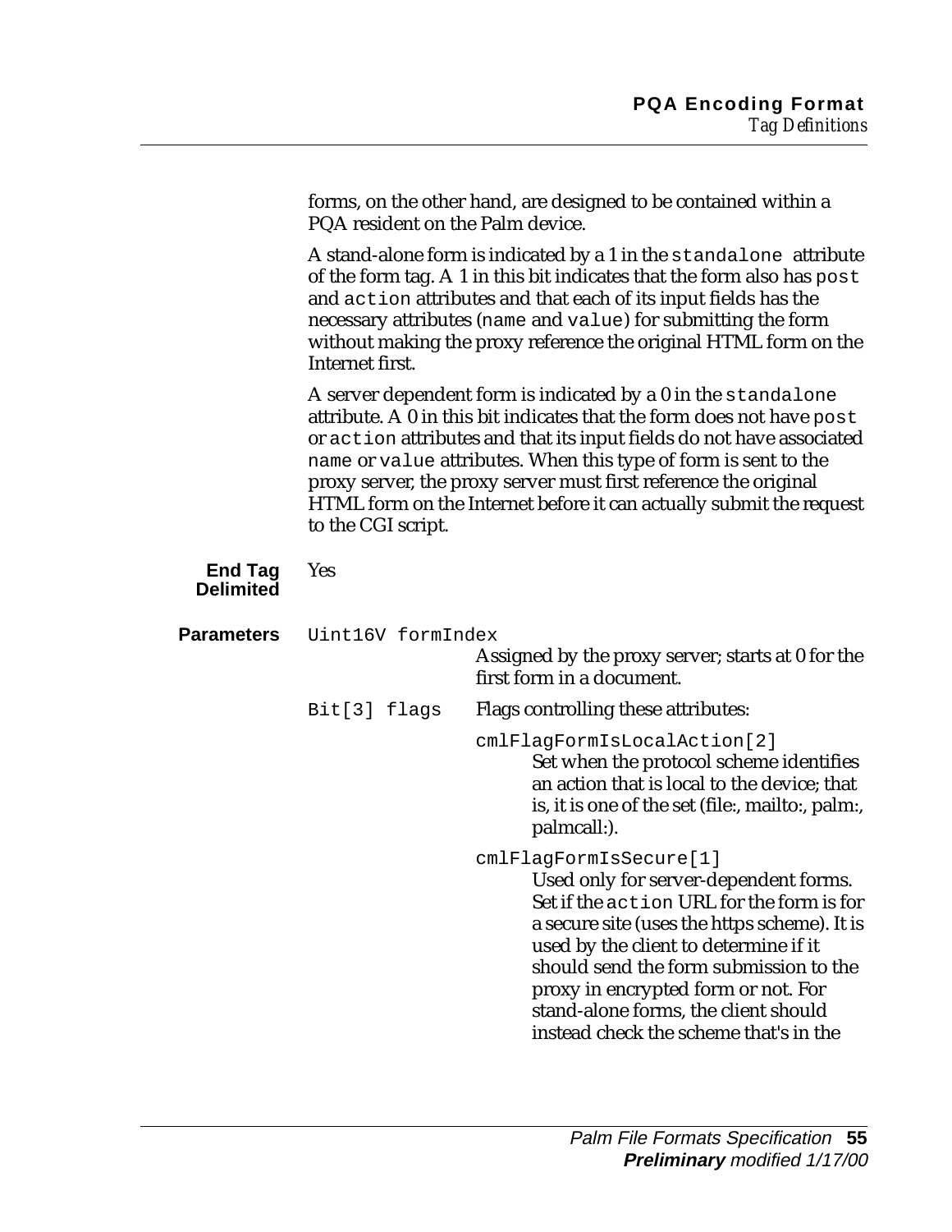forms, on the other hand, are designed to be contained within a PQA resident on the Palm device.

A stand-alone form is indicated by a 1 in the `standalone` attribute of the form tag. A 1 in this bit indicates that the form also has `post` and `action` attributes and that each of its input fields has the necessary attributes (`name` and `value`) for submitting the form without making the proxy reference the original HTML form on the Internet first.

A server dependent form is indicated by a 0 in the `standalone` attribute. A 0 in this bit indicates that the form does not have `post` or `action` attributes and that its input fields do not have associated `name` or `value` attributes. When this type of form is sent to the proxy server, the proxy server must first reference the original HTML form on the Internet before it can actually submit the request to the CGI script.

**End Tag Delimited** Yes

**Parameters**

`Uint16V formIndex`
Assigned by the proxy server; starts at 0 for the first form in a document.

`Bit[3] flags` Flags controlling these attributes:

`cmlFlagFormIsLocalAction[2]`
Set when the protocol scheme identifies an action that is local to the device; that is, it is one of the set (file:, mailto:, palm:, palmcall:).

`cmlFlagFormIsSecure[1]`
Used only for server-dependent forms. Set if the `action` URL for the form is for a secure site (uses the https scheme). It is used by the client to determine if it should send the form submission to the proxy in encrypted form or not. For stand-alone forms, the client should instead check the scheme that's in the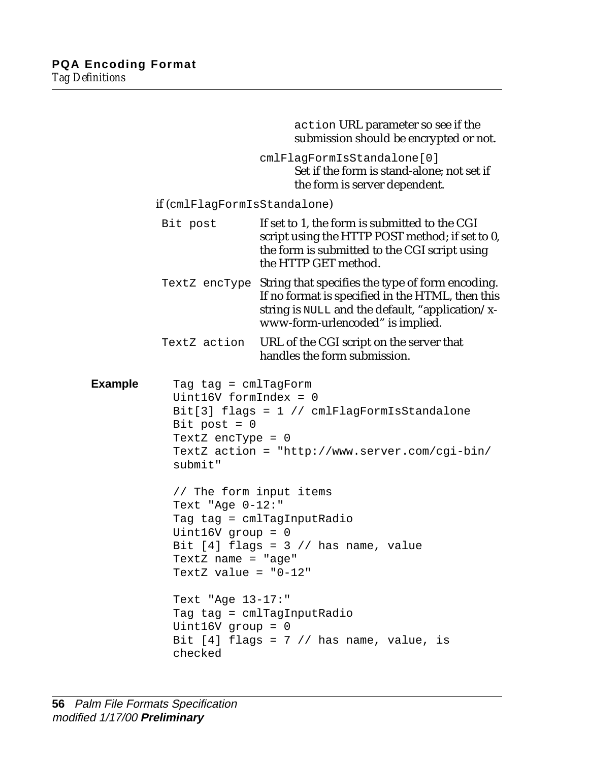`action` URL parameter so see if the submission should be encrypted or not.

`cmlFlagFormIsStandalone[0]`
Set if the form is stand-alone; not set if the form is server dependent.

if (`cmlFlagFormIsStandalone`)

| | |
|---|---|
| `Bit post` | If set to 1, the form is submitted to the CGI script using the HTTP POST method; if set to 0, the form is submitted to the CGI script using the HTTP GET method. |
| `TextZ encType` | String that specifies the type of form encoding. If no format is specified in the HTML, then this string is `NULL` and the default, "application/x-www-form-urlencoded" is implied. |
| `TextZ action` | URL of the CGI script on the server that handles the form submission. |

**Example**

```
Tag tag = cmlTagForm
Uint16V formIndex = 0
Bit[3] flags = 1 // cmlFlagFormIsStandalone
Bit post = 0
TextZ encType = 0
TextZ action = "http://www.server.com/cgi-bin/
submit"

// The form input items
Text "Age 0-12:"
Tag tag = cmlTagInputRadio
Uint16V group = 0
Bit [4] flags = 3 // has name, value
TextZ name = "age"
TextZ value = "0-12"

Text "Age 13-17:"
Tag tag = cmlTagInputRadio
Uint16V group = 0
Bit [4] flags = 7 // has name, value, is
checked
```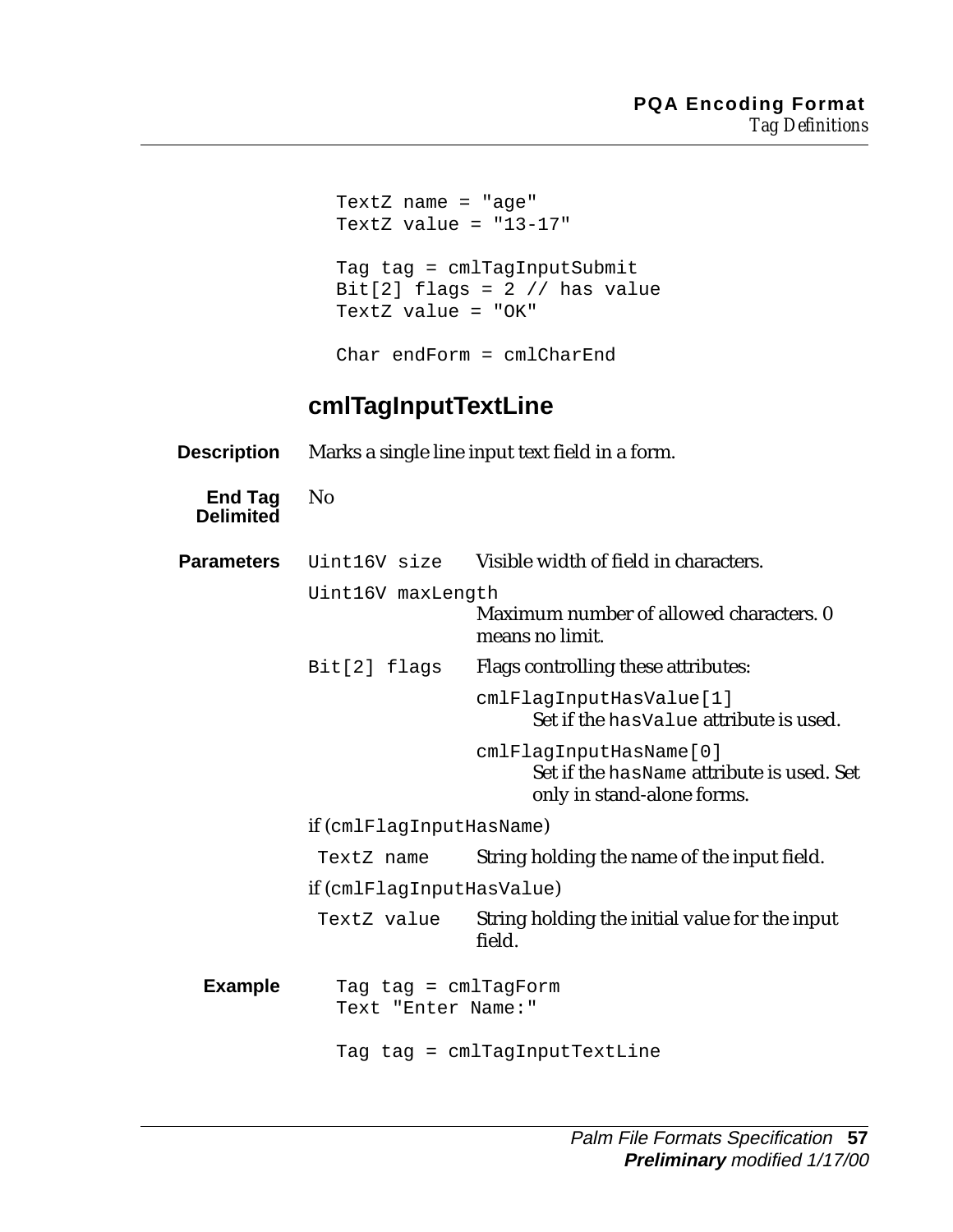```
TextZ name = "age"
TextZ value = "13-17"

Tag tag = cmlTagInputSubmit
Bit[2] flags = 2 // has value
TextZ value = "OK"

Char endForm = cmlCharEnd
```

## cmlTagInputTextLine

**Description** Marks a single line input text field in a form.

**End Tag Delimited** No

**Parameters**

`Uint16V size` Visible width of field in characters.

`Uint16V maxLength`
Maximum number of allowed characters. 0 means no limit.

`Bit[2] flags` Flags controlling these attributes:

`cmlFlagInputHasValue[1]`
Set if the `hasValue` attribute is used.

`cmlFlagInputHasName[0]`
Set if the `hasName` attribute is used. Set only in stand-alone forms.

if (`cmlFlagInputHasName`)

`TextZ name` String holding the name of the input field.

if (`cmlFlagInputHasValue`)

`TextZ value` String holding the initial value for the input field.

**Example**

```
Tag tag = cmlTagForm
Text "Enter Name:"

Tag tag = cmlTagInputTextLine
```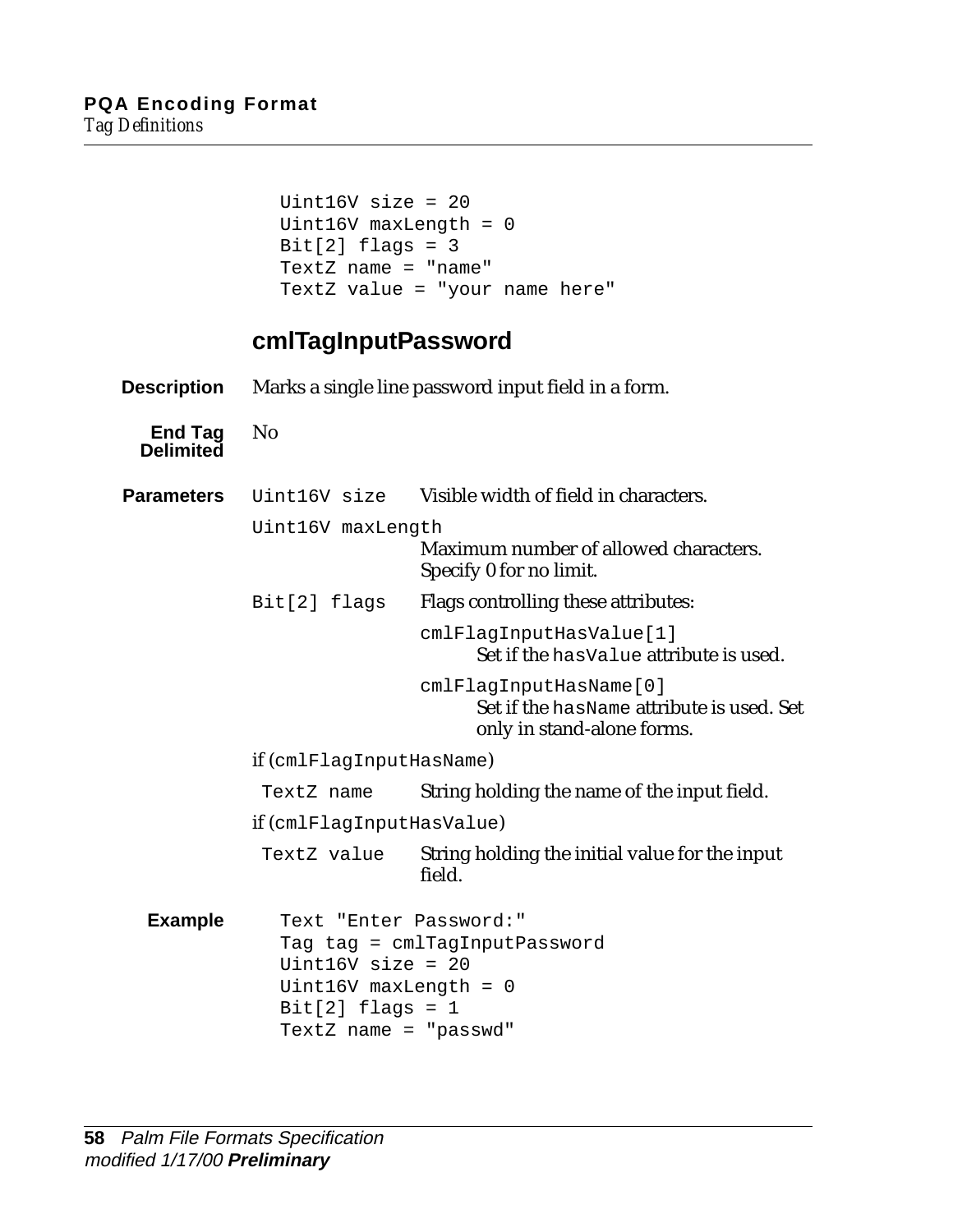```
Uint16V size = 20
Uint16V maxLength = 0
Bit[2] flags = 3
TextZ name = "name"
TextZ value = "your name here"
```

## cmlTagInputPassword

**Description** Marks a single line password input field in a form.

**End Tag Delimited** No

**Parameters**

`Uint16V size` Visible width of field in characters.

`Uint16V maxLength`
Maximum number of allowed characters. Specify 0 for no limit.

`Bit[2] flags` Flags controlling these attributes:

- `cmlFlagInputHasValue[1]`
  Set if the `hasValue` attribute is used.
- `cmlFlagInputHasName[0]`
  Set if the `hasName` attribute is used. Set only in stand-alone forms.

if (`cmlFlagInputHasName`)

`TextZ name` String holding the name of the input field.

if (`cmlFlagInputHasValue`)

`TextZ value` String holding the initial value for the input field.

**Example**

```
Text "Enter Password:"
Tag tag = cmlTagInputPassword
Uint16V size = 20
Uint16V maxLength = 0
Bit[2] flags = 1
TextZ name = "passwd"
```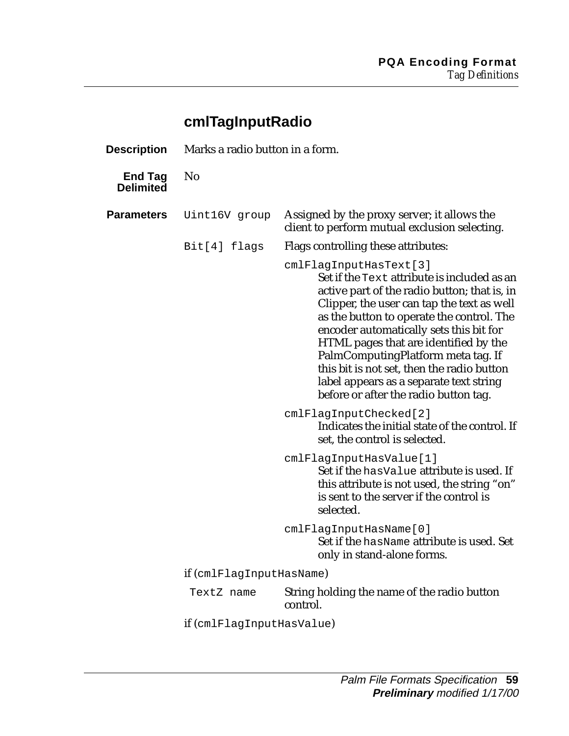## cmlTagInputRadio

**Description** Marks a radio button in a form.

**End Tag Delimited** No

**Parameters**

`Uint16V group` Assigned by the proxy server; it allows the client to perform mutual exclusion selecting.

`Bit[4] flags` Flags controlling these attributes:

`cmlFlagInputHasText[3]`
Set if the `Text` attribute is included as an active part of the radio button; that is, in Clipper, the user can tap the text as well as the button to operate the control. The encoder automatically sets this bit for HTML pages that are identified by the PalmComputingPlatform meta tag. If this bit is not set, then the radio button label appears as a separate text string before or after the radio button tag.

`cmlFlagInputChecked[2]`
Indicates the initial state of the control. If set, the control is selected.

`cmlFlagInputHasValue[1]`
Set if the `hasValue` attribute is used. If this attribute is not used, the string "on" is sent to the server if the control is selected.

`cmlFlagInputHasName[0]`
Set if the `hasName` attribute is used. Set only in stand-alone forms.

if (`cmlFlagInputHasName`)

`TextZ name` String holding the name of the radio button control.

if (`cmlFlagInputHasValue`)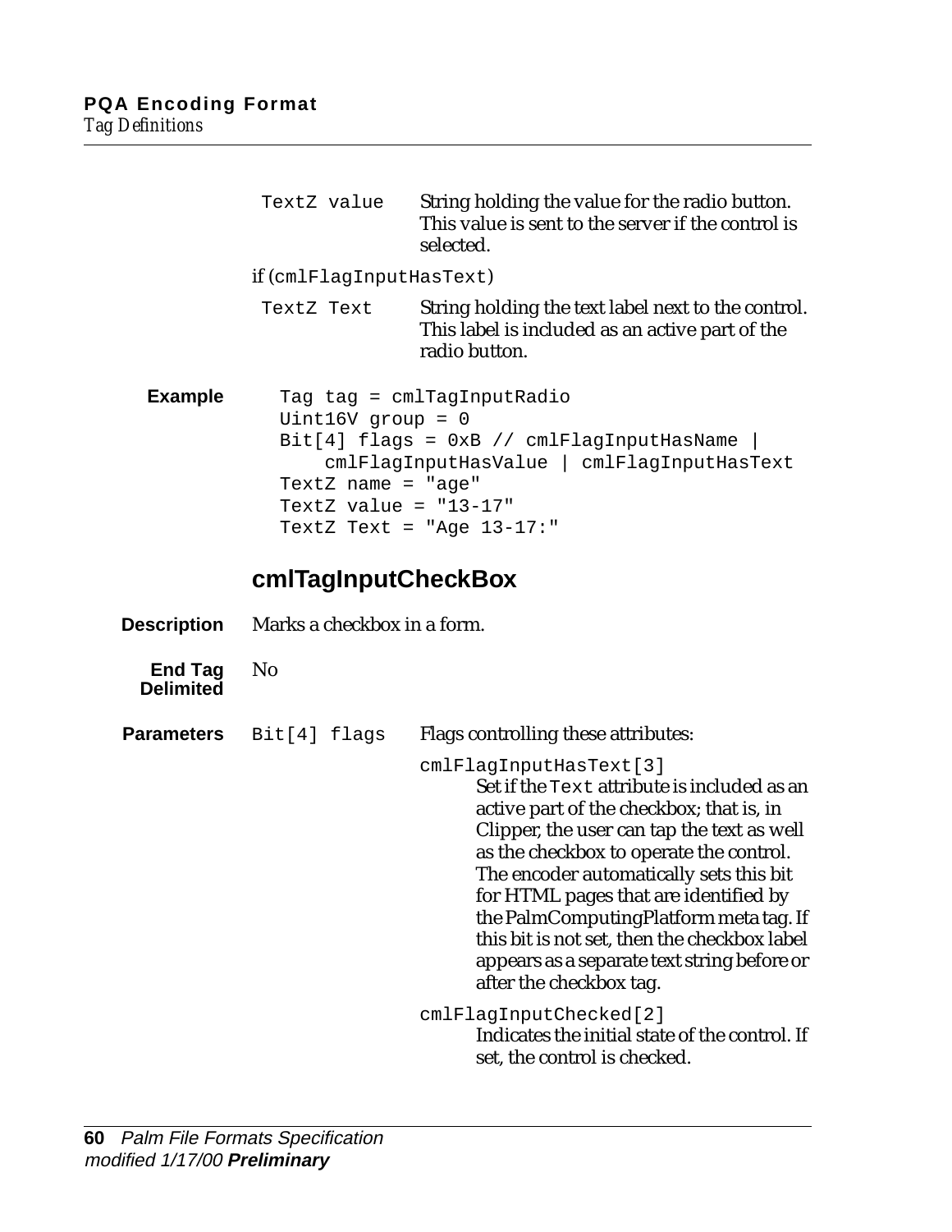| | |
|---|---|
| `TextZ value` | String holding the value for the radio button. This value is sent to the server if the control is selected. |

if (`cmlFlagInputHasText`)

| | |
|---|---|
| `TextZ Text` | String holding the text label next to the control. This label is included as an active part of the radio button. |

**Example**

```
Tag tag = cmlTagInputRadio
Uint16V group = 0
Bit[4] flags = 0xB // cmlFlagInputHasName |
    cmlFlagInputHasValue | cmlFlagInputHasText
TextZ name = "age"
TextZ value = "13-17"
TextZ Text = "Age 13-17:"
```

## cmlTagInputCheckBox

**Description** Marks a checkbox in a form.

**End Tag Delimited** No

**Parameters** `Bit[4] flags` Flags controlling these attributes:

`cmlFlagInputHasText[3]`
Set if the `Text` attribute is included as an active part of the checkbox; that is, in Clipper, the user can tap the text as well as the checkbox to operate the control. The encoder automatically sets this bit for HTML pages that are identified by the PalmComputingPlatform meta tag. If this bit is not set, then the checkbox label appears as a separate text string before or after the checkbox tag.

`cmlFlagInputChecked[2]`
Indicates the initial state of the control. If set, the control is checked.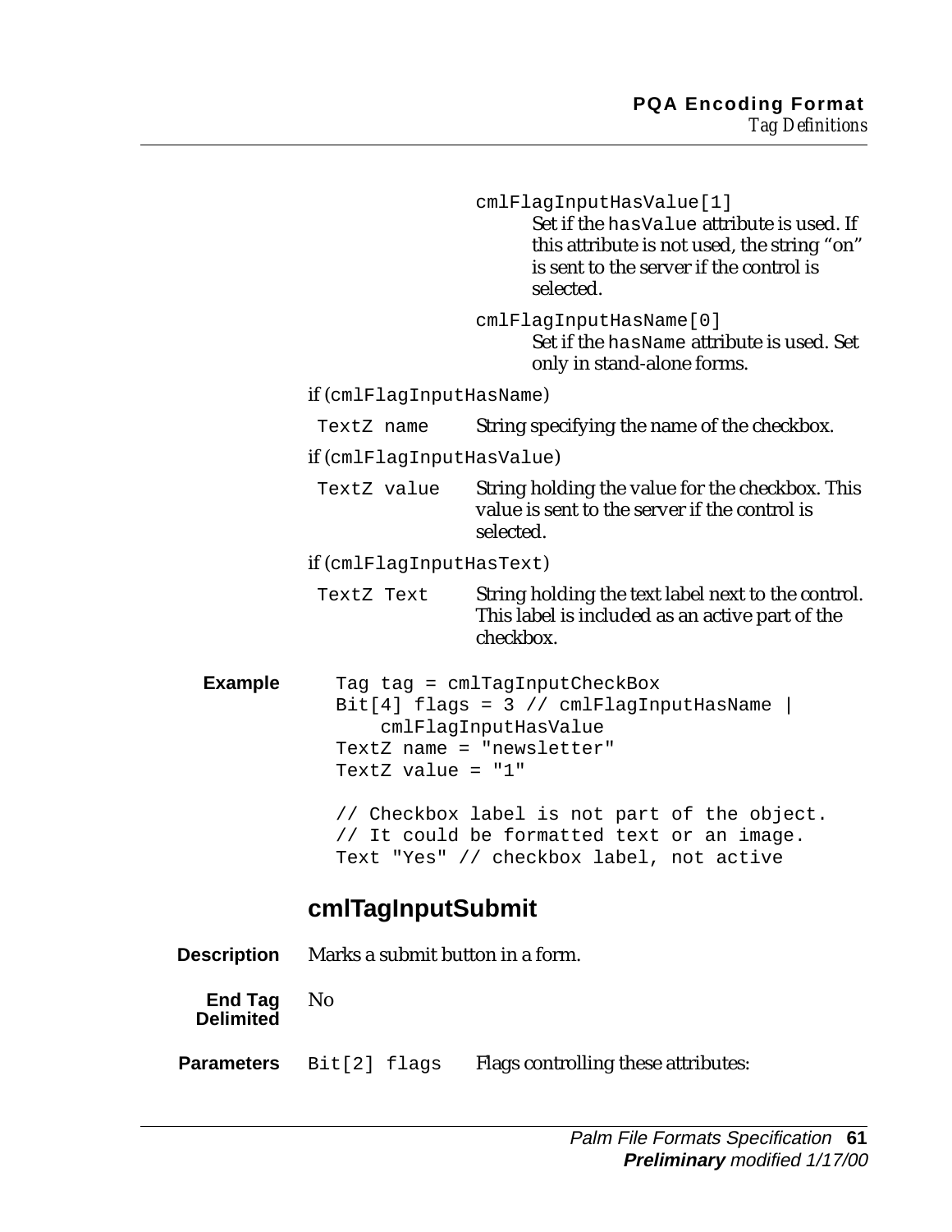cmlFlagInputHasValue[1]
: Set if the hasValue attribute is used. If this attribute is not used, the string "on" is sent to the server if the control is selected.

cmlFlagInputHasName[0]
: Set if the hasName attribute is used. Set only in stand-alone forms.

if (cmlFlagInputHasName)

| | |
|---|---|
| TextZ name | String specifying the name of the checkbox. |

if (cmlFlagInputHasValue)

| | |
|---|---|
| TextZ value | String holding the value for the checkbox. This value is sent to the server if the control is selected. |

if (cmlFlagInputHasText)

| | |
|---|---|
| TextZ Text | String holding the text label next to the control. This label is included as an active part of the checkbox. |

**Example**

```
Tag tag = cmlTagInputCheckBox
Bit[4] flags = 3 // cmlFlagInputHasName |
    cmlFlagInputHasValue
TextZ name = "newsletter"
TextZ value = "1"

// Checkbox label is not part of the object.
// It could be formatted text or an image.
Text "Yes" // checkbox label, not active
```

## cmlTagInputSubmit

**Description** Marks a submit button in a form.

**End Tag Delimited** No

**Parameters** Bit[2] flags — Flags controlling these attributes: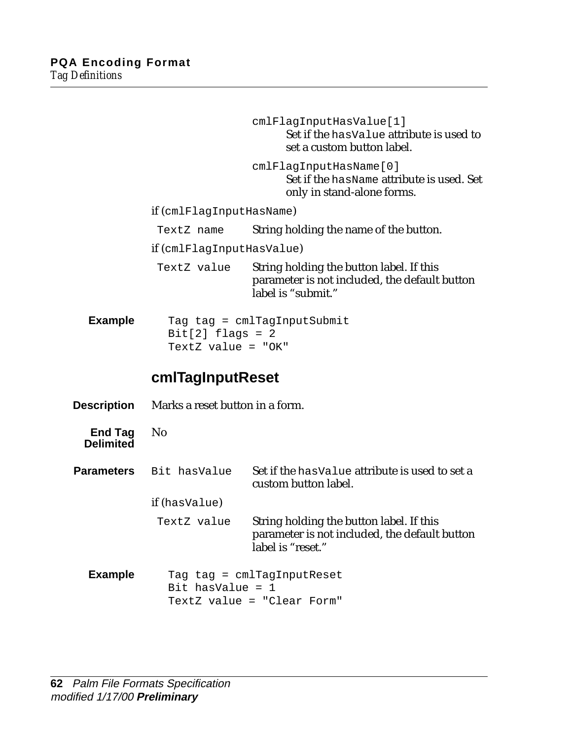cmlFlagInputHasValue[1]
Set if the hasValue attribute is used to set a custom button label.

cmlFlagInputHasName[0]
Set if the hasName attribute is used. Set only in stand-alone forms.

if (cmlFlagInputHasName)

| | |
|---|---|
| TextZ name | String holding the name of the button. |

if (cmlFlagInputHasValue)

| | |
|---|---|
| TextZ value | String holding the button label. If this parameter is not included, the default button label is “submit.” |

**Example**

```
Tag tag = cmlTagInputSubmit
Bit[2] flags = 2
TextZ value = "OK"
```

## cmlTagInputReset

**Description** Marks a reset button in a form.

**End Tag Delimited** No

**Parameters**

| | |
|---|---|
| Bit hasValue | Set if the hasValue attribute is used to set a custom button label. |

if (hasValue)

| | |
|---|---|
| TextZ value | String holding the button label. If this parameter is not included, the default button label is “reset.” |

**Example**

```
Tag tag = cmlTagInputReset
Bit hasValue = 1
TextZ value = "Clear Form"
```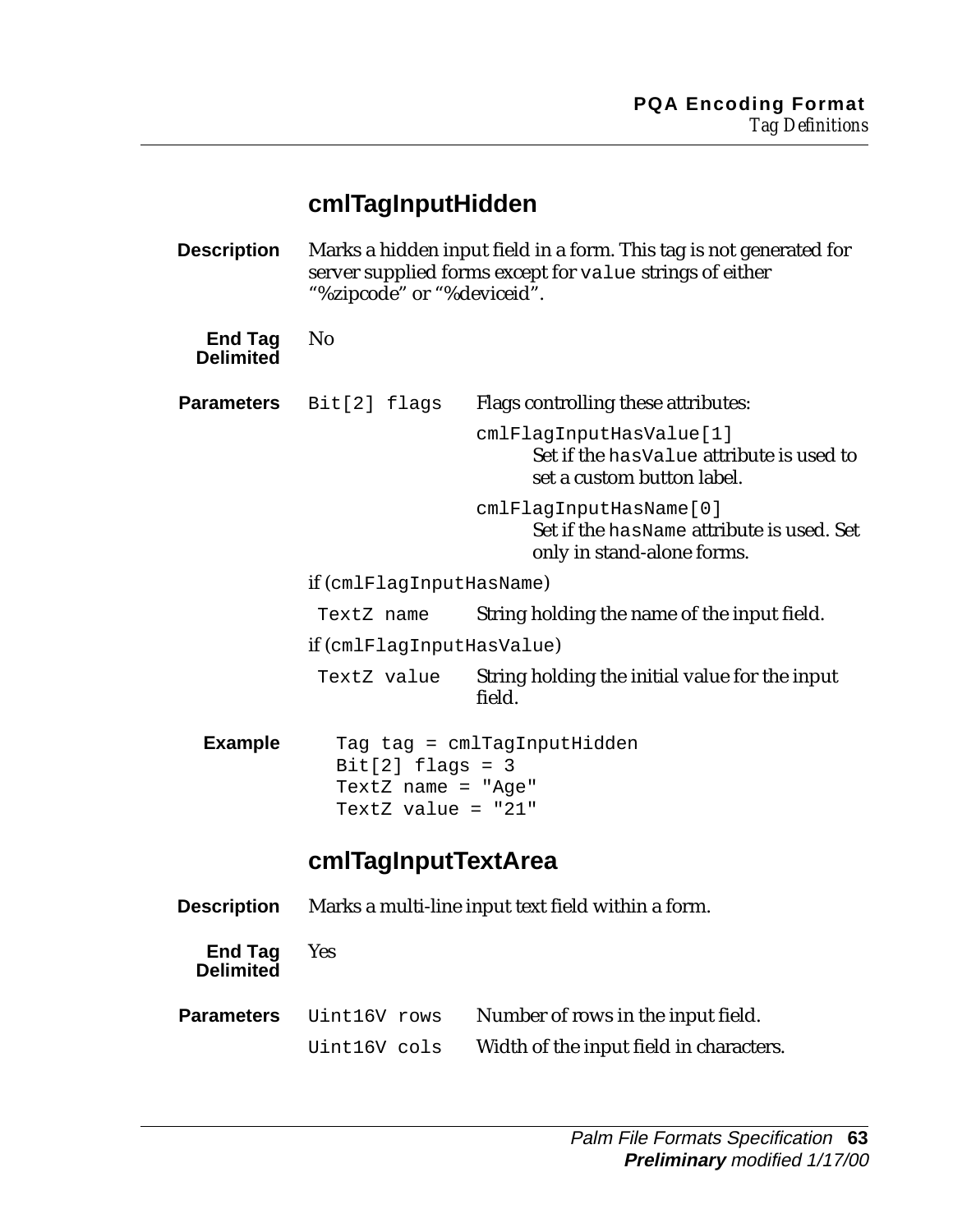## cmlTagInputHidden

**Description** Marks a hidden input field in a form. This tag is not generated for server supplied forms except for `value` strings of either "%zipcode" or "%deviceid".

**End Tag Delimited** No

**Parameters**

| | |
|---|---|
| `Bit[2] flags` | Flags controlling these attributes: |
| | `cmlFlagInputHasValue[1]` Set if the `hasValue` attribute is used to set a custom button label. |
| | `cmlFlagInputHasName[0]` Set if the `hasName` attribute is used. Set only in stand-alone forms. |
| if (`cmlFlagInputHasName`) | |
| `TextZ name` | String holding the name of the input field. |
| if (`cmlFlagInputHasValue`) | |
| `TextZ value` | String holding the initial value for the input field. |

**Example**

```
Tag tag = cmlTagInputHidden
Bit[2] flags = 3
TextZ name = "Age"
TextZ value = "21"
```

## cmlTagInputTextArea

**Description** Marks a multi-line input text field within a form.

**End Tag Delimited** Yes

**Parameters**

| | |
|---|---|
| `Uint16V rows` | Number of rows in the input field. |
| `Uint16V cols` | Width of the input field in characters. |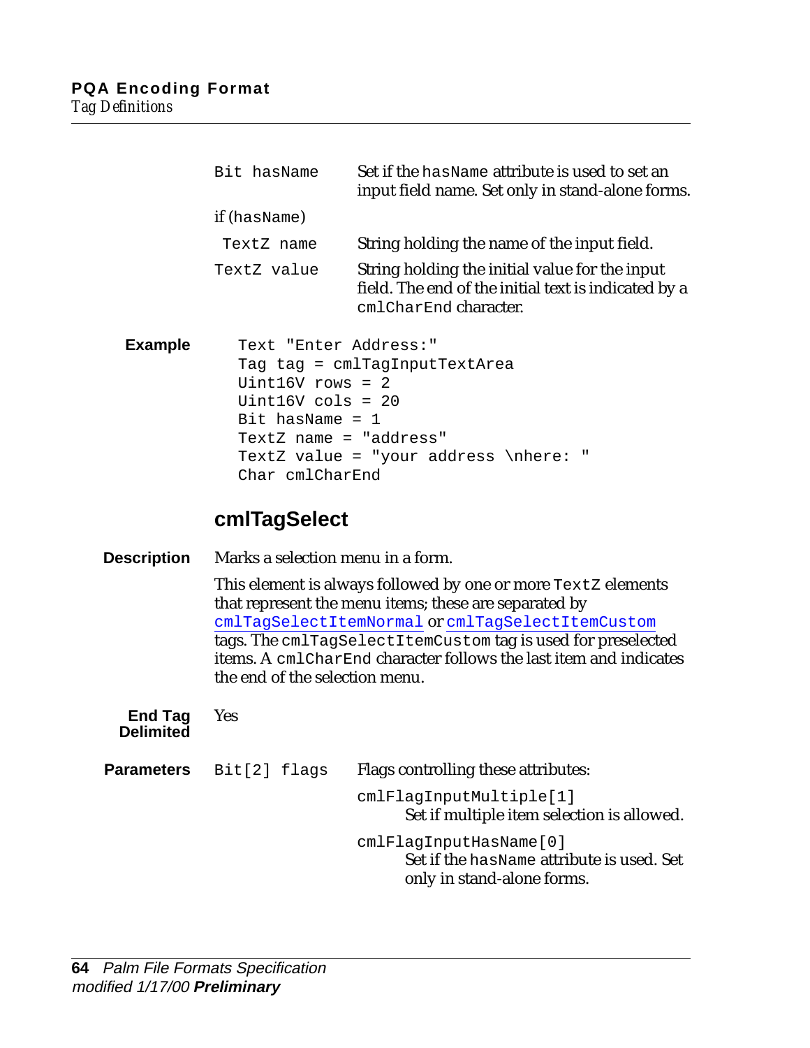| | |
|---|---|
| `Bit hasName` | Set if the `hasName` attribute is used to set an input field name. Set only in stand-alone forms. |
| if (`hasName`) | |
| `TextZ name` | String holding the name of the input field. |
| `TextZ value` | String holding the initial value for the input field. The end of the initial text is indicated by a `cmlCharEnd` character. |

**Example**

```
Text "Enter Address:"
Tag tag = cmlTagInputTextArea
Uint16V rows = 2
Uint16V cols = 20
Bit hasName = 1
TextZ name = "address"
TextZ value = "your address \nhere: "
Char cmlCharEnd
```

## cmlTagSelect

**Description**

Marks a selection menu in a form.

This element is always followed by one or more `TextZ` elements that represent the menu items; these are separated by `cmlTagSelectItemNormal` or `cmlTagSelectItemCustom` tags. The `cmlTagSelectItemCustom` tag is used for preselected items. A `cmlCharEnd` character follows the last item and indicates the end of the selection menu.

**End Tag Delimited**

Yes

**Parameters**

| | |
|---|---|
| `Bit[2] flags` | Flags controlling these attributes: |
| | `cmlFlagInputMultiple[1]` Set if multiple item selection is allowed. |
| | `cmlFlagInputHasName[0]` Set if the `hasName` attribute is used. Set only in stand-alone forms. |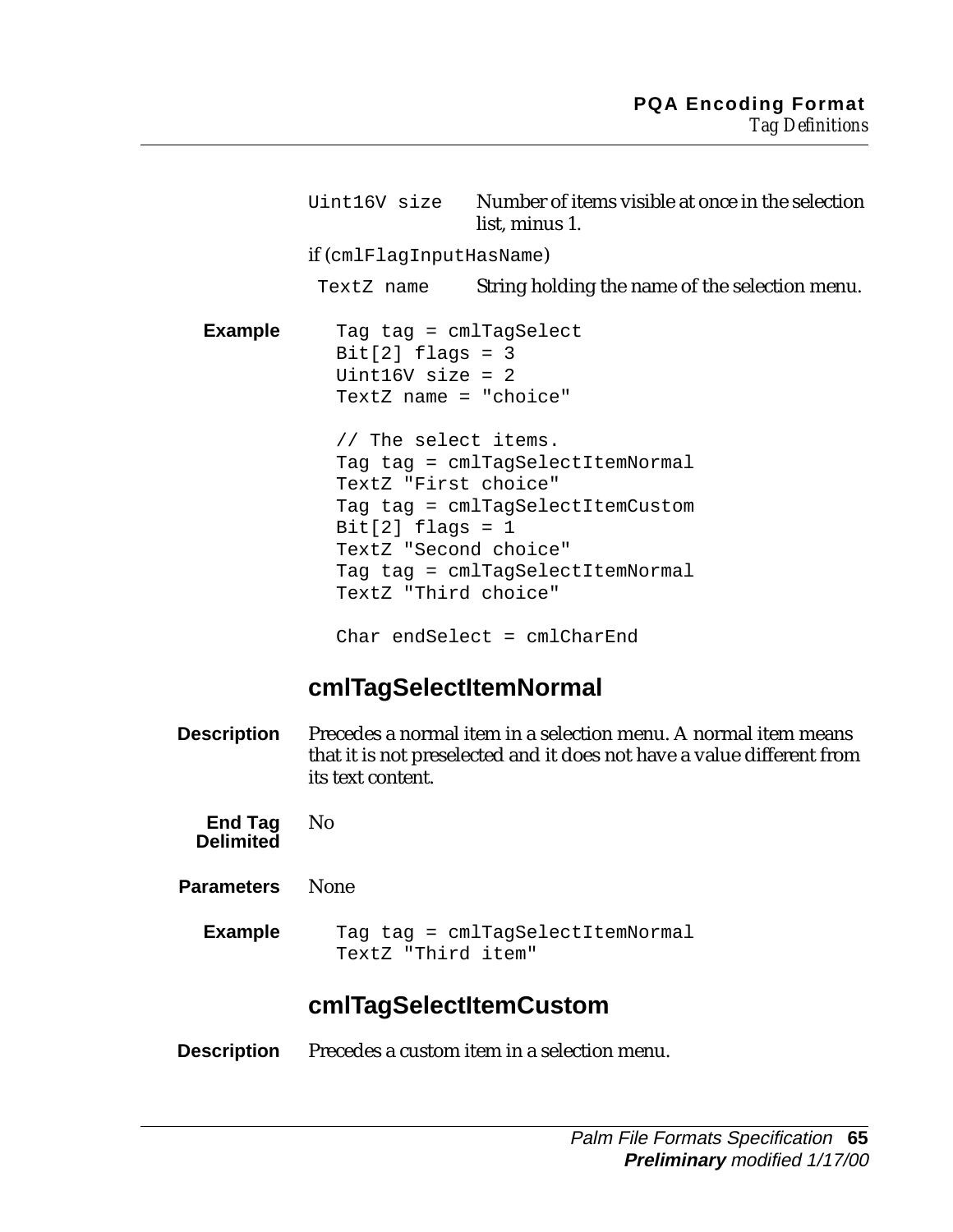| | |
|---|---|
| `Uint16V size` | Number of items visible at once in the selection list, minus 1. |
| if (`cmlFlagInputHasName`) | |
| `TextZ name` | String holding the name of the selection menu. |

**Example**

```
Tag tag = cmlTagSelect
Bit[2] flags = 3
Uint16V size = 2
TextZ name = "choice"

// The select items.
Tag tag = cmlTagSelectItemNormal
TextZ "First choice"
Tag tag = cmlTagSelectItemCustom
Bit[2] flags = 1
TextZ "Second choice"
Tag tag = cmlTagSelectItemNormal
TextZ "Third choice"

Char endSelect = cmlCharEnd
```

## cmlTagSelectItemNormal

**Description** Precedes a normal item in a selection menu. A normal item means that it is not preselected and it does not have a value different from its text content.

**End Tag Delimited** No

**Parameters** None

**Example**

```
Tag tag = cmlTagSelectItemNormal
TextZ "Third item"
```

## cmlTagSelectItemCustom

**Description** Precedes a custom item in a selection menu.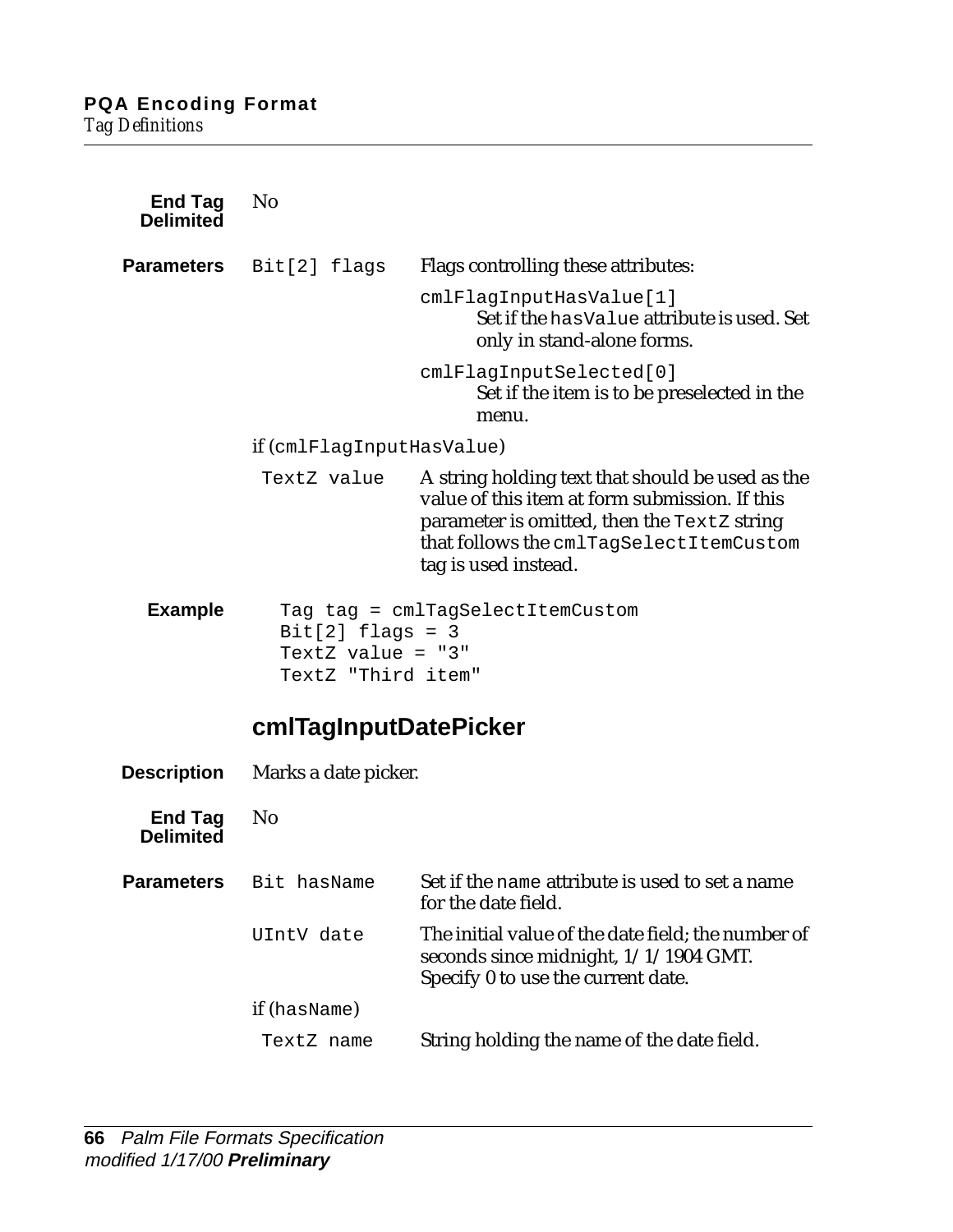**End Tag Delimited** No

**Parameters**

| | | |
|---|---|---|
| `Bit[2] flags` | | Flags controlling these attributes: |
| | | `cmlFlagInputHasValue[1]` Set if the `hasValue` attribute is used. Set only in stand-alone forms. |
| | | `cmlFlagInputSelected[0]` Set if the item is to be preselected in the menu. |
| if (`cmlFlagInputHasValue`) | | |
| | `TextZ value` | A string holding text that should be used as the value of this item at form submission. If this parameter is omitted, then the `TextZ` string that follows the `cmlTagSelectItemCustom` tag is used instead. |

**Example**

```
Tag tag = cmlTagSelectItemCustom
Bit[2] flags = 3
TextZ value = "3"
TextZ "Third item"
```

## cmlTagInputDatePicker

**Description** Marks a date picker.

**End Tag Delimited** No

**Parameters**

| | | |
|---|---|---|
| `Bit hasName` | | Set if the `name` attribute is used to set a name for the date field. |
| `UIntV date` | | The initial value of the date field; the number of seconds since midnight, 1/1/1904 GMT. Specify 0 to use the current date. |
| if (`hasName`) | | |
| | `TextZ name` | String holding the name of the date field. |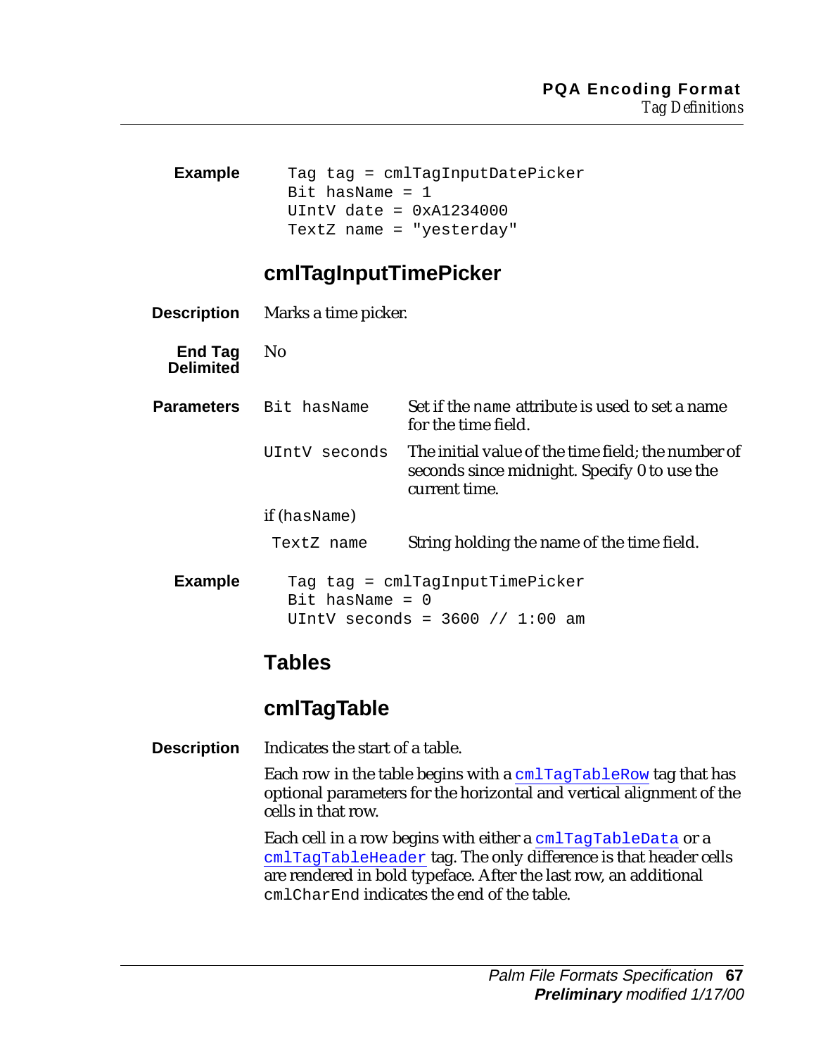**Example**

```
Tag tag = cmlTagInputDatePicker
Bit hasName = 1
UIntV date = 0xA1234000
TextZ name = "yesterday"
```

## cmlTagInputTimePicker

**Description** Marks a time picker.

**End Tag Delimited** No

**Parameters**

| | |
|---|---|
| `Bit hasName` | Set if the `name` attribute is used to set a name for the time field. |
| `UIntV seconds` | The initial value of the time field; the number of seconds since midnight. Specify 0 to use the current time. |
| if (`hasName`) | |
| `TextZ name` | String holding the name of the time field. |

**Example**

```
Tag tag = cmlTagInputTimePicker
Bit hasName = 0
UIntV seconds = 3600 // 1:00 am
```

# Tables

## cmlTagTable

**Description** Indicates the start of a table.

Each row in the table begins with a `cmlTagTableRow` tag that has optional parameters for the horizontal and vertical alignment of the cells in that row.

Each cell in a row begins with either a `cmlTagTableData` or a `cmlTagTableHeader` tag. The only difference is that header cells are rendered in bold typeface. After the last row, an additional `cmlCharEnd` indicates the end of the table.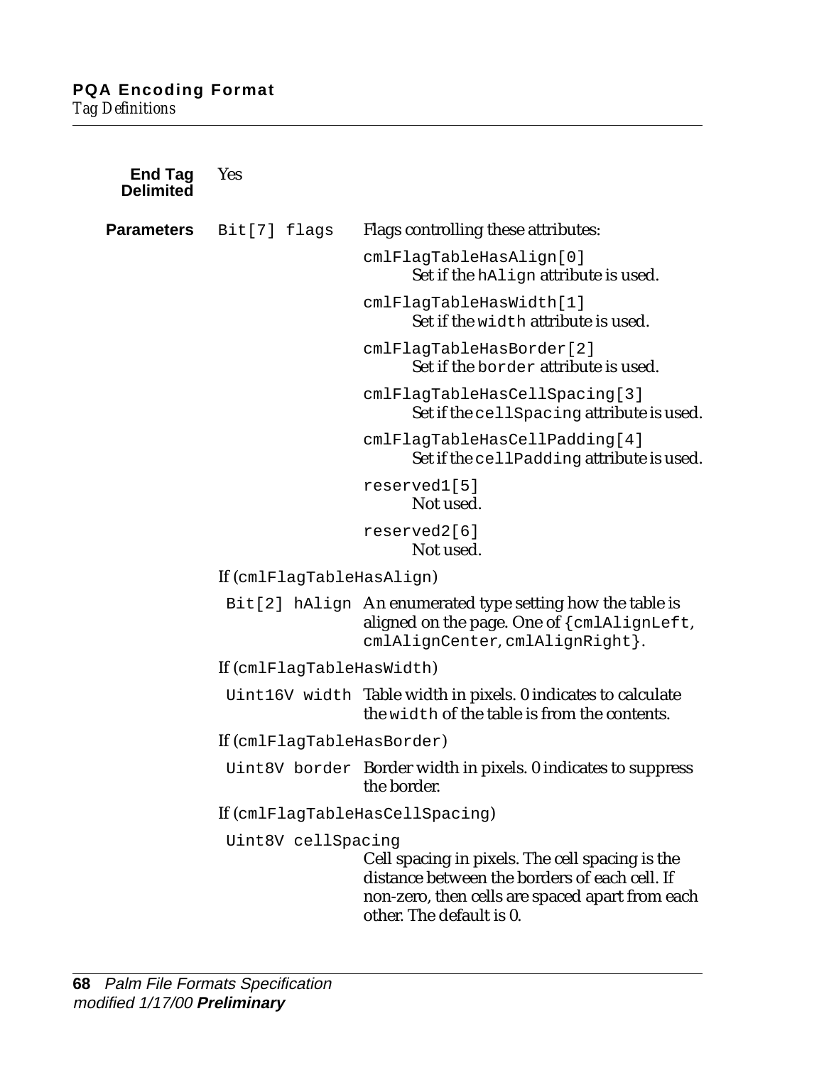**End Tag Delimited** Yes

**Parameters**

`Bit[7] flags` Flags controlling these attributes:

- `cmlFlagTableHasAlign[0]`
  Set if the `hAlign` attribute is used.
- `cmlFlagTableHasWidth[1]`
  Set if the `width` attribute is used.
- `cmlFlagTableHasBorder[2]`
  Set if the `border` attribute is used.
- `cmlFlagTableHasCellSpacing[3]`
  Set if the `cellSpacing` attribute is used.
- `cmlFlagTableHasCellPadding[4]`
  Set if the `cellPadding` attribute is used.
- `reserved1[5]`
  Not used.
- `reserved2[6]`
  Not used.

If (`cmlFlagTableHasAlign`)

`Bit[2] hAlign` An enumerated type setting how the table is aligned on the page. One of {`cmlAlignLeft`, `cmlAlignCenter`, `cmlAlignRight`}.

If (`cmlFlagTableHasWidth`)

`Uint16V width` Table width in pixels. 0 indicates to calculate the `width` of the table is from the contents.

If (`cmlFlagTableHasBorder`)

`Uint8V border` Border width in pixels. 0 indicates to suppress the border.

If (`cmlFlagTableHasCellSpacing`)

`Uint8V cellSpacing`
Cell spacing in pixels. The cell spacing is the distance between the borders of each cell. If non-zero, then cells are spaced apart from each other. The default is 0.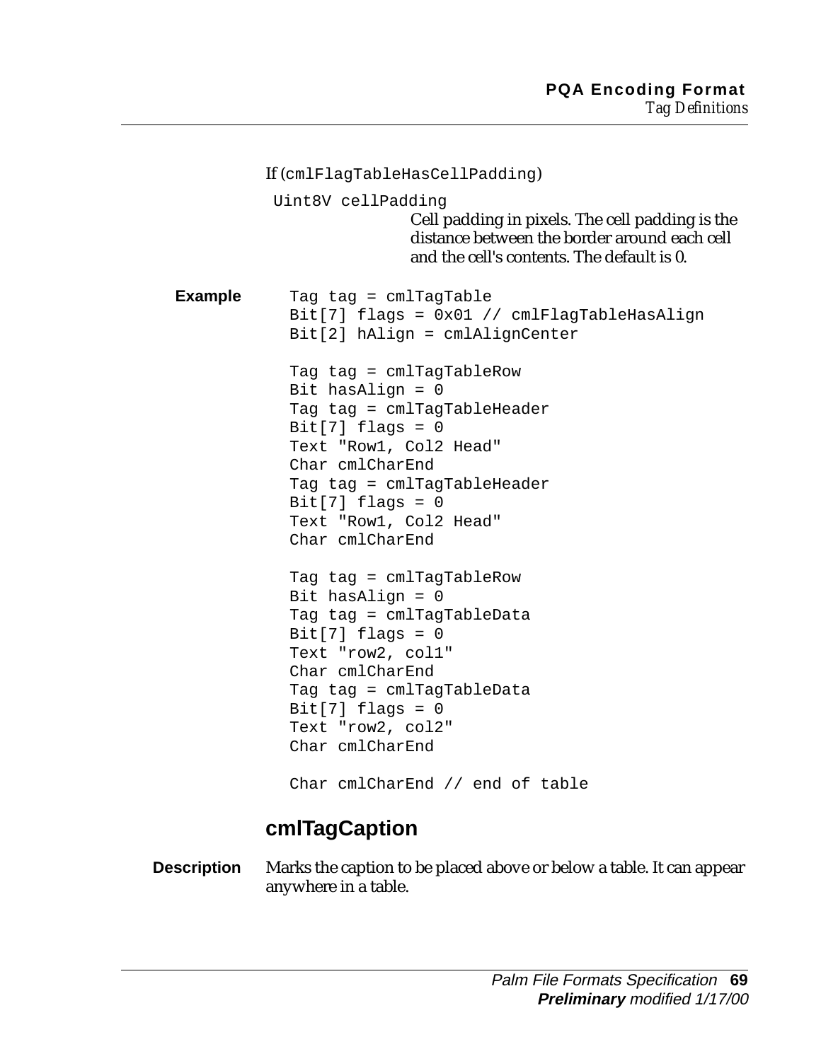If (`cmlFlagTableHasCellPadding`)

`Uint8V cellPadding`

Cell padding in pixels. The cell padding is the distance between the border around each cell and the cell's contents. The default is 0.

**Example**

```
Tag tag = cmlTagTable
Bit[7] flags = 0x01 // cmlFlagTableHasAlign
Bit[2] hAlign = cmlAlignCenter

Tag tag = cmlTagTableRow
Bit hasAlign = 0
Tag tag = cmlTagTableHeader
Bit[7] flags = 0
Text "Row1, Col2 Head"
Char cmlCharEnd
Tag tag = cmlTagTableHeader
Bit[7] flags = 0
Text "Row1, Col2 Head"
Char cmlCharEnd

Tag tag = cmlTagTableRow
Bit hasAlign = 0
Tag tag = cmlTagTableData
Bit[7] flags = 0
Text "row2, col1"
Char cmlCharEnd
Tag tag = cmlTagTableData
Bit[7] flags = 0
Text "row2, col2"
Char cmlCharEnd

Char cmlCharEnd // end of table
```

## cmlTagCaption

**Description** Marks the caption to be placed above or below a table. It can appear anywhere in a table.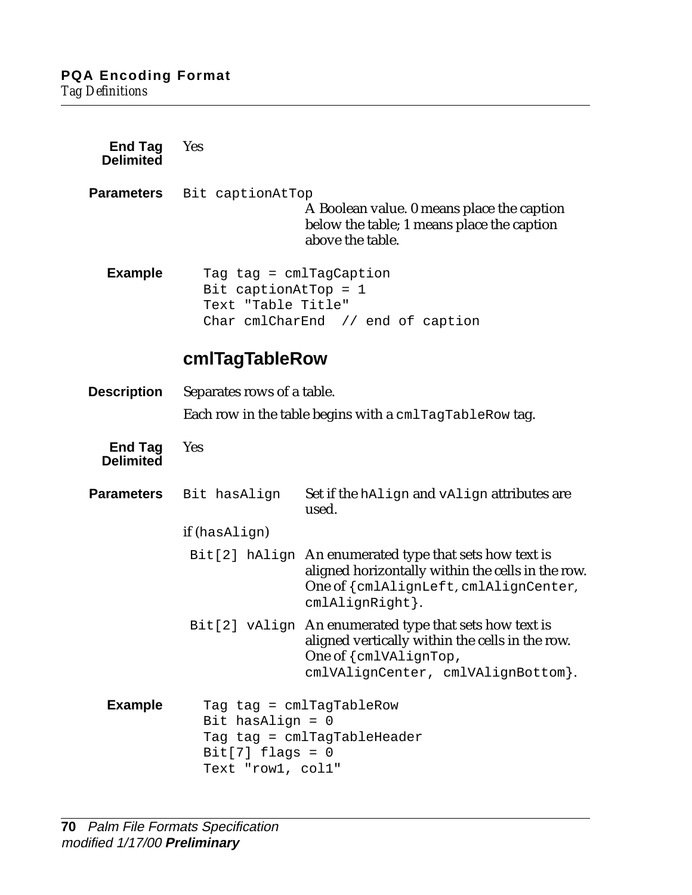**End Tag Delimited** Yes

**Parameters**

| | |
|---|---|
| `Bit captionAtTop` | A Boolean value. 0 means place the caption below the table; 1 means place the caption above the table. |

**Example**

```
Tag tag = cmlTagCaption
Bit captionAtTop = 1
Text "Table Title"
Char cmlCharEnd  // end of caption
```

## cmlTagTableRow

**Description** Separates rows of a table.

Each row in the table begins with a `cmlTagTableRow` tag.

**End Tag Delimited** Yes

**Parameters**

| | |
|---|---|
| `Bit hasAlign` | Set if the `hAlign` and `vAlign` attributes are used. |
| if (`hasAlign`) | |
| `Bit[2] hAlign` | An enumerated type that sets how text is aligned horizontally within the cells in the row. One of {`cmlAlignLeft`, `cmlAlignCenter`, `cmlAlignRight`}. |
| `Bit[2] vAlign` | An enumerated type that sets how text is aligned vertically within the cells in the row. One of {`cmlVAlignTop`, `cmlVAlignCenter`, `cmlVAlignBottom`}. |

**Example**

```
Tag tag = cmlTagTableRow
Bit hasAlign = 0
Tag tag = cmlTagTableHeader
Bit[7] flags = 0
Text "row1, col1"
```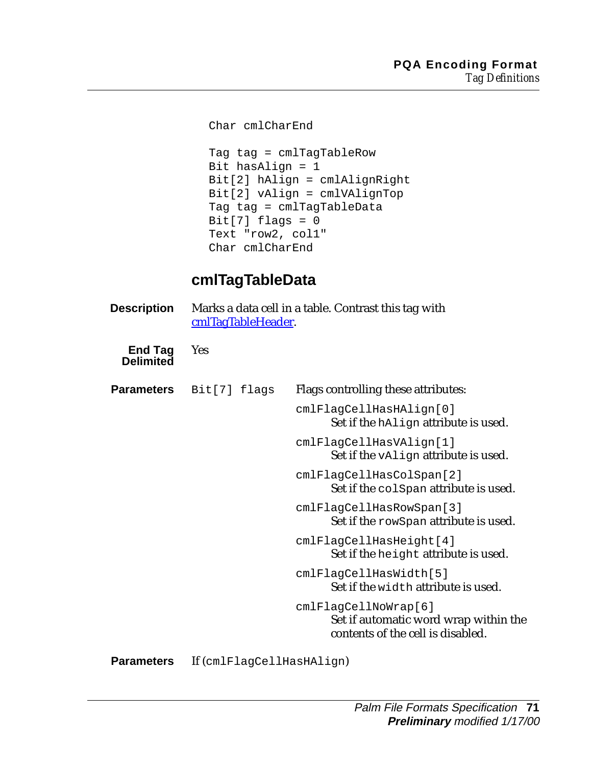```
Char cmlCharEnd

Tag tag = cmlTagTableRow
Bit hasAlign = 1
Bit[2] hAlign = cmlAlignRight
Bit[2] vAlign = cmlVAlignTop
Tag tag = cmlTagTableData
Bit[7] flags = 0
Text "row2, col1"
Char cmlCharEnd
```

## cmlTagTableData

**Description** Marks a data cell in a table. Contrast this tag with cmlTagTableHeader.

**End Tag Delimited** Yes

**Parameters** `Bit[7] flags` Flags controlling these attributes:

- `cmlFlagCellHasHAlign[0]`
  Set if the `hAlign` attribute is used.
- `cmlFlagCellHasVAlign[1]`
  Set if the `vAlign` attribute is used.
- `cmlFlagCellHasColSpan[2]`
  Set if the `colSpan` attribute is used.
- `cmlFlagCellHasRowSpan[3]`
  Set if the `rowSpan` attribute is used.
- `cmlFlagCellHasHeight[4]`
  Set if the `height` attribute is used.
- `cmlFlagCellHasWidth[5]`
  Set if the `width` attribute is used.
- `cmlFlagCellNoWrap[6]`
  Set if automatic word wrap within the contents of the cell is disabled.

**Parameters** If (`cmlFlagCellHasHAlign`)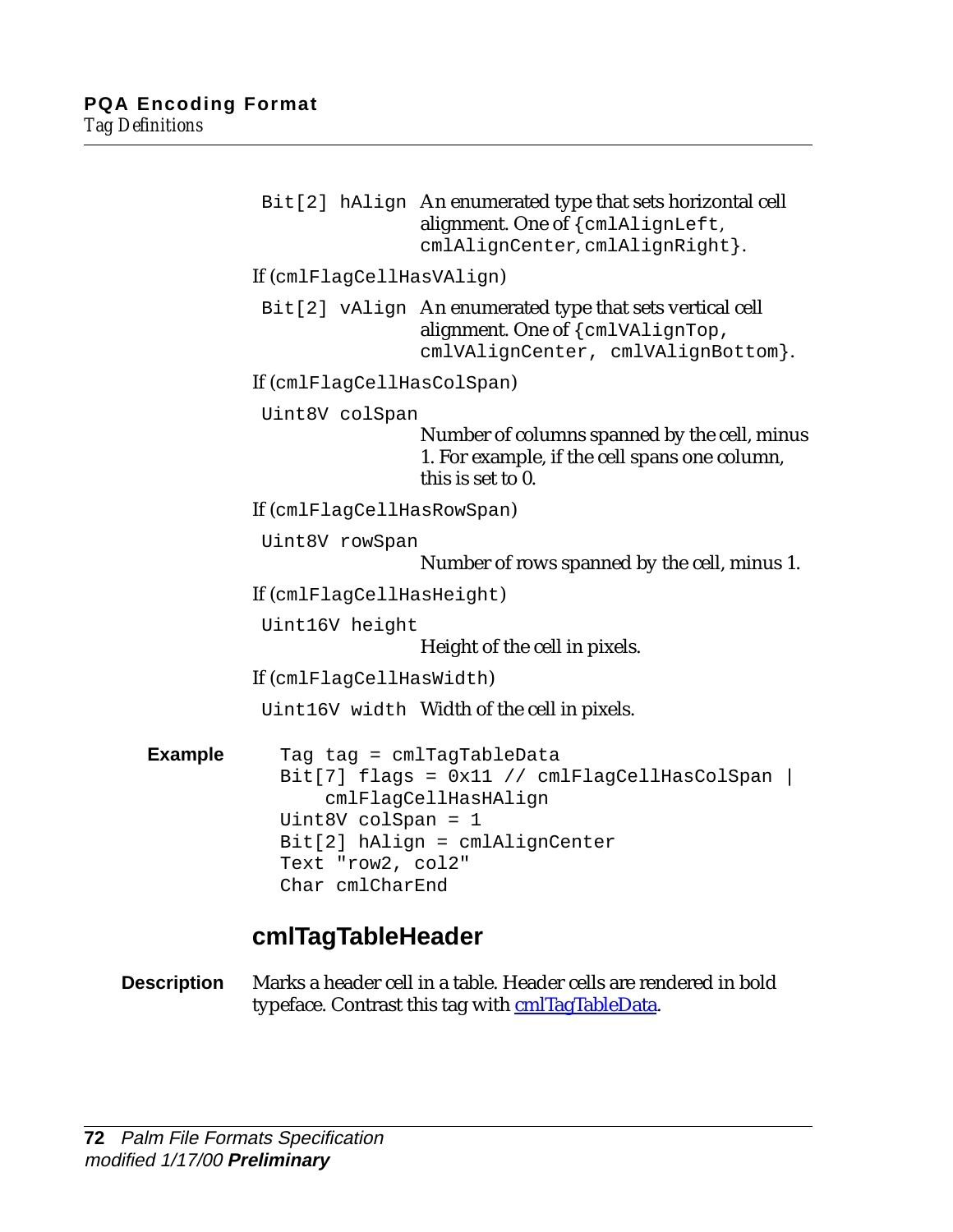`Bit[2] hAlign` An enumerated type that sets horizontal cell alignment. One of {`cmlAlignLeft`, `cmlAlignCenter`, `cmlAlignRight`}.

If (`cmlFlagCellHasVAlign`)

`Bit[2] vAlign` An enumerated type that sets vertical cell alignment. One of {`cmlVAlignTop`, `cmlVAlignCenter`, `cmlVAlignBottom`}.

If (`cmlFlagCellHasColSpan`)

`Uint8V colSpan`
Number of columns spanned by the cell, minus 1. For example, if the cell spans one column, this is set to 0.

If (`cmlFlagCellHasRowSpan`)

`Uint8V rowSpan`
Number of rows spanned by the cell, minus 1.

If (`cmlFlagCellHasHeight`)

`Uint16V height`
Height of the cell in pixels.

If (`cmlFlagCellHasWidth`)

`Uint16V width` Width of the cell in pixels.

**Example**

```
Tag tag = cmlTagTableData
Bit[7] flags = 0x11 // cmlFlagCellHasColSpan |
    cmlFlagCellHasHAlign
Uint8V colSpan = 1
Bit[2] hAlign = cmlAlignCenter
Text "row2, col2"
Char cmlCharEnd
```

## cmlTagTableHeader

**Description** Marks a header cell in a table. Header cells are rendered in bold typeface. Contrast this tag with cmlTagTableData.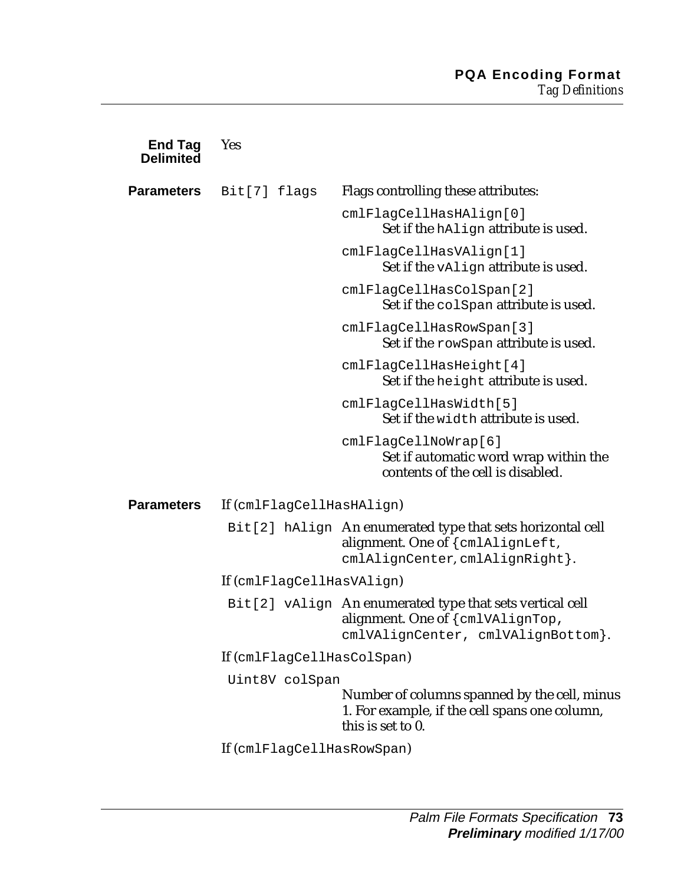**End Tag Delimited** Yes

**Parameters** `Bit[7] flags` Flags controlling these attributes:

`cmlFlagCellHasHAlign[0]`
Set if the `hAlign` attribute is used.

`cmlFlagCellHasVAlign[1]`
Set if the `vAlign` attribute is used.

`cmlFlagCellHasColSpan[2]`
Set if the `colSpan` attribute is used.

`cmlFlagCellHasRowSpan[3]`
Set if the `rowSpan` attribute is used.

`cmlFlagCellHasHeight[4]`
Set if the `height` attribute is used.

`cmlFlagCellHasWidth[5]`
Set if the `width` attribute is used.

`cmlFlagCellNoWrap[6]`
Set if automatic word wrap within the contents of the cell is disabled.

**Parameters** If (`cmlFlagCellHasHAlign`)

`Bit[2] hAlign` An enumerated type that sets horizontal cell alignment. One of {`cmlAlignLeft`, `cmlAlignCenter`, `cmlAlignRight`}.

If (`cmlFlagCellHasVAlign`)

`Bit[2] vAlign` An enumerated type that sets vertical cell alignment. One of {`cmlVAlignTop, cmlVAlignCenter, cmlVAlignBottom`}.

If (`cmlFlagCellHasColSpan`)

`Uint8V colSpan`
Number of columns spanned by the cell, minus 1. For example, if the cell spans one column, this is set to 0.

If (`cmlFlagCellHasRowSpan`)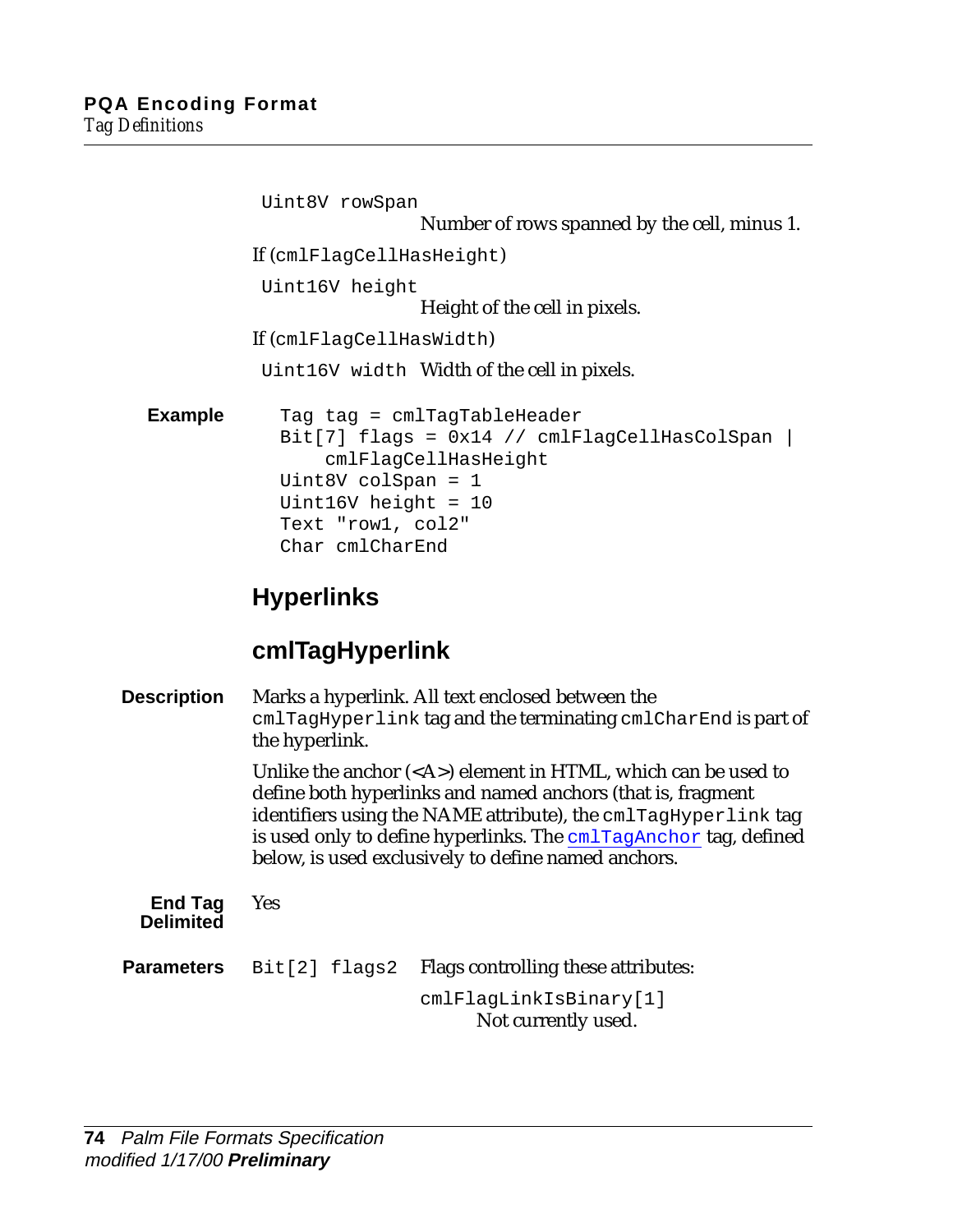`Uint8V rowSpan`
Number of rows spanned by the cell, minus 1.

If (`cmlFlagCellHasHeight`)

`Uint16V height`
Height of the cell in pixels.

If (`cmlFlagCellHasWidth`)

`Uint16V width` Width of the cell in pixels.

**Example**

```
Tag tag = cmlTagTableHeader
Bit[7] flags = 0x14 // cmlFlagCellHasColSpan |
    cmlFlagCellHasHeight
Uint8V colSpan = 1
Uint16V height = 10
Text "row1, col2"
Char cmlCharEnd
```

## Hyperlinks

### cmlTagHyperlink

**Description**

Marks a hyperlink. All text enclosed between the `cmlTagHyperlink` tag and the terminating `cmlCharEnd` is part of the hyperlink.

Unlike the anchor (<A>) element in HTML, which can be used to define both hyperlinks and named anchors (that is, fragment identifiers using the NAME attribute), the `cmlTagHyperlink` tag is used only to define hyperlinks. The `cmlTagAnchor` tag, defined below, is used exclusively to define named anchors.

**End Tag Delimited**

Yes

**Parameters**

`Bit[2] flags2` Flags controlling these attributes:

`cmlFlagLinkIsBinary[1]`
Not currently used.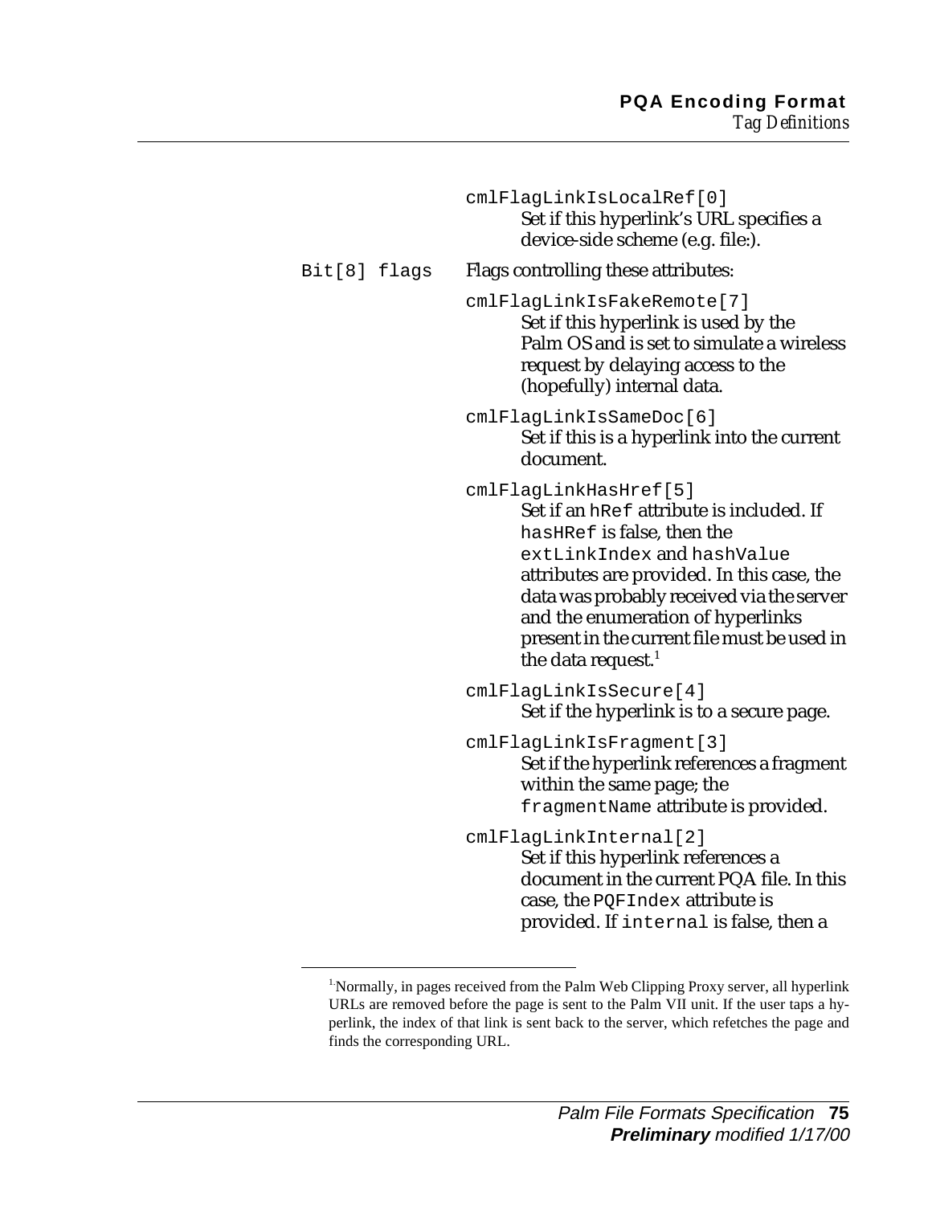`cmlFlagLinkIsLocalRef[0]`
Set if this hyperlink's URL specifies a device-side scheme (e.g. file:).

`Bit[8] flags` Flags controlling these attributes:

`cmlFlagLinkIsFakeRemote[7]`
Set if this hyperlink is used by the Palm OS and is set to simulate a wireless request by delaying access to the (hopefully) internal data.

`cmlFlagLinkIsSameDoc[6]`
Set if this is a hyperlink into the current document.

`cmlFlagLinkHasHref[5]`
Set if an `hRef` attribute is included. If `hasHRef` is false, then the `extLinkIndex` and `hashValue` attributes are provided. In this case, the data was probably received via the server and the enumeration of hyperlinks present in the current file must be used in the data request.[1]

`cmlFlagLinkIsSecure[4]`
Set if the hyperlink is to a secure page.

`cmlFlagLinkIsFragment[3]`
Set if the hyperlink references a fragment within the same page; the `fragmentName` attribute is provided.

`cmlFlagLinkInternal[2]`
Set if this hyperlink references a document in the current PQA file. In this case, the `PQFIndex` attribute is provided. If `internal` is false, then a

---

[1] Normally, in pages received from the Palm Web Clipping Proxy server, all hyperlink URLs are removed before the page is sent to the Palm VII unit. If the user taps a hyperlink, the index of that link is sent back to the server, which refetches the page and finds the corresponding URL.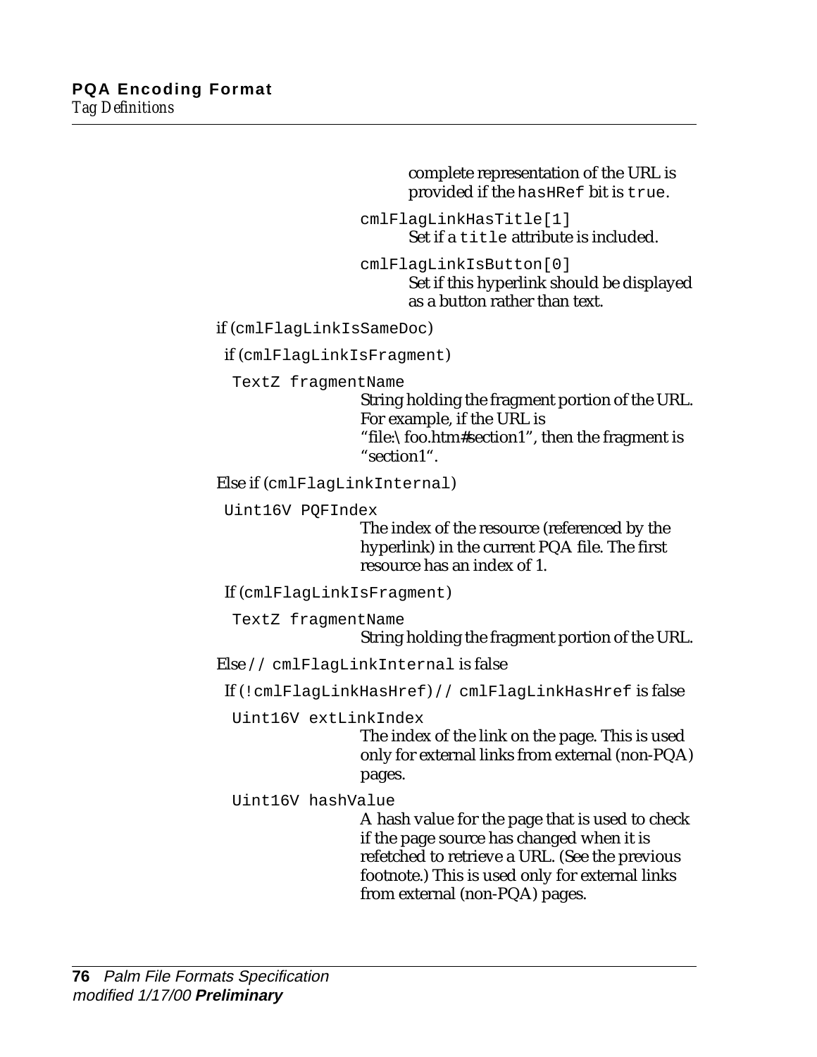complete representation of the URL is provided if the `hasHRef` bit is `true`.

`cmlFlagLinkHasTitle[1]`
: Set if a `title` attribute is included.

`cmlFlagLinkIsButton[0]`
: Set if this hyperlink should be displayed as a button rather than text.

if (`cmlFlagLinkIsSameDoc`)

if (`cmlFlagLinkIsFragment`)

`TextZ fragmentName`
: String holding the fragment portion of the URL. For example, if the URL is "file:\foo.htm#section1", then the fragment is "section1".

Else if (`cmlFlagLinkInternal`)

`Uint16V PQFIndex`
: The index of the resource (referenced by the hyperlink) in the current PQA file. The first resource has an index of 1.

If (`cmlFlagLinkIsFragment`)

`TextZ fragmentName`
: String holding the fragment portion of the URL.

Else `// cmlFlagLinkInternal` is false

If `(!cmlFlagLinkHasHref)// cmlFlagLinkHasHref` is false

`Uint16V extLinkIndex`
: The index of the link on the page. This is used only for external links from external (non-PQA) pages.

`Uint16V hashValue`
: A hash value for the page that is used to check if the page source has changed when it is refetched to retrieve a URL. (See the previous footnote.) This is used only for external links from external (non-PQA) pages.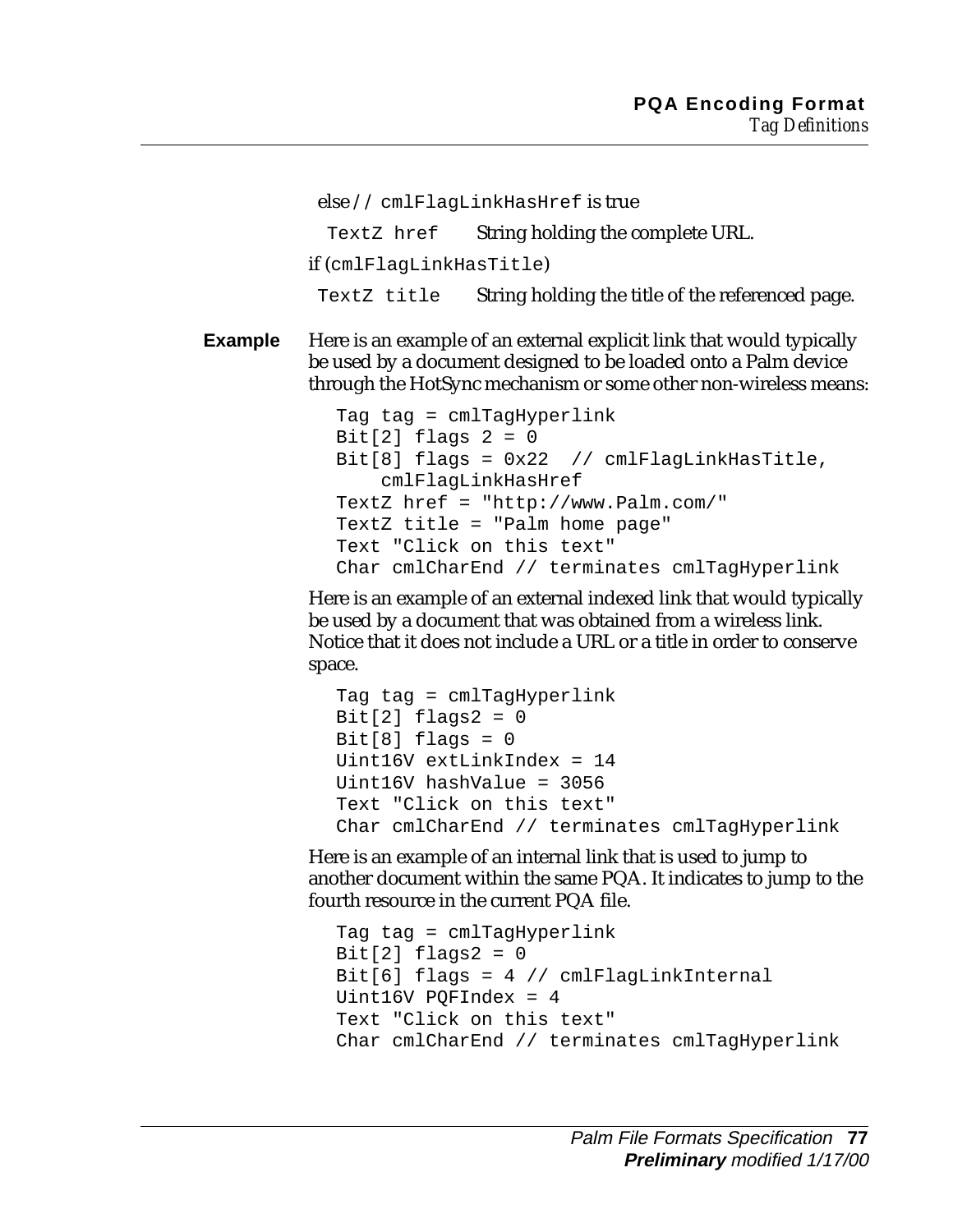else // `cmlFlagLinkHasHref` is true

| | |
|---|---|
| `TextZ href` | String holding the complete URL. |

if (`cmlFlagLinkHasTitle`)

| | |
|---|---|
| `TextZ title` | String holding the title of the referenced page. |

**Example** Here is an example of an external explicit link that would typically be used by a document designed to be loaded onto a Palm device through the HotSync mechanism or some other non-wireless means:

```
Tag tag = cmlTagHyperlink
Bit[2] flags 2 = 0
Bit[8] flags = 0x22  // cmlFlagLinkHasTitle,
    cmlFlagLinkHasHref
TextZ href = "http://www.Palm.com/"
TextZ title = "Palm home page"
Text "Click on this text"
Char cmlCharEnd // terminates cmlTagHyperlink
```

Here is an example of an external indexed link that would typically be used by a document that was obtained from a wireless link. Notice that it does not include a URL or a title in order to conserve space.

```
Tag tag = cmlTagHyperlink
Bit[2] flags2 = 0
Bit[8] flags = 0
Uint16V extLinkIndex = 14
Uint16V hashValue = 3056
Text "Click on this text"
Char cmlCharEnd // terminates cmlTagHyperlink
```

Here is an example of an internal link that is used to jump to another document within the same PQA. It indicates to jump to the fourth resource in the current PQA file.

```
Tag tag = cmlTagHyperlink
Bit[2] flags2 = 0
Bit[6] flags = 4 // cmlFlagLinkInternal
Uint16V PQFIndex = 4
Text "Click on this text"
Char cmlCharEnd // terminates cmlTagHyperlink
```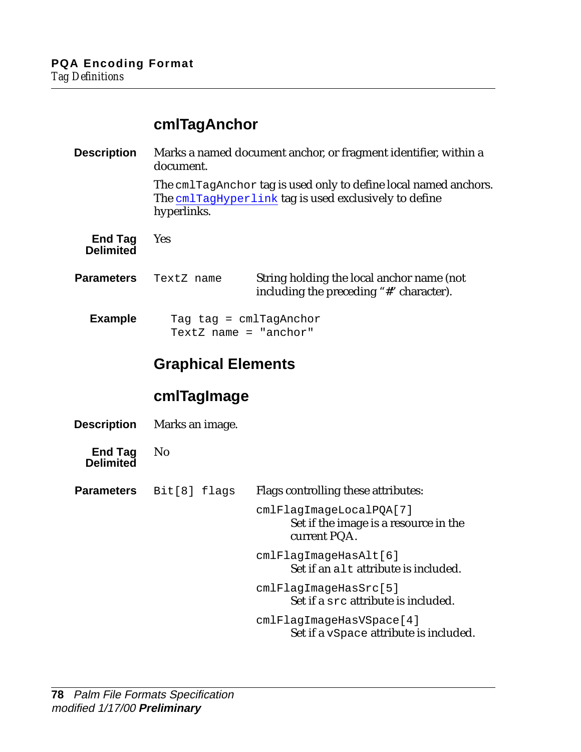## cmlTagAnchor

**Description**

Marks a named document anchor, or fragment identifier, within a document.

The `cmlTagAnchor` tag is used only to define local named anchors. The `cmlTagHyperlink` tag is used exclusively to define hyperlinks.

**End Tag Delimited**

Yes

**Parameters**

| | |
|---|---|
| `TextZ name` | String holding the local anchor name (not including the preceding "#" character). |

**Example**

```
Tag tag = cmlTagAnchor
TextZ name = "anchor"
```

## Graphical Elements

## cmlTagImage

**Description**

Marks an image.

**End Tag Delimited**

No

**Parameters**

`Bit[8] flags`

Flags controlling these attributes:

`cmlFlagImageLocalPQA[7]`
Set if the image is a resource in the current PQA.

`cmlFlagImageHasAlt[6]`
Set if an `alt` attribute is included.

`cmlFlagImageHasSrc[5]`
Set if a `src` attribute is included.

`cmlFlagImageHasVSpace[4]`
Set if a `vSpace` attribute is included.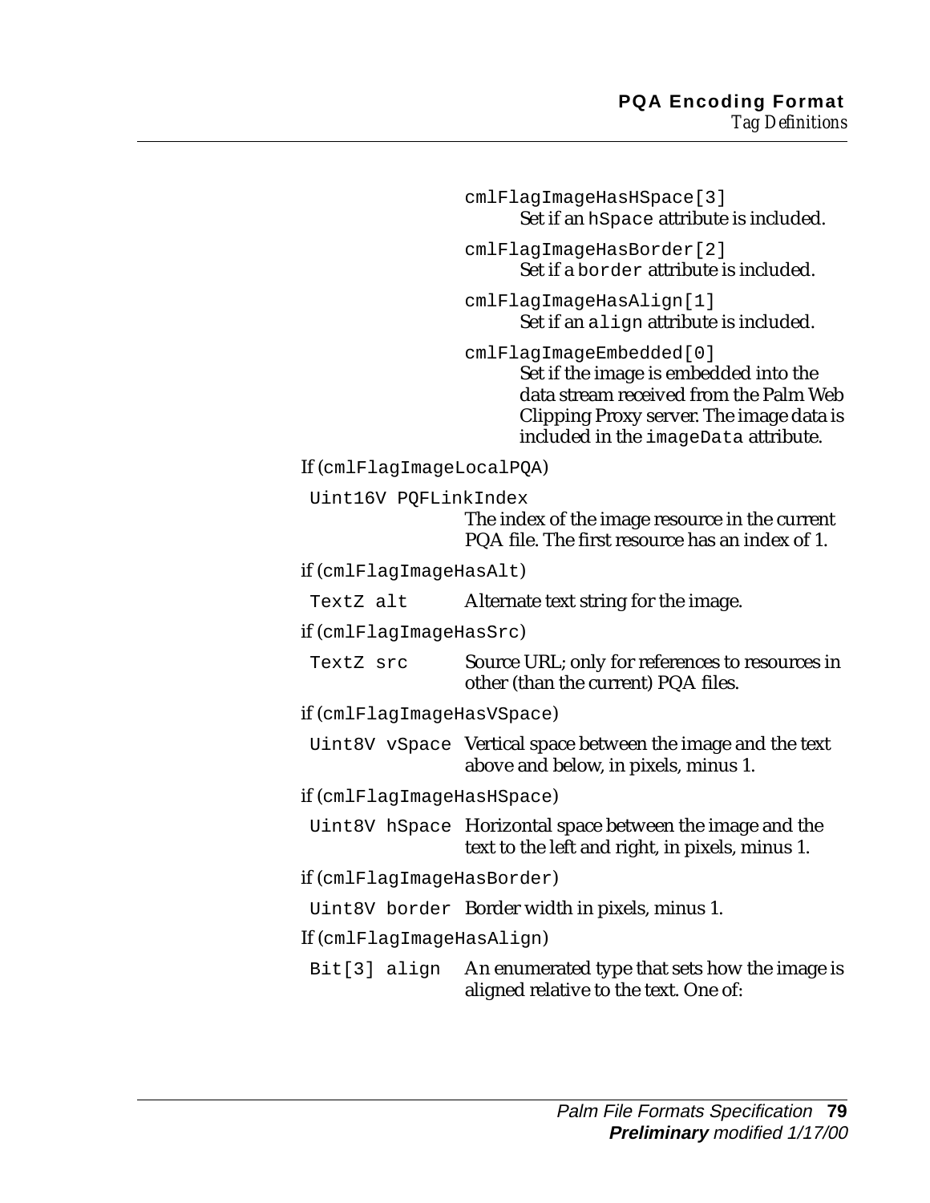`cmlFlagImageHasHSpace[3]`
Set if an `hSpace` attribute is included.

`cmlFlagImageHasBorder[2]`
Set if a `border` attribute is included.

`cmlFlagImageHasAlign[1]`
Set if an `align` attribute is included.

`cmlFlagImageEmbedded[0]`
Set if the image is embedded into the data stream received from the Palm Web Clipping Proxy server. The image data is included in the `imageData` attribute.

If (`cmlFlagImageLocalPQA`)

`Uint16V PQFLinkIndex`
The index of the image resource in the current PQA file. The first resource has an index of 1.

if (`cmlFlagImageHasAlt`)

`TextZ alt` Alternate text string for the image.

if (`cmlFlagImageHasSrc`)

`TextZ src` Source URL; only for references to resources in other (than the current) PQA files.

if (`cmlFlagImageHasVSpace`)

`Uint8V vSpace` Vertical space between the image and the text above and below, in pixels, minus 1.

if (`cmlFlagImageHasHSpace`)

`Uint8V hSpace` Horizontal space between the image and the text to the left and right, in pixels, minus 1.

if (`cmlFlagImageHasBorder`)

`Uint8V border` Border width in pixels, minus 1.

If (`cmlFlagImageHasAlign`)

`Bit[3] align` An enumerated type that sets how the image is aligned relative to the text. One of: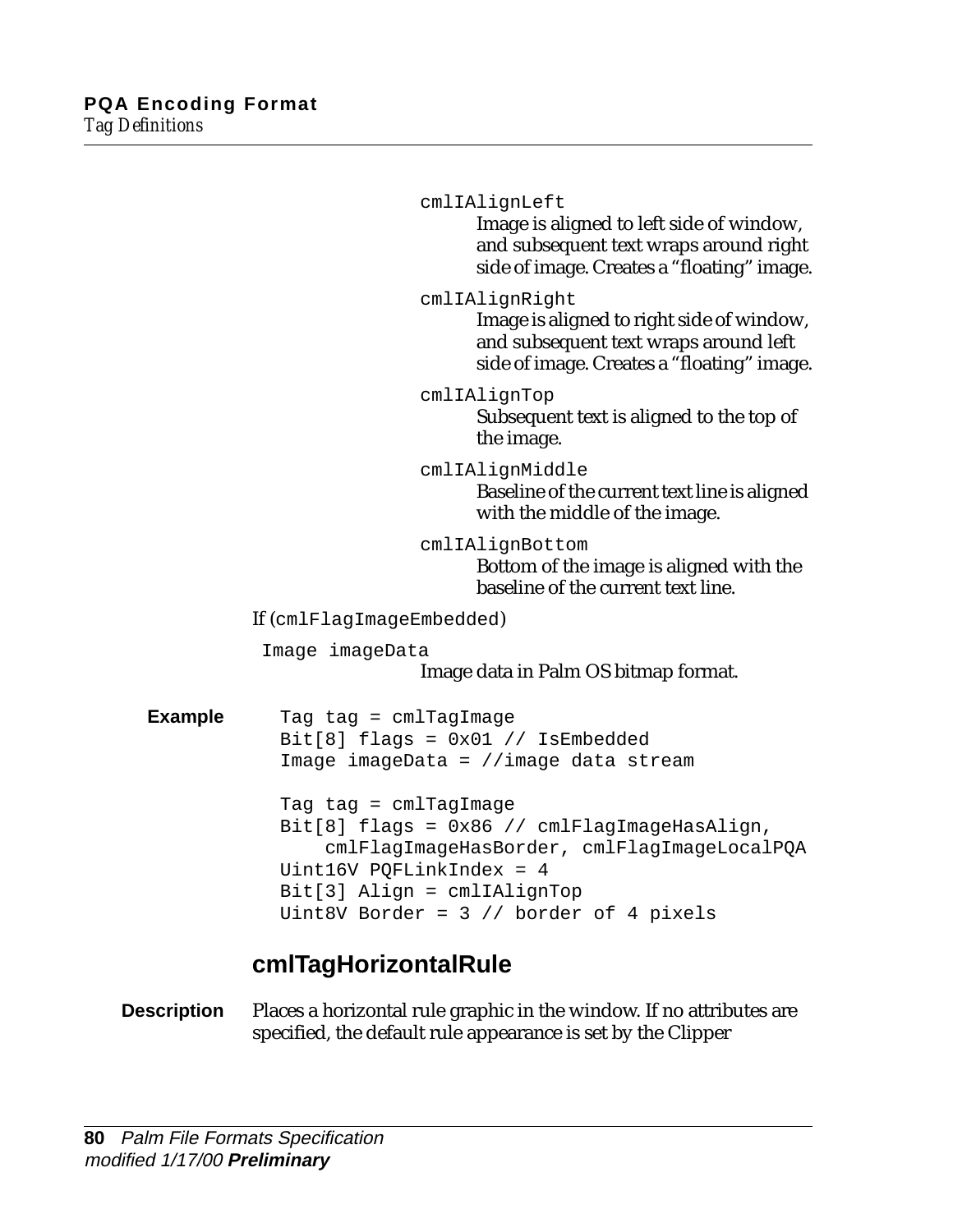`cmlIAlignLeft`
: Image is aligned to left side of window, and subsequent text wraps around right side of image. Creates a "floating" image.

`cmlIAlignRight`
: Image is aligned to right side of window, and subsequent text wraps around left side of image. Creates a "floating" image.

`cmlIAlignTop`
: Subsequent text is aligned to the top of the image.

`cmlIAlignMiddle`
: Baseline of the current text line is aligned with the middle of the image.

`cmlIAlignBottom`
: Bottom of the image is aligned with the baseline of the current text line.

If (`cmlFlagImageEmbedded`)

`Image imageData`
: Image data in Palm OS bitmap format.

**Example**

```
Tag tag = cmlTagImage
Bit[8] flags = 0x01 // IsEmbedded
Image imageData = //image data stream

Tag tag = cmlTagImage
Bit[8] flags = 0x86 // cmlFlagImageHasAlign,
    cmlFlagImageHasBorder, cmlFlagImageLocalPQA
Uint16V PQFLinkIndex = 4
Bit[3] Align = cmlIAlignTop
Uint8V Border = 3 // border of 4 pixels
```

## cmlTagHorizontalRule

**Description** Places a horizontal rule graphic in the window. If no attributes are specified, the default rule appearance is set by the Clipper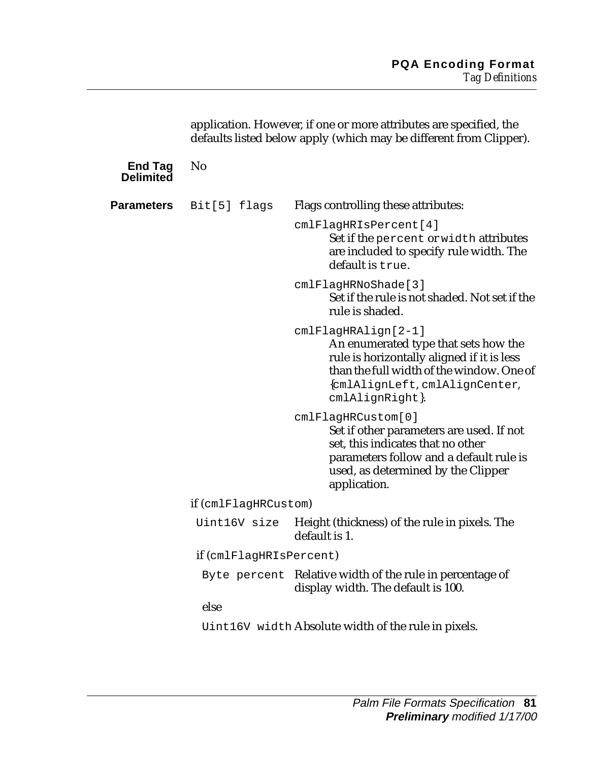application. However, if one or more attributes are specified, the defaults listed below apply (which may be different from Clipper).

**End Tag Delimited** No

**Parameters**

`Bit[5] flags` Flags controlling these attributes:

`cmlFlagHRIsPercent[4]`
Set if the `percent` or `width` attributes are included to specify rule width. The default is `true`.

`cmlFlagHRNoShade[3]`
Set if the rule is not shaded. Not set if the rule is shaded.

`cmlFlagHRAlign[2-1]`
An enumerated type that sets how the rule is horizontally aligned if it is less than the full width of the window. One of {`cmlAlignLeft`, `cmlAlignCenter`, `cmlAlignRight`}.

`cmlFlagHRCustom[0]`
Set if other parameters are used. If not set, this indicates that no other parameters follow and a default rule is used, as determined by the Clipper application.

if (`cmlFlagHRCustom`)

`Uint16V size` Height (thickness) of the rule in pixels. The default is 1.

if (`cmlFlagHRIsPercent`)

`Byte percent` Relative width of the rule in percentage of display width. The default is 100.

else

`Uint16V width` Absolute width of the rule in pixels.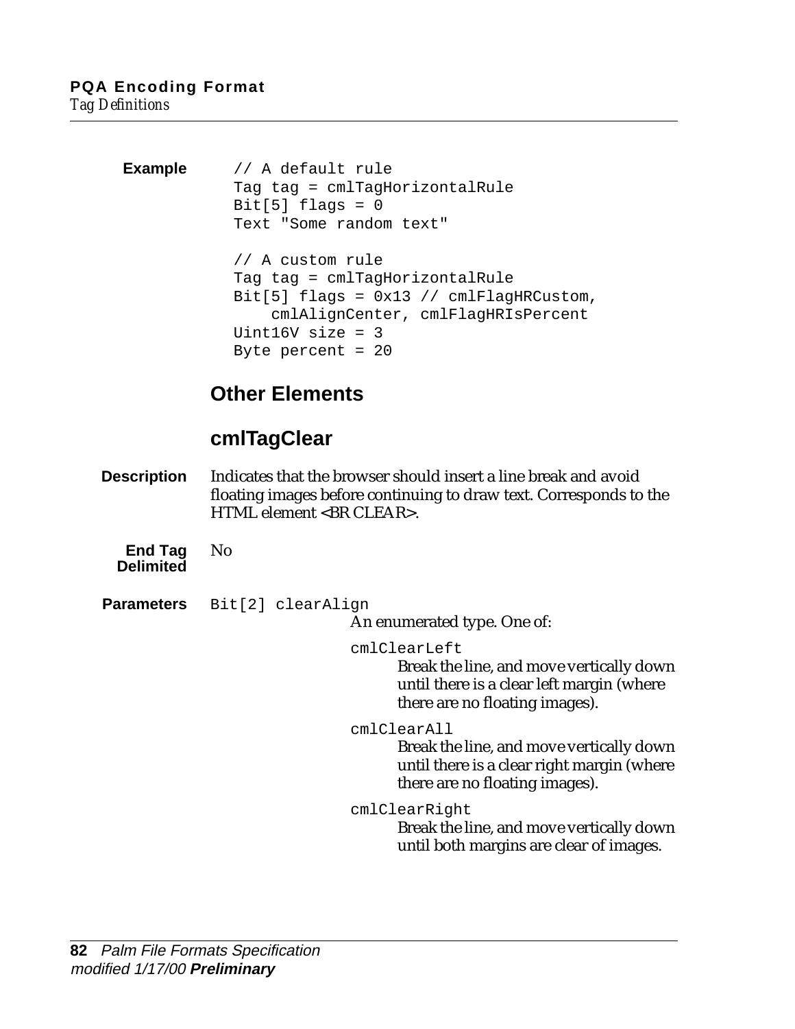**Example**

```
// A default rule
Tag tag = cmlTagHorizontalRule
Bit[5] flags = 0
Text "Some random text"

// A custom rule
Tag tag = cmlTagHorizontalRule
Bit[5] flags = 0x13 // cmlFlagHRCustom,
    cmlAlignCenter, cmlFlagHRIsPercent
Uint16V size = 3
Byte percent = 20
```

## Other Elements

## cmlTagClear

**Description** Indicates that the browser should insert a line break and avoid floating images before continuing to draw text. Corresponds to the HTML element <BR CLEAR>.

**End Tag Delimited** No

**Parameters** `Bit[2] clearAlign`

An enumerated type. One of:

`cmlClearLeft`
: Break the line, and move vertically down until there is a clear left margin (where there are no floating images).

`cmlClearAll`
: Break the line, and move vertically down until there is a clear right margin (where there are no floating images).

`cmlClearRight`
: Break the line, and move vertically down until both margins are clear of images.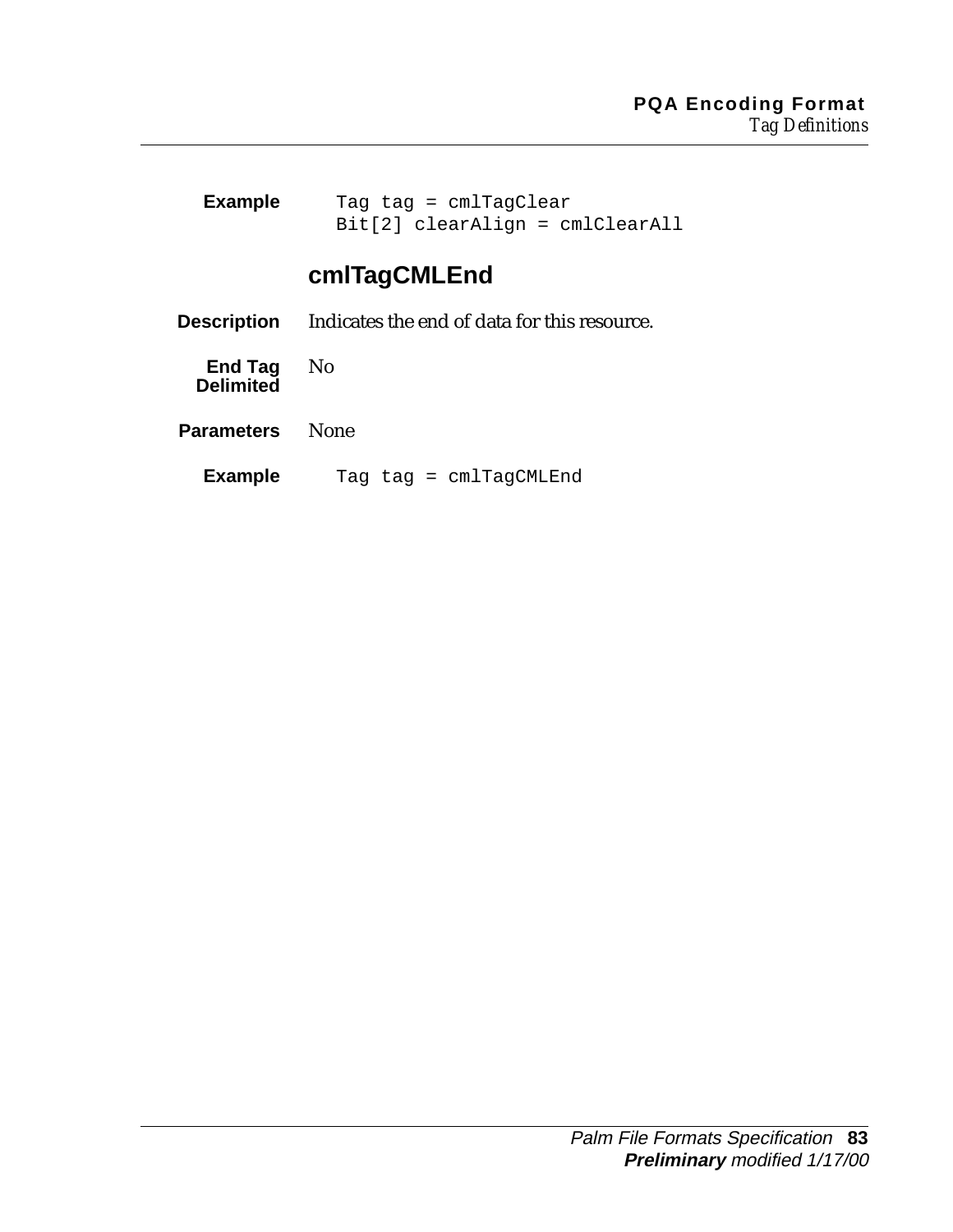**Example**

```
Tag tag = cmlTagClear
Bit[2] clearAlign = cmlClearAll
```

### cmlTagCMLEnd

**Description** Indicates the end of data for this resource.

**End Tag Delimited** No

**Parameters** None

**Example**

```
Tag tag = cmlTagCMLEnd
```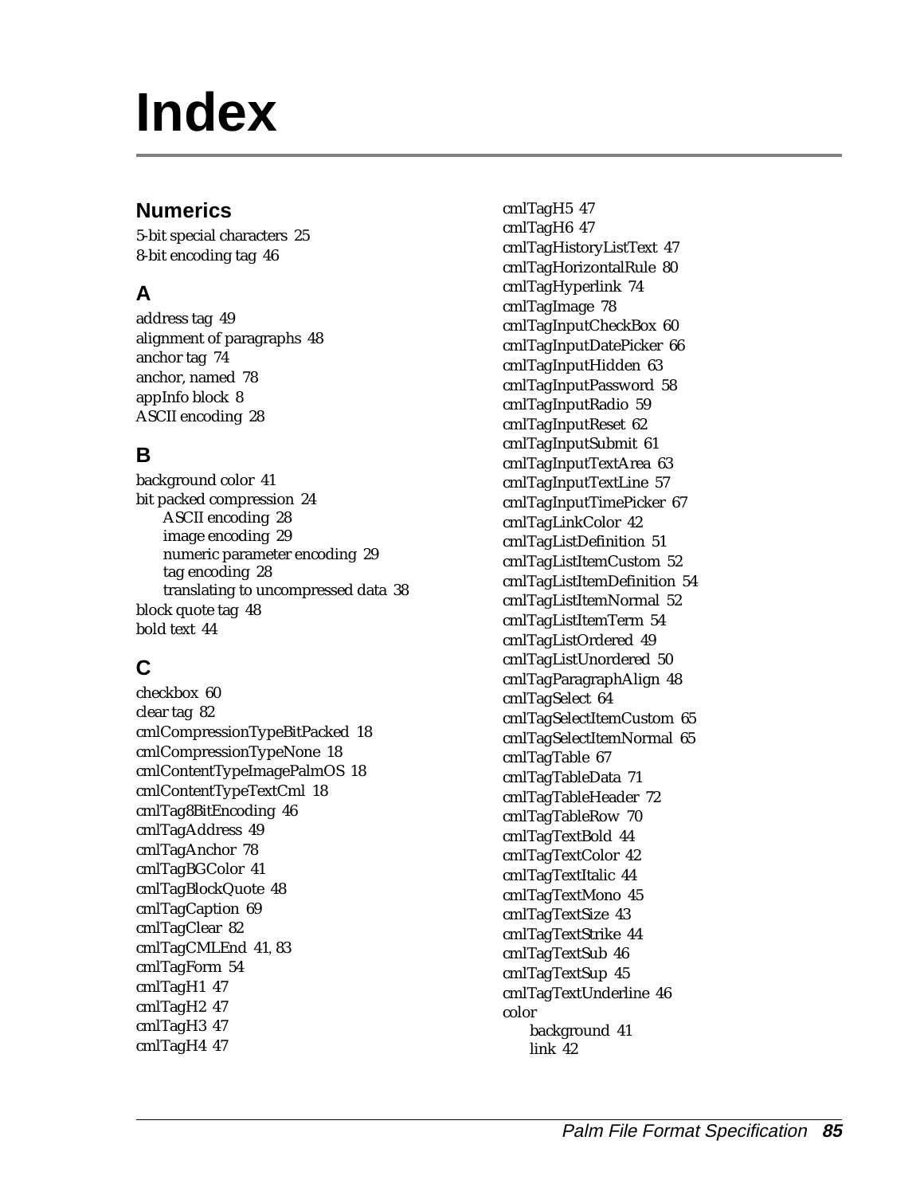# Index

## Numerics

5-bit special characters 25
8-bit encoding tag 46

## A

address tag 49
alignment of paragraphs 48
anchor tag 74
anchor, named 78
appInfo block 8
ASCII encoding 28

## B

background color 41
bit packed compression 24
- ASCII encoding 28
- image encoding 29
- numeric parameter encoding 29
- tag encoding 28
- translating to uncompressed data 38

block quote tag 48
bold text 44

## C

checkbox 60
clear tag 82
cmlCompressionTypeBitPacked 18
cmlCompressionTypeNone 18
cmlContentTypeImagePalmOS 18
cmlContentTypeTextCml 18
cmlTag8BitEncoding 46
cmlTagAddress 49
cmlTagAnchor 78
cmlTagBGColor 41
cmlTagBlockQuote 48
cmlTagCaption 69
cmlTagClear 82
cmlTagCMLEnd 41, 83
cmlTagForm 54
cmlTagH1 47
cmlTagH2 47
cmlTagH3 47
cmlTagH4 47
cmlTagH5 47
cmlTagH6 47
cmlTagHistoryListText 47
cmlTagHorizontalRule 80
cmlTagHyperlink 74
cmlTagImage 78
cmlTagInputCheckBox 60
cmlTagInputDatePicker 66
cmlTagInputHidden 63
cmlTagInputPassword 58
cmlTagInputRadio 59
cmlTagInputReset 62
cmlTagInputSubmit 61
cmlTagInputTextArea 63
cmlTagInputTextLine 57
cmlTagInputTimePicker 67
cmlTagLinkColor 42
cmlTagListDefinition 51
cmlTagListItemCustom 52
cmlTagListItemDefinition 54
cmlTagListItemNormal 52
cmlTagListItemTerm 54
cmlTagListOrdered 49
cmlTagListUnordered 50
cmlTagParagraphAlign 48
cmlTagSelect 64
cmlTagSelectItemCustom 65
cmlTagSelectItemNormal 65
cmlTagTable 67
cmlTagTableData 71
cmlTagTableHeader 72
cmlTagTableRow 70
cmlTagTextBold 44
cmlTagTextColor 42
cmlTagTextItalic 44
cmlTagTextMono 45
cmlTagTextSize 43
cmlTagTextStrike 44
cmlTagTextSub 46
cmlTagTextSup 45
cmlTagTextUnderline 46
color
- background 41
- link 42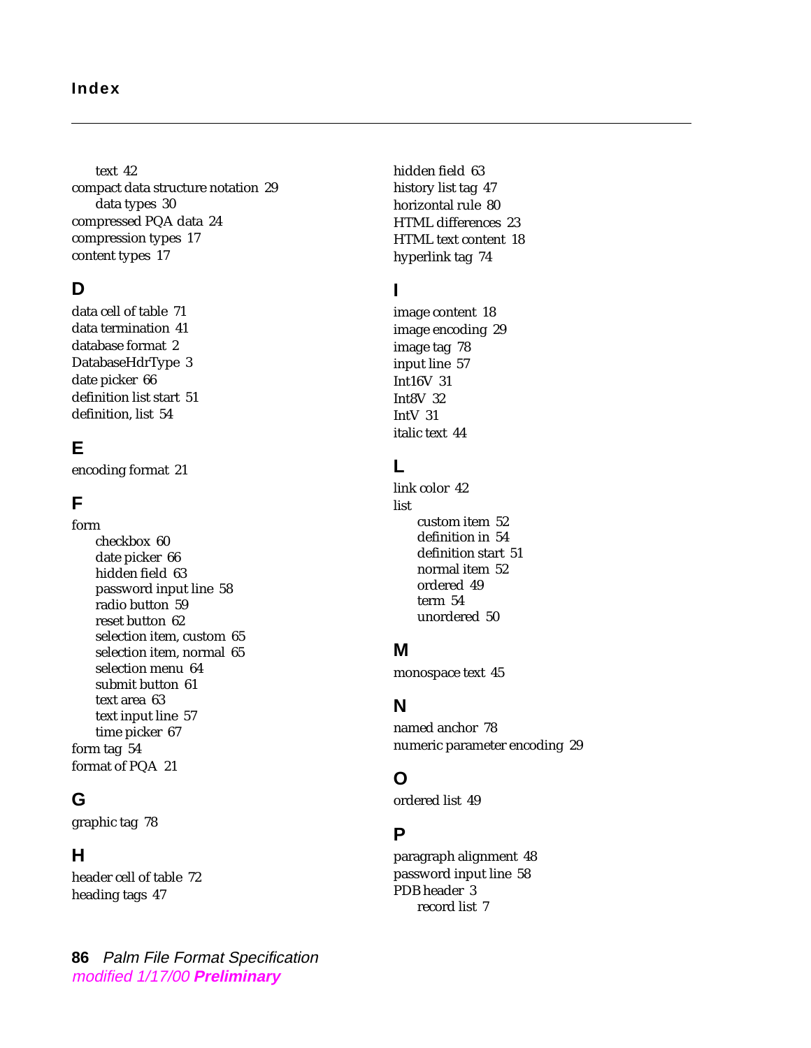text 42

compact data structure notation 29

data types 30

compressed PQA data 24

compression types 17

content types 17

## D

data cell of table 71

data termination 41

database format 2

DatabaseHdrType 3

date picker 66

definition list start 51

definition, list 54

## E

encoding format 21

## F

form

- checkbox 60
- date picker 66
- hidden field 63
- password input line 58
- radio button 59
- reset button 62
- selection item, custom 65
- selection item, normal 65
- selection menu 64
- submit button 61
- text area 63
- text input line 57
- time picker 67

form tag 54

format of PQA 21

## G

graphic tag 78

## H

header cell of table 72

heading tags 47

hidden field 63

history list tag 47

horizontal rule 80

HTML differences 23

HTML text content 18

hyperlink tag 74

## I

image content 18

image encoding 29

image tag 78

input line 57

Int16V 31

Int8V 32

IntV 31

italic text 44

## L

link color 42

list

- custom item 52
- definition in 54
- definition start 51
- normal item 52
- ordered 49
- term 54
- unordered 50

## M

monospace text 45

## N

named anchor 78

numeric parameter encoding 29

## O

ordered list 49

## P

paragraph alignment 48

password input line 58

PDB header 3

- record list 7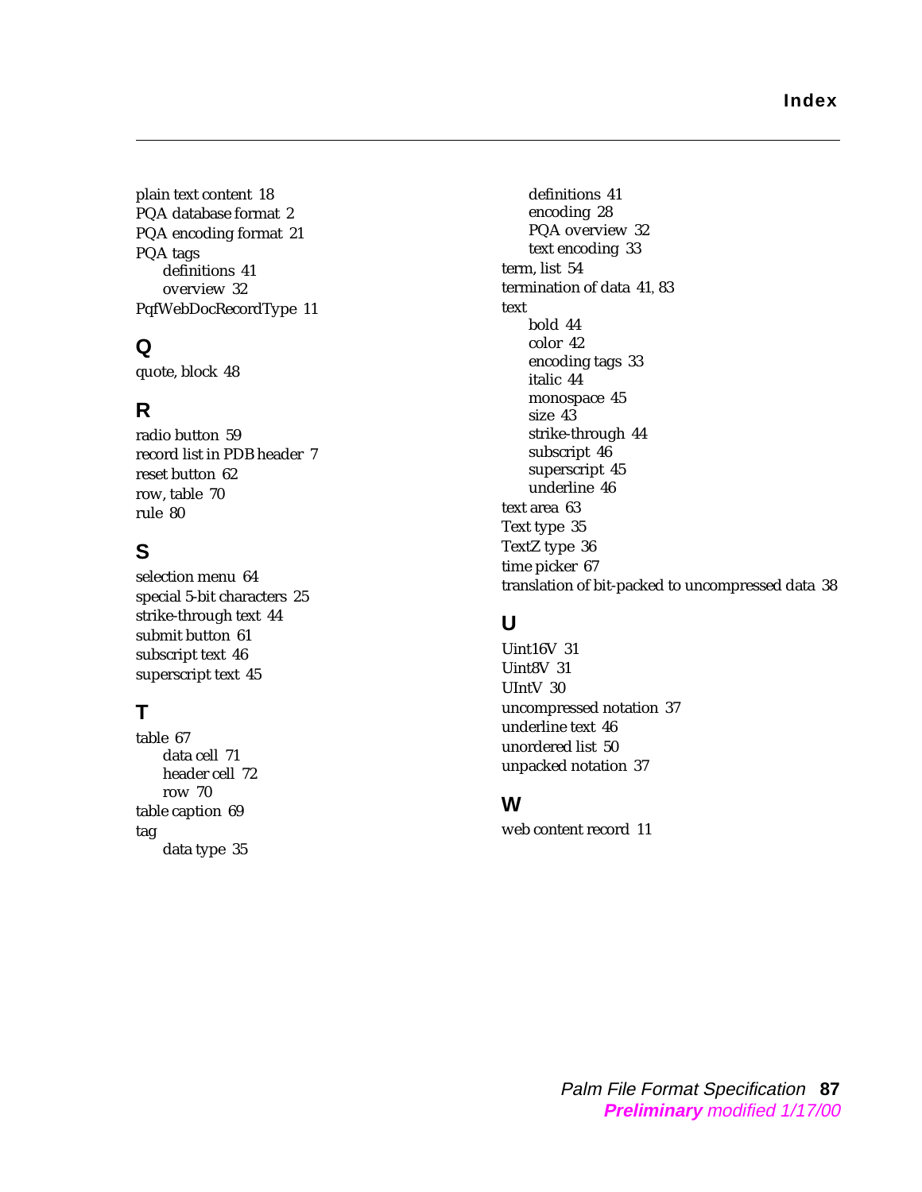plain text content 18
PQA database format 2
PQA encoding format 21
PQA tags
- definitions 41
- overview 32

PqfWebDocRecordType 11

## Q

quote, block 48

## R

radio button 59
record list in PDB header 7
reset button 62
row, table 70
rule 80

## S

selection menu 64
special 5-bit characters 25
strike-through text 44
submit button 61
subscript text 46
superscript text 45

## T

table 67
- data cell 71
- header cell 72
- row 70

table caption 69
tag
- data type 35
- definitions 41
- encoding 28
- PQA overview 32
- text encoding 33

term, list 54
termination of data 41, 83
text
- bold 44
- color 42
- encoding tags 33
- italic 44
- monospace 45
- size 43
- strike-through 44
- subscript 46
- superscript 45
- underline 46

text area 63
Text type 35
TextZ type 36
time picker 67
translation of bit-packed to uncompressed data 38

## U

Uint16V 31
Uint8V 31
UIntV 30
uncompressed notation 37
underline text 46
unordered list 50
unpacked notation 37

## W

web content record 11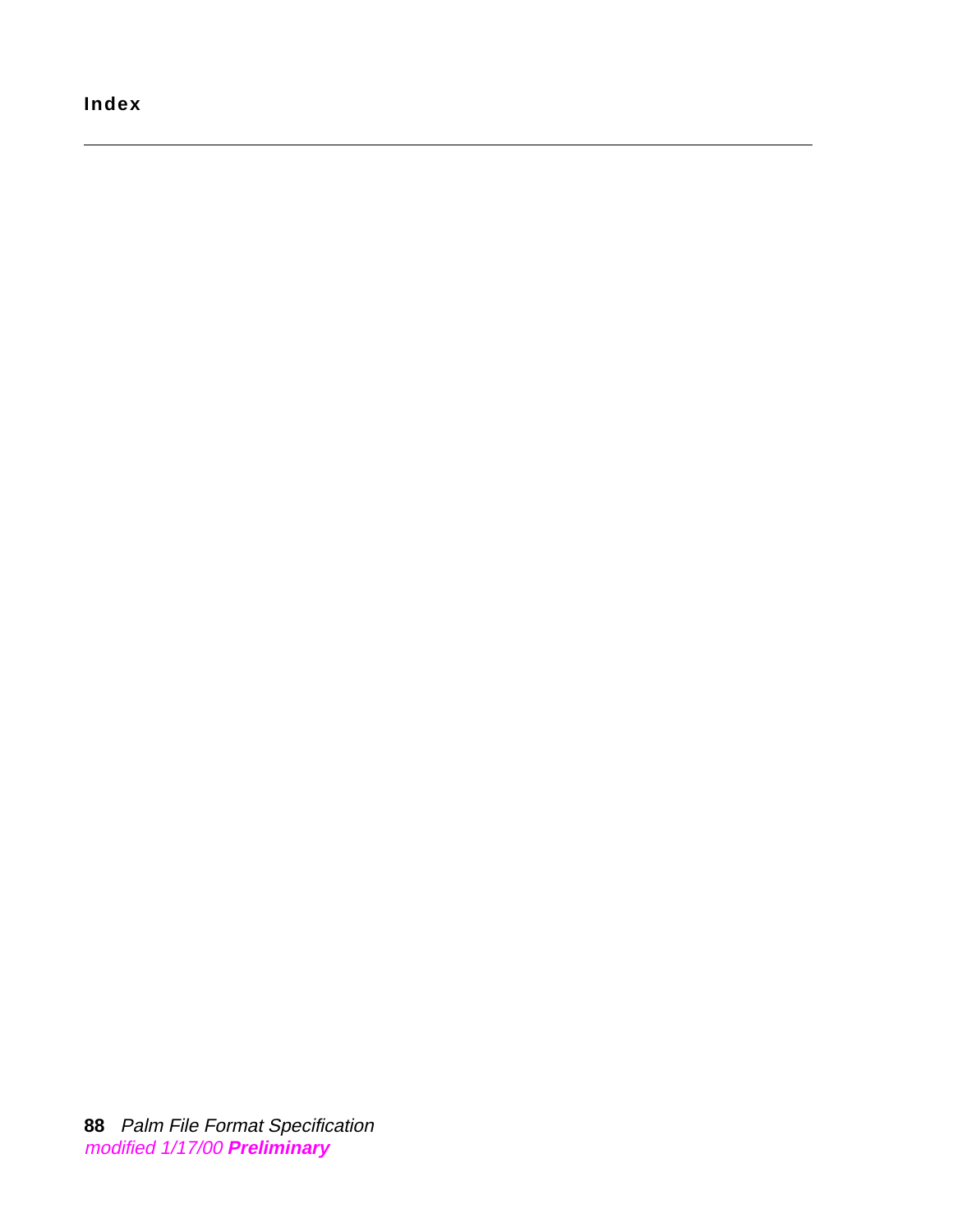# Index